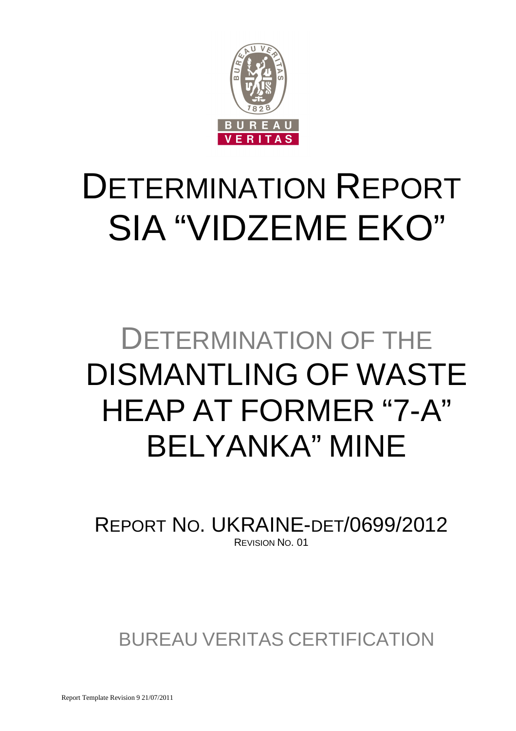# DETERMINATION REPORT SIA "VIDZEME EKO"

# DETERMINATION OF THE DISMANTLING OF WASTE HEAP AT FORMER "7-A" BELYANKA" MINE

REPORT NO. UKRAINE-DET/0699/2012

REVISION NO. 01

BUREAU VERITAS CERTIFICATION

Report Template Revision 9 21/07/2011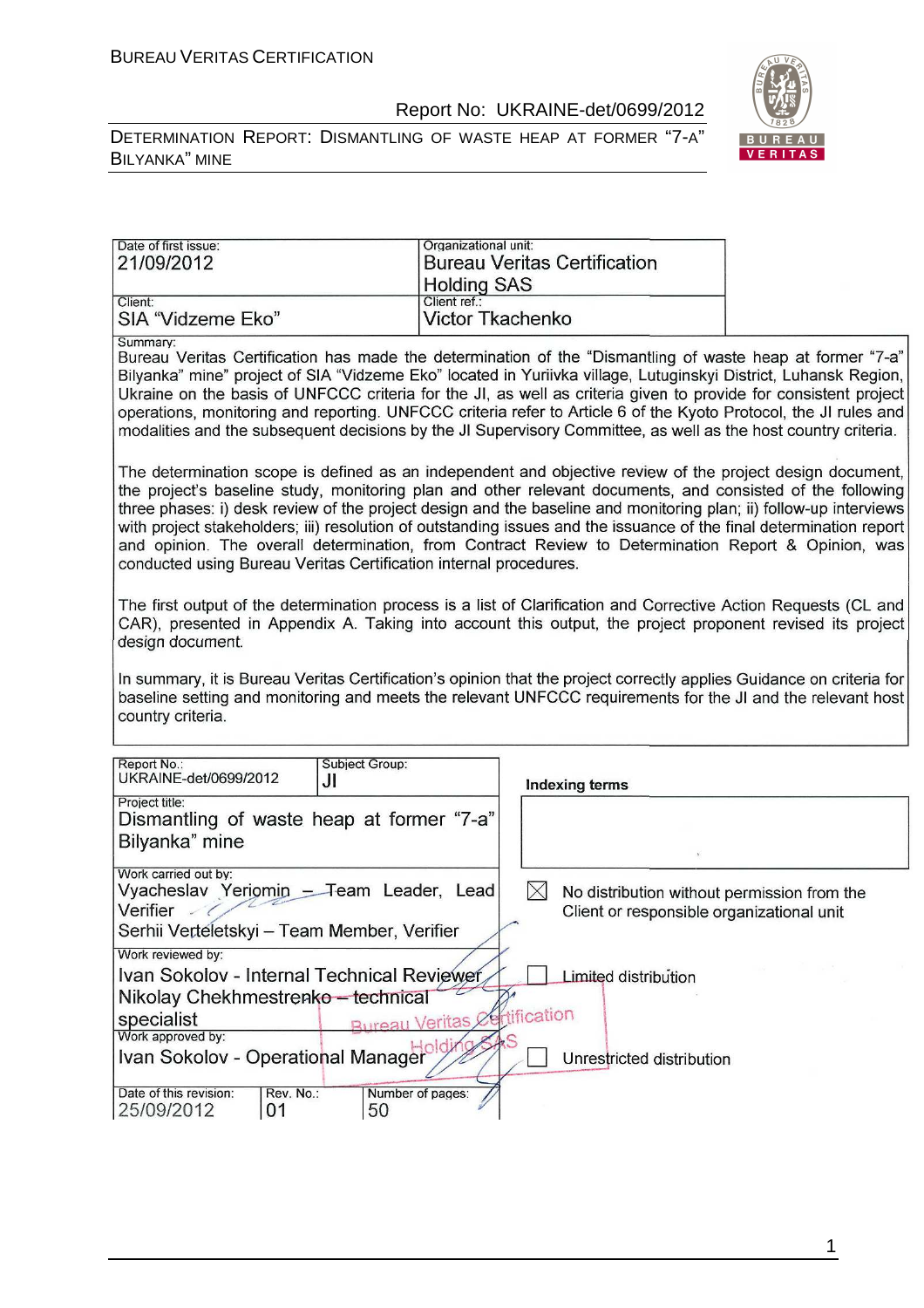| Date of first issue: 21/09/2012 | Organizational unit: Bureau Veritas Certification Holding SAS |
| --- | --- |
| Client: SIA "Vidzeme Eko" | Client ref.: Victor Tkachenko |

**Summary:**

Bureau Veritas Certification has made the determination of the "Dismantling of waste heap at former "7-a" Bilyanka" mine" project of SIA "Vidzeme Eko" located in Yuriivka village, Lutuginskyi District, Luhansk Region, Ukraine on the basis of UNFCCC criteria for the JI, as well as criteria given to provide for consistent project operations, monitoring and reporting. UNFCCC criteria refer to Article 6 of the Kyoto Protocol, the JI rules and modalities and the subsequent decisions by the JI Supervisory Committee, as well as the host country criteria.

The determination scope is defined as an independent and objective review of the project design document, the project's baseline study, monitoring plan and other relevant documents, and consisted of the following three phases: i) desk review of the project design and the baseline and monitoring plan; ii) follow-up interviews with project stakeholders; iii) resolution of outstanding issues and the issuance of the final determination report and opinion. The overall determination, from Contract Review to Determination Report & Opinion, was conducted using Bureau Veritas Certification internal procedures.

The first output of the determination process is a list of Clarification and Corrective Action Requests (CL and CAR), presented in Appendix A. Taking into account this output, the project proponent revised its project design document.

In summary, it is Bureau Veritas Certification's opinion that the project correctly applies Guidance on criteria for baseline setting and monitoring and meets the relevant UNFCCC requirements for the JI and the relevant host country criteria.

| Report No.: UKRAINE-det/0699/2012 | Subject Group: JI | Indexing terms |
| --- | --- | --- |
| Project title: Dismantling of waste heap at former "7-a" Bilyanka" mine | | |
| Work carried out by: Vyacheslav Yeriomin – Team Leader, Lead Verifier; Serhii Verteletskyi – Team Member, Verifier | | ☒ No distribution without permission from the Client or responsible organizational unit |
| Work reviewed by: Ivan Sokolov - Internal Technical Reviewer; Nikolay Chekhmestrenko – technical specialist | | ☐ Limited distribution |
| Work approved by: Ivan Sokolov - Operational Manager | | ☐ Unrestricted distribution |
| Date of this revision: 25/09/2012 | Rev. No.: 01 | Number of pages: 50 |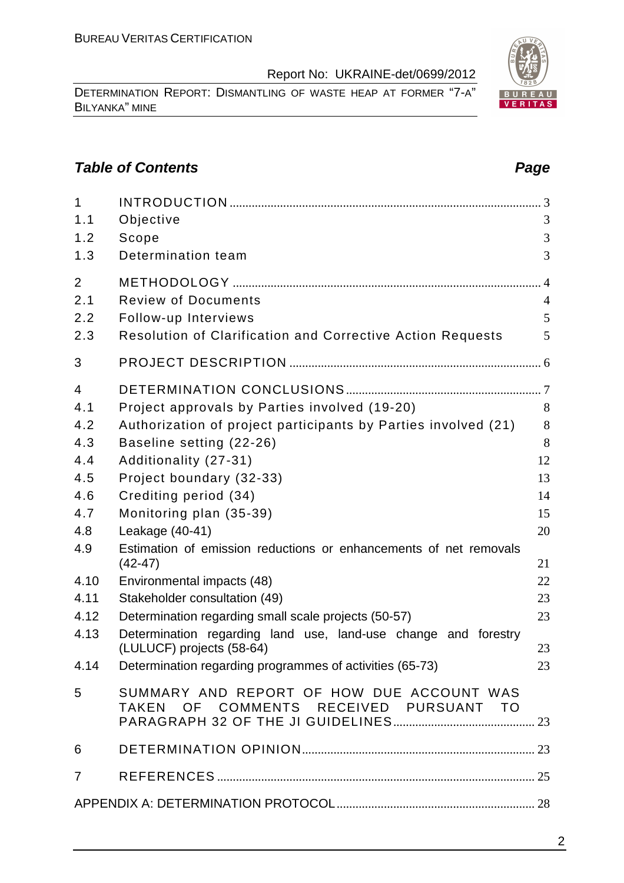## Table of Contents

| | | Page |
|---|---|---|
| 1 | INTRODUCTION | 3 |
| 1.1 | Objective | 3 |
| 1.2 | Scope | 3 |
| 1.3 | Determination team | 3 |
| 2 | METHODOLOGY | 4 |
| 2.1 | Review of Documents | 4 |
| 2.2 | Follow-up Interviews | 5 |
| 2.3 | Resolution of Clarification and Corrective Action Requests | 5 |
| 3 | PROJECT DESCRIPTION | 6 |
| 4 | DETERMINATION CONCLUSIONS | 7 |
| 4.1 | Project approvals by Parties involved (19-20) | 8 |
| 4.2 | Authorization of project participants by Parties involved (21) | 8 |
| 4.3 | Baseline setting (22-26) | 8 |
| 4.4 | Additionality (27-31) | 12 |
| 4.5 | Project boundary (32-33) | 13 |
| 4.6 | Crediting period (34) | 14 |
| 4.7 | Monitoring plan (35-39) | 15 |
| 4.8 | Leakage (40-41) | 20 |
| 4.9 | Estimation of emission reductions or enhancements of net removals (42-47) | 21 |
| 4.10 | Environmental impacts (48) | 22 |
| 4.11 | Stakeholder consultation (49) | 23 |
| 4.12 | Determination regarding small scale projects (50-57) | 23 |
| 4.13 | Determination regarding land use, land-use change and forestry (LULUCF) projects (58-64) | 23 |
| 4.14 | Determination regarding programmes of activities (65-73) | 23 |
| 5 | SUMMARY AND REPORT OF HOW DUE ACCOUNT WAS TAKEN OF COMMENTS RECEIVED PURSUANT TO PARAGRAPH 32 OF THE JI GUIDELINES | 23 |
| 6 | DETERMINATION OPINION | 23 |
| 7 | REFERENCES | 25 |
| | APPENDIX A: DETERMINATION PROTOCOL | 28 |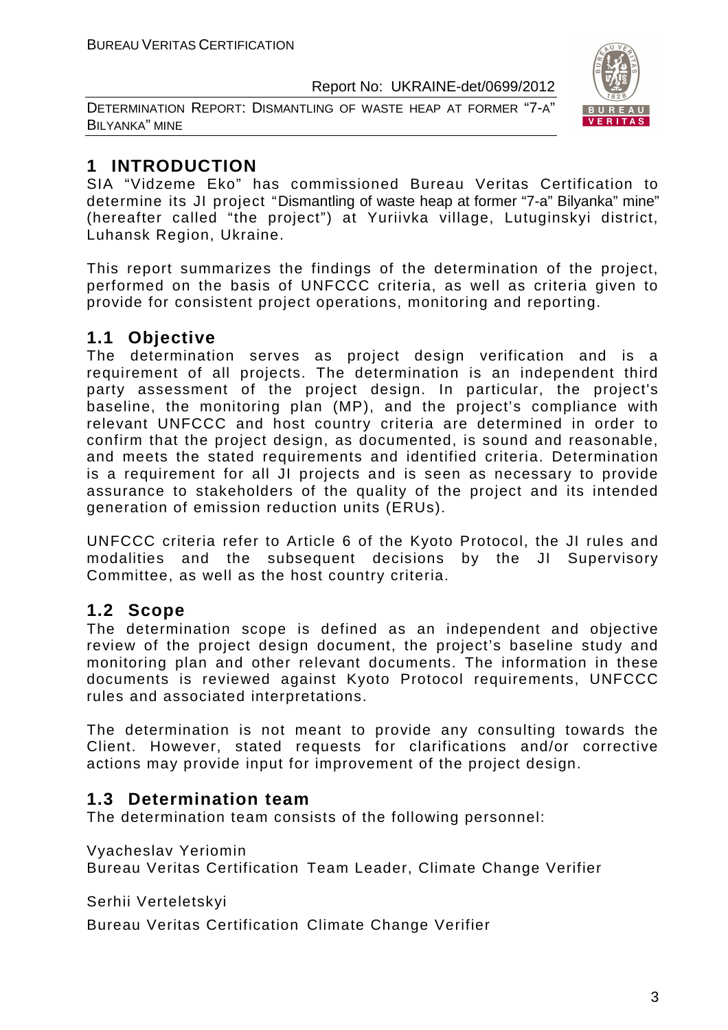# 1 INTRODUCTION

SIA "Vidzeme Eko" has commissioned Bureau Veritas Certification to determine its JI project "Dismantling of waste heap at former "7-a" Bilyanka" mine" (hereafter called "the project") at Yuriivka village, Lutuginskyi district, Luhansk Region, Ukraine.

This report summarizes the findings of the determination of the project, performed on the basis of UNFCCC criteria, as well as criteria given to provide for consistent project operations, monitoring and reporting.

## 1.1 Objective

The determination serves as project design verification and is a requirement of all projects. The determination is an independent third party assessment of the project design. In particular, the project's baseline, the monitoring plan (MP), and the project's compliance with relevant UNFCCC and host country criteria are determined in order to confirm that the project design, as documented, is sound and reasonable, and meets the stated requirements and identified criteria. Determination is a requirement for all JI projects and is seen as necessary to provide assurance to stakeholders of the quality of the project and its intended generation of emission reduction units (ERUs).

UNFCCC criteria refer to Article 6 of the Kyoto Protocol, the JI rules and modalities and the subsequent decisions by the JI Supervisory Committee, as well as the host country criteria.

## 1.2 Scope

The determination scope is defined as an independent and objective review of the project design document, the project's baseline study and monitoring plan and other relevant documents. The information in these documents is reviewed against Kyoto Protocol requirements, UNFCCC rules and associated interpretations.

The determination is not meant to provide any consulting towards the Client. However, stated requests for clarifications and/or corrective actions may provide input for improvement of the project design.

## 1.3 Determination team

The determination team consists of the following personnel:

Vyacheslav Yeriomin
Bureau Veritas Certification Team Leader, Climate Change Verifier

Serhii Verteletskyi

Bureau Veritas Certification Climate Change Verifier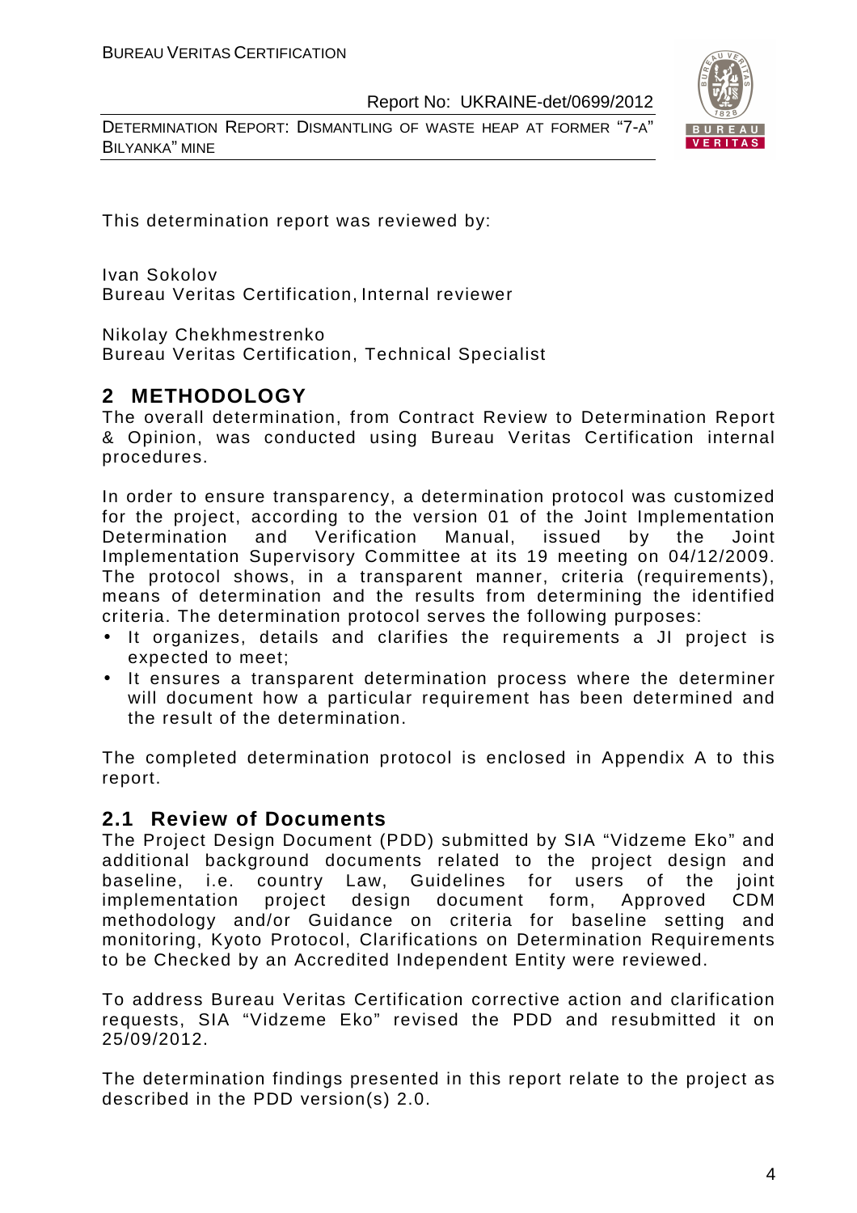This determination report was reviewed by:

Ivan Sokolov
Bureau Veritas Certification, Internal reviewer

Nikolay Chekhmestrenko
Bureau Veritas Certification, Technical Specialist

## 2 METHODOLOGY

The overall determination, from Contract Review to Determination Report & Opinion, was conducted using Bureau Veritas Certification internal procedures.

In order to ensure transparency, a determination protocol was customized for the project, according to the version 01 of the Joint Implementation Determination and Verification Manual, issued by the Joint Implementation Supervisory Committee at its 19 meeting on 04/12/2009. The protocol shows, in a transparent manner, criteria (requirements), means of determination and the results from determining the identified criteria. The determination protocol serves the following purposes:

- It organizes, details and clarifies the requirements a JI project is expected to meet;
- It ensures a transparent determination process where the determiner will document how a particular requirement has been determined and the result of the determination.

The completed determination protocol is enclosed in Appendix A to this report.

### 2.1 Review of Documents

The Project Design Document (PDD) submitted by SIA "Vidzeme Eko" and additional background documents related to the project design and baseline, i.e. country Law, Guidelines for users of the joint implementation project design document form, Approved CDM methodology and/or Guidance on criteria for baseline setting and monitoring, Kyoto Protocol, Clarifications on Determination Requirements to be Checked by an Accredited Independent Entity were reviewed.

To address Bureau Veritas Certification corrective action and clarification requests, SIA "Vidzeme Eko" revised the PDD and resubmitted it on 25/09/2012.

The determination findings presented in this report relate to the project as described in the PDD version(s) 2.0.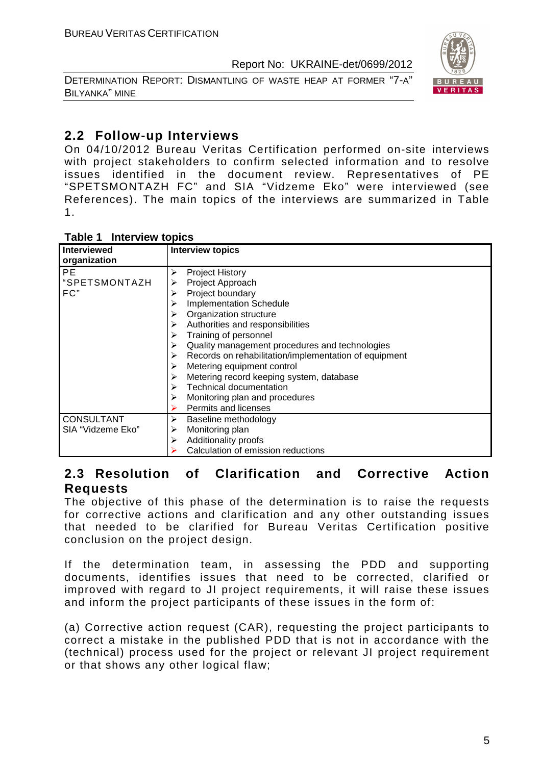## 2.2 Follow-up Interviews

On 04/10/2012 Bureau Veritas Certification performed on-site interviews with project stakeholders to confirm selected information and to resolve issues identified in the document review. Representatives of PE "SPETSMONTAZH FC" and SIA "Vidzeme Eko" were interviewed (see References). The main topics of the interviews are summarized in Table 1.

**Table 1 Interview topics**

| Interviewed organization | Interview topics |
|---|---|
| PE "SPETSMONTAZH FC" | ➢ Project History<br>➢ Project Approach<br>➢ Project boundary<br>➢ Implementation Schedule<br>➢ Organization structure<br>➢ Authorities and responsibilities<br>➢ Training of personnel<br>➢ Quality management procedures and technologies<br>➢ Records on rehabilitation/implementation of equipment<br>➢ Metering equipment control<br>➢ Metering record keeping system, database<br>➢ Technical documentation<br>➢ Monitoring plan and procedures<br>➢ Permits and licenses |
| CONSULTANT SIA "Vidzeme Eko" | ➢ Baseline methodology<br>➢ Monitoring plan<br>➢ Additionality proofs<br>➢ Calculation of emission reductions |

## 2.3 Resolution of Clarification and Corrective Action Requests

The objective of this phase of the determination is to raise the requests for corrective actions and clarification and any other outstanding issues that needed to be clarified for Bureau Veritas Certification positive conclusion on the project design.

If the determination team, in assessing the PDD and supporting documents, identifies issues that need to be corrected, clarified or improved with regard to JI project requirements, it will raise these issues and inform the project participants of these issues in the form of:

(a) Corrective action request (CAR), requesting the project participants to correct a mistake in the published PDD that is not in accordance with the (technical) process used for the project or relevant JI project requirement or that shows any other logical flaw;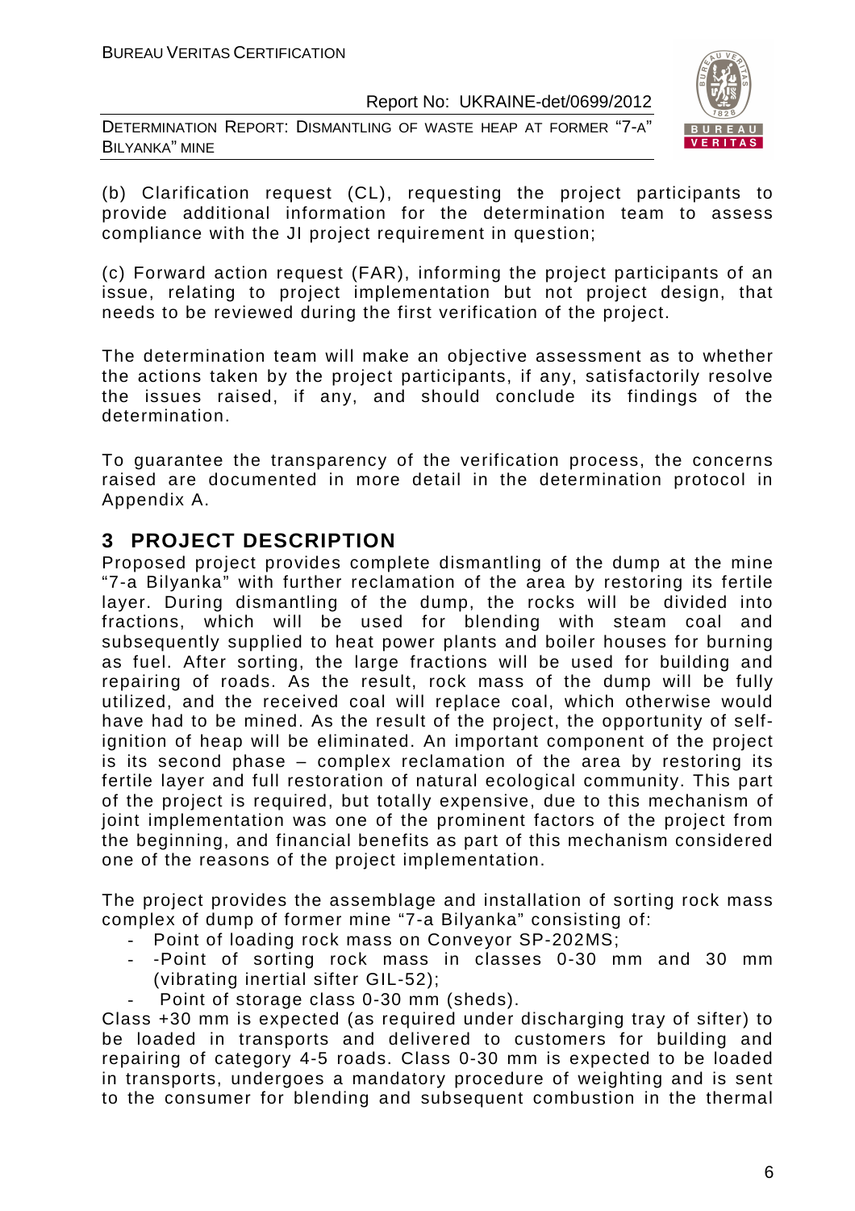(b) Clarification request (CL), requesting the project participants to provide additional information for the determination team to assess compliance with the JI project requirement in question;

(c) Forward action request (FAR), informing the project participants of an issue, relating to project implementation but not project design, that needs to be reviewed during the first verification of the project.

The determination team will make an objective assessment as to whether the actions taken by the project participants, if any, satisfactorily resolve the issues raised, if any, and should conclude its findings of the determination.

To guarantee the transparency of the verification process, the concerns raised are documented in more detail in the determination protocol in Appendix A.

# 3 PROJECT DESCRIPTION

Proposed project provides complete dismantling of the dump at the mine "7-a Bilyanka" with further reclamation of the area by restoring its fertile layer. During dismantling of the dump, the rocks will be divided into fractions, which will be used for blending with steam coal and subsequently supplied to heat power plants and boiler houses for burning as fuel. After sorting, the large fractions will be used for building and repairing of roads. As the result, rock mass of the dump will be fully utilized, and the received coal will replace coal, which otherwise would have had to be mined. As the result of the project, the opportunity of self-ignition of heap will be eliminated. An important component of the project is its second phase – complex reclamation of the area by restoring its fertile layer and full restoration of natural ecological community. This part of the project is required, but totally expensive, due to this mechanism of joint implementation was one of the prominent factors of the project from the beginning, and financial benefits as part of this mechanism considered one of the reasons of the project implementation.

The project provides the assemblage and installation of sorting rock mass complex of dump of former mine "7-a Bilyanka" consisting of:

- Point of loading rock mass on Conveyor SP-202MS;
- -Point of sorting rock mass in classes 0-30 mm and 30 mm (vibrating inertial sifter GIL-52);
- Point of storage class 0-30 mm (sheds).

Class +30 mm is expected (as required under discharging tray of sifter) to be loaded in transports and delivered to customers for building and repairing of category 4-5 roads. Class 0-30 mm is expected to be loaded in transports, undergoes a mandatory procedure of weighting and is sent to the consumer for blending and subsequent combustion in the thermal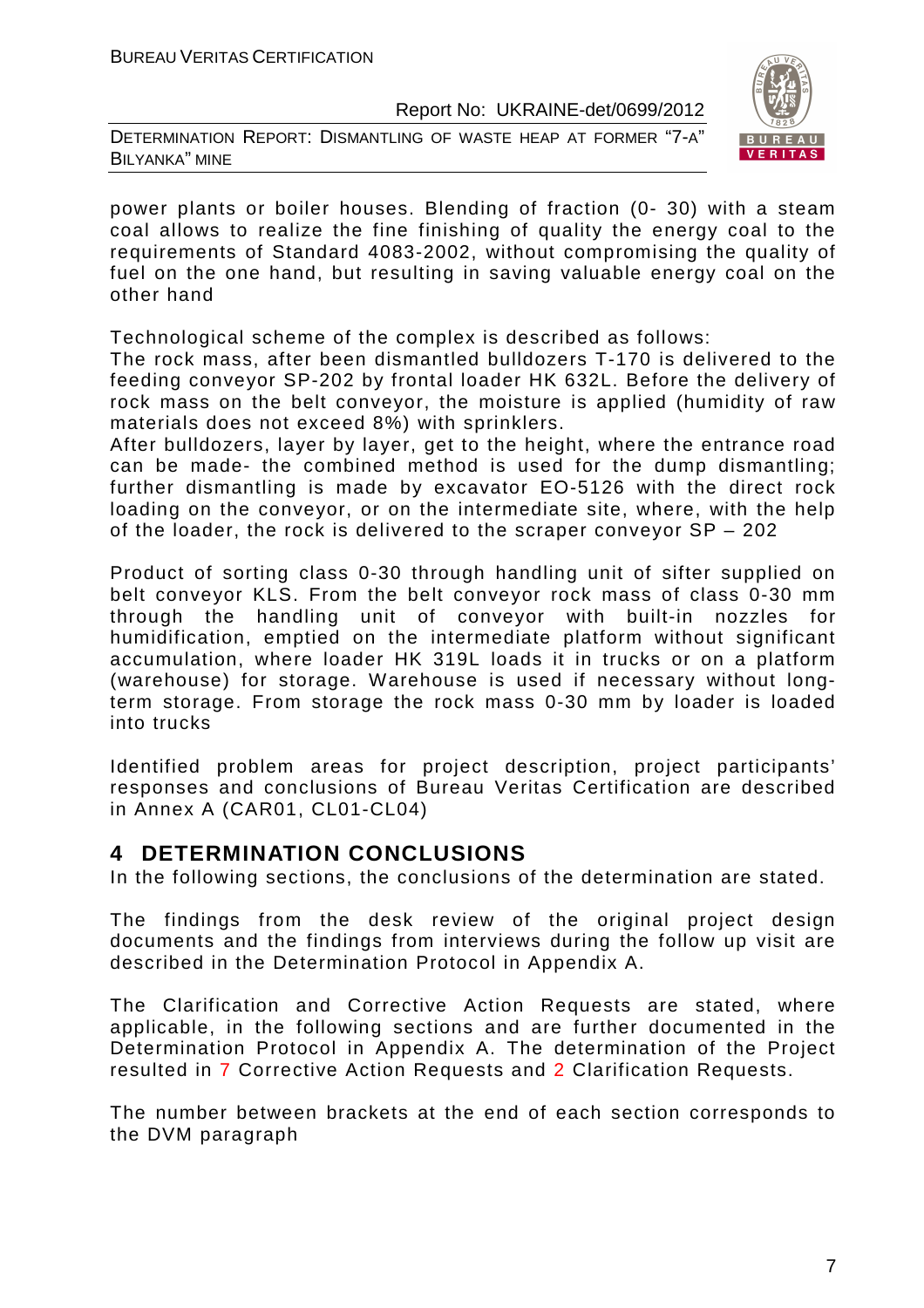power plants or boiler houses. Blending of fraction (0- 30) with a steam coal allows to realize the fine finishing of quality the energy coal to the requirements of Standard 4083-2002, without compromising the quality of fuel on the one hand, but resulting in saving valuable energy coal on the other hand

Technological scheme of the complex is described as follows:
The rock mass, after been dismantled bulldozers T-170 is delivered to the feeding conveyor SP-202 by frontal loader HK 632L. Before the delivery of rock mass on the belt conveyor, the moisture is applied (humidity of raw materials does not exceed 8%) with sprinklers.
After bulldozers, layer by layer, get to the height, where the entrance road can be made- the combined method is used for the dump dismantling; further dismantling is made by excavator EO-5126 with the direct rock loading on the conveyor, or on the intermediate site, where, with the help of the loader, the rock is delivered to the scraper conveyor SP – 202

Product of sorting class 0-30 through handling unit of sifter supplied on belt conveyor KLS. From the belt conveyor rock mass of class 0-30 mm through the handling unit of conveyor with built-in nozzles for humidification, emptied on the intermediate platform without significant accumulation, where loader HK 319L loads it in trucks or on a platform (warehouse) for storage. Warehouse is used if necessary without long-term storage. From storage the rock mass 0-30 mm by loader is loaded into trucks

Identified problem areas for project description, project participants' responses and conclusions of Bureau Veritas Certification are described in Annex A (CAR01, CL01-CL04)

# 4 DETERMINATION CONCLUSIONS

In the following sections, the conclusions of the determination are stated.

The findings from the desk review of the original project design documents and the findings from interviews during the follow up visit are described in the Determination Protocol in Appendix A.

The Clarification and Corrective Action Requests are stated, where applicable, in the following sections and are further documented in the Determination Protocol in Appendix A. The determination of the Project resulted in 7 Corrective Action Requests and 2 Clarification Requests.

The number between brackets at the end of each section corresponds to the DVM paragraph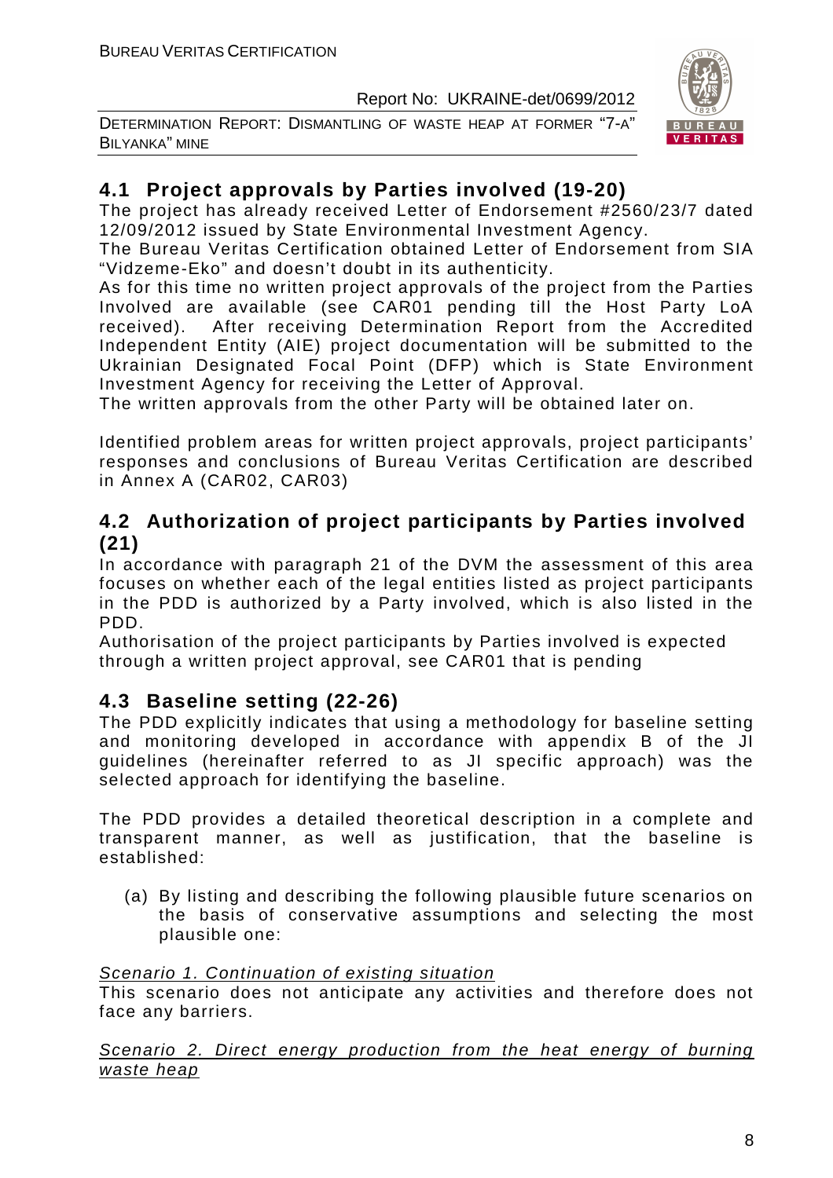## 4.1 Project approvals by Parties involved (19-20)

The project has already received Letter of Endorsement #2560/23/7 dated 12/09/2012 issued by State Environmental Investment Agency.

The Bureau Veritas Certification obtained Letter of Endorsement from SIA "Vidzeme-Eko" and doesn't doubt in its authenticity.

As for this time no written project approvals of the project from the Parties Involved are available (see CAR01 pending till the Host Party LoA received). After receiving Determination Report from the Accredited Independent Entity (AIE) project documentation will be submitted to the Ukrainian Designated Focal Point (DFP) which is State Environment Investment Agency for receiving the Letter of Approval.

The written approvals from the other Party will be obtained later on.

Identified problem areas for written project approvals, project participants' responses and conclusions of Bureau Veritas Certification are described in Annex A (CAR02, CAR03)

## 4.2 Authorization of project participants by Parties involved (21)

In accordance with paragraph 21 of the DVM the assessment of this area focuses on whether each of the legal entities listed as project participants in the PDD is authorized by a Party involved, which is also listed in the PDD.

Authorisation of the project participants by Parties involved is expected through a written project approval, see CAR01 that is pending

## 4.3 Baseline setting (22-26)

The PDD explicitly indicates that using a methodology for baseline setting and monitoring developed in accordance with appendix B of the JI guidelines (hereinafter referred to as JI specific approach) was the selected approach for identifying the baseline.

The PDD provides a detailed theoretical description in a complete and transparent manner, as well as justification, that the baseline is established:

(a) By listing and describing the following plausible future scenarios on the basis of conservative assumptions and selecting the most plausible one:

Scenario 1. Continuation of existing situation

This scenario does not anticipate any activities and therefore does not face any barriers.

Scenario 2. Direct energy production from the heat energy of burning waste heap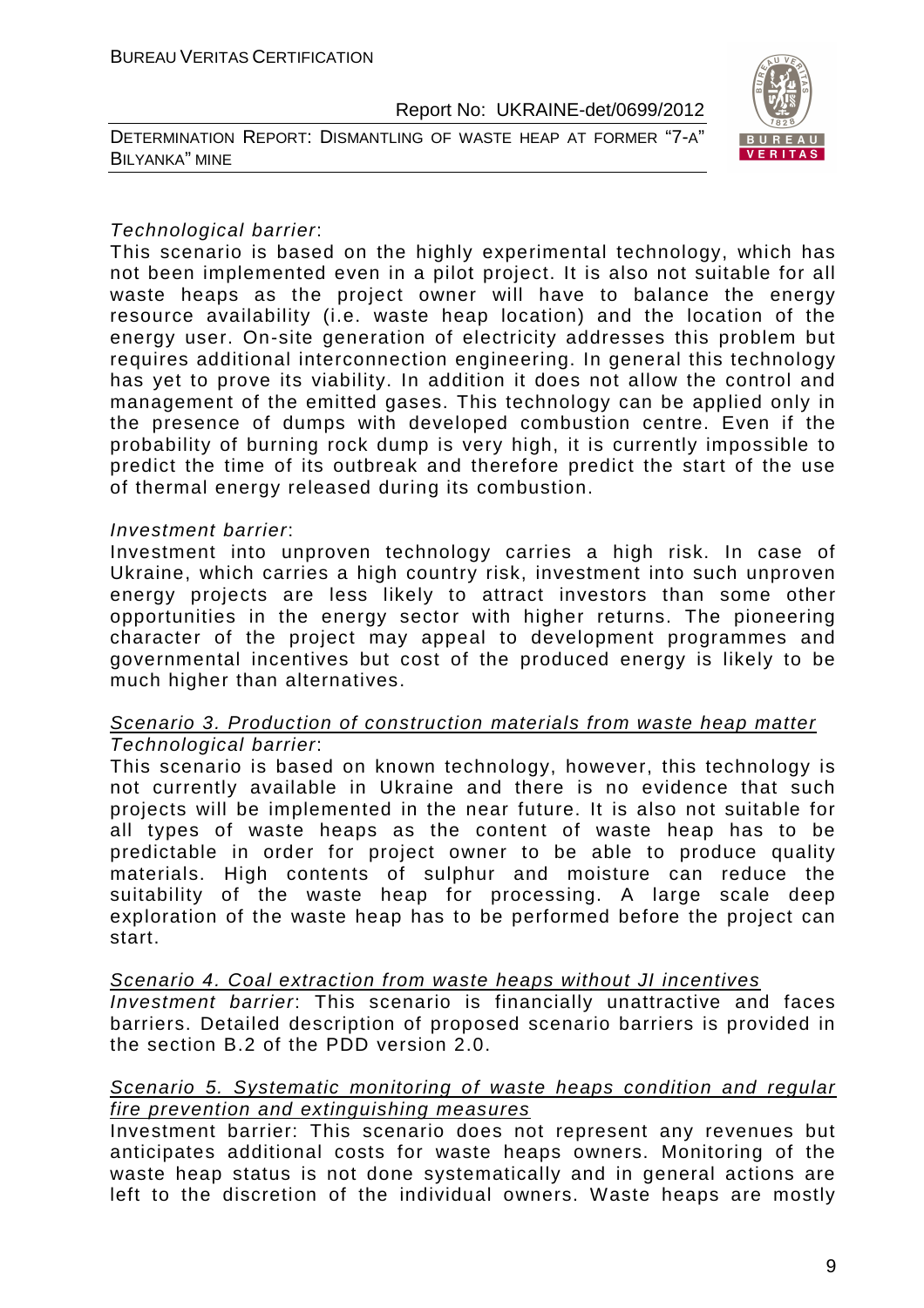*Technological barrier*:

This scenario is based on the highly experimental technology, which has not been implemented even in a pilot project. It is also not suitable for all waste heaps as the project owner will have to balance the energy resource availability (i.e. waste heap location) and the location of the energy user. On-site generation of electricity addresses this problem but requires additional interconnection engineering. In general this technology has yet to prove its viability. In addition it does not allow the control and management of the emitted gases. This technology can be applied only in the presence of dumps with developed combustion centre. Even if the probability of burning rock dump is very high, it is currently impossible to predict the time of its outbreak and therefore predict the start of the use of thermal energy released during its combustion.

*Investment barrier*:

Investment into unproven technology carries a high risk. In case of Ukraine, which carries a high country risk, investment into such unproven energy projects are less likely to attract investors than some other opportunities in the energy sector with higher returns. The pioneering character of the project may appeal to development programmes and governmental incentives but cost of the produced energy is likely to be much higher than alternatives.

<u>Scenario 3. Production of construction materials from waste heap matter</u>

*Technological barrier*:

This scenario is based on known technology, however, this technology is not currently available in Ukraine and there is no evidence that such projects will be implemented in the near future. It is also not suitable for all types of waste heaps as the content of waste heap has to be predictable in order for project owner to be able to produce quality materials. High contents of sulphur and moisture can reduce the suitability of the waste heap for processing. A large scale deep exploration of the waste heap has to be performed before the project can start.

<u>Scenario 4. Coal extraction from waste heaps without JI incentives</u>

*Investment barrier*: This scenario is financially unattractive and faces barriers. Detailed description of proposed scenario barriers is provided in the section B.2 of the PDD version 2.0.

<u>Scenario 5. Systematic monitoring of waste heaps condition and regular fire prevention and extinguishing measures</u>

Investment barrier: This scenario does not represent any revenues but anticipates additional costs for waste heaps owners. Monitoring of the waste heap status is not done systematically and in general actions are left to the discretion of the individual owners. Waste heaps are mostly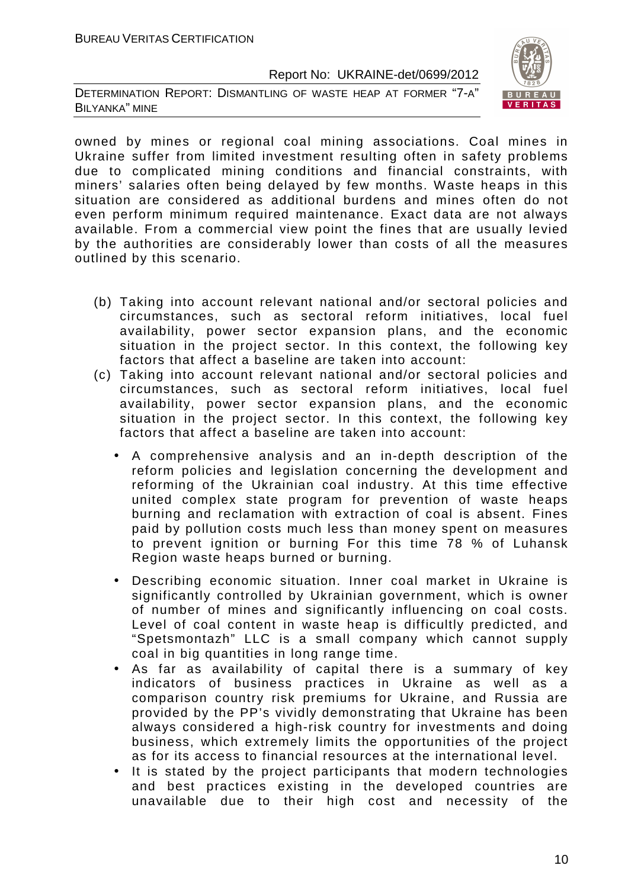owned by mines or regional coal mining associations. Coal mines in Ukraine suffer from limited investment resulting often in safety problems due to complicated mining conditions and financial constraints, with miners' salaries often being delayed by few months. Waste heaps in this situation are considered as additional burdens and mines often do not even perform minimum required maintenance. Exact data are not always available. From a commercial view point the fines that are usually levied by the authorities are considerably lower than costs of all the measures outlined by this scenario.

(b) Taking into account relevant national and/or sectoral policies and circumstances, such as sectoral reform initiatives, local fuel availability, power sector expansion plans, and the economic situation in the project sector. In this context, the following key factors that affect a baseline are taken into account:

(c) Taking into account relevant national and/or sectoral policies and circumstances, such as sectoral reform initiatives, local fuel availability, power sector expansion plans, and the economic situation in the project sector. In this context, the following key factors that affect a baseline are taken into account:

- A comprehensive analysis and an in-depth description of the reform policies and legislation concerning the development and reforming of the Ukrainian coal industry. At this time effective united complex state program for prevention of waste heaps burning and reclamation with extraction of coal is absent. Fines paid by pollution costs much less than money spent on measures to prevent ignition or burning For this time 78 % of Luhansk Region waste heaps burned or burning.
- Describing economic situation. Inner coal market in Ukraine is significantly controlled by Ukrainian government, which is owner of number of mines and significantly influencing on coal costs. Level of coal content in waste heap is difficultly predicted, and "Spetsmontazh" LLC is a small company which cannot supply coal in big quantities in long range time.
- As far as availability of capital there is a summary of key indicators of business practices in Ukraine as well as a comparison country risk premiums for Ukraine, and Russia are provided by the PP's vividly demonstrating that Ukraine has been always considered a high-risk country for investments and doing business, which extremely limits the opportunities of the project as for its access to financial resources at the international level.
- It is stated by the project participants that modern technologies and best practices existing in the developed countries are unavailable due to their high cost and necessity of the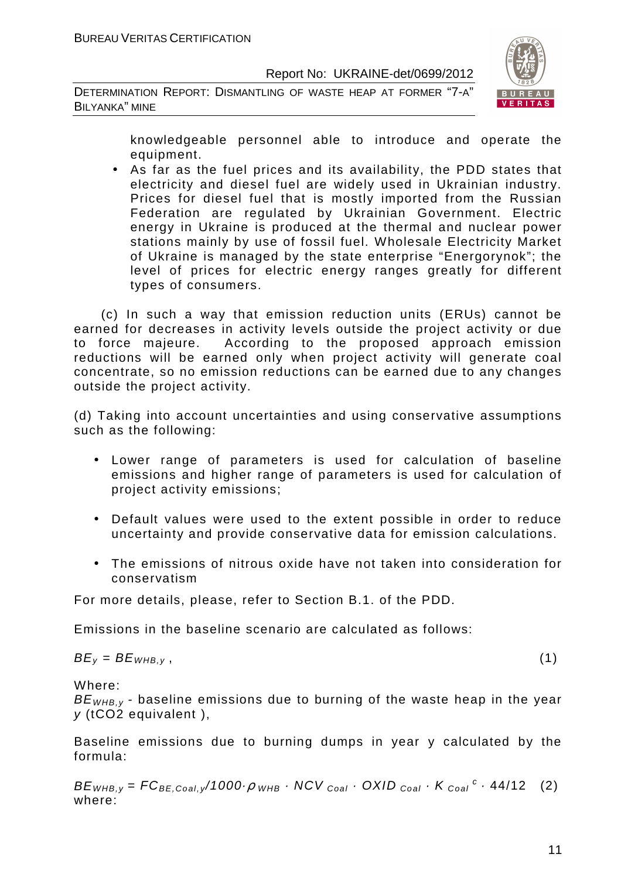knowledgeable personnel able to introduce and operate the equipment.

- As far as the fuel prices and its availability, the PDD states that electricity and diesel fuel are widely used in Ukrainian industry. Prices for diesel fuel that is mostly imported from the Russian Federation are regulated by Ukrainian Government. Electric energy in Ukraine is produced at the thermal and nuclear power stations mainly by use of fossil fuel. Wholesale Electricity Market of Ukraine is managed by the state enterprise "Energorynok"; the level of prices for electric energy ranges greatly for different types of consumers.

(c) In such a way that emission reduction units (ERUs) cannot be earned for decreases in activity levels outside the project activity or due to force majeure. According to the proposed approach emission reductions will be earned only when project activity will generate coal concentrate, so no emission reductions can be earned due to any changes outside the project activity.

(d) Taking into account uncertainties and using conservative assumptions such as the following:

- Lower range of parameters is used for calculation of baseline emissions and higher range of parameters is used for calculation of project activity emissions;
- Default values were used to the extent possible in order to reduce uncertainty and provide conservative data for emission calculations.
- The emissions of nitrous oxide have not taken into consideration for conservatism

For more details, please, refer to Section B.1. of the PDD.

Emissions in the baseline scenario are calculated as follows:

$$BE_y = BE_{WHB,y}, \qquad (1)$$

Where:

$BE_{WHB,y}$ - baseline emissions due to burning of the waste heap in the year $y$ (tCO2 equivalent ),

Baseline emissions due to burning dumps in year y calculated by the formula:

$$BE_{WHB,y} = FC_{BE,Coal,y}/1000 \cdot \rho_{WHB} \cdot NCV_{Coal} \cdot OXID_{Coal} \cdot K_{Coal}{}^{c} \cdot 44/12 \qquad (2)$$

where: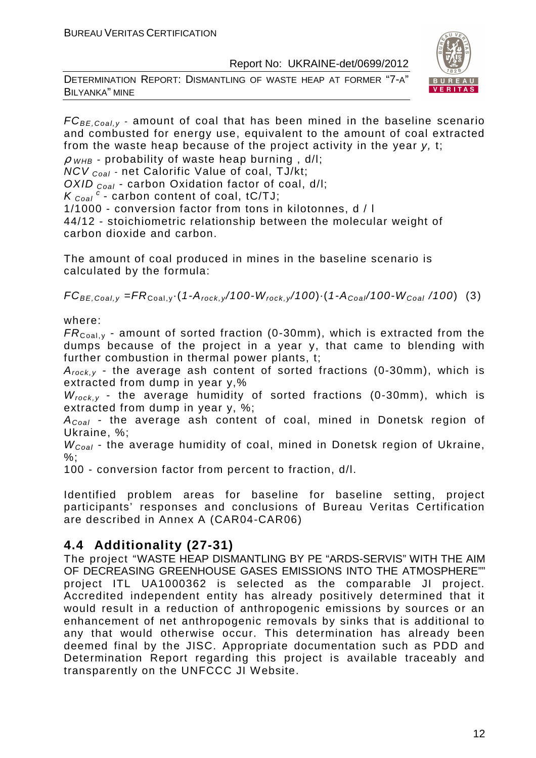$FC_{BE,Coal,y}$ - amount of coal that has been mined in the baseline scenario and combusted for energy use, equivalent to the amount of coal extracted from the waste heap because of the project activity in the year *y*, t;

$\rho_{WHB}$ - probability of waste heap burning , d/l;

$NCV_{Coal}$ - net Calorific Value of coal, TJ/kt;

$OXID_{Coal}$ - carbon Oxidation factor of coal, d/l;

$K_{Coal}^{c}$ - carbon content of coal, tC/TJ;

1/1000 - conversion factor from tons in kilotonnes, d / l

44/12 - stoichiometric relationship between the molecular weight of carbon dioxide and carbon.

The amount of coal produced in mines in the baseline scenario is calculated by the formula:

$$FC_{BE,Coal,y} = FR_{Coal,y} \cdot (1 - A_{rock,y}/100 - W_{rock,y}/100) \cdot (1 - A_{Coal}/100 - W_{Coal}/100) \quad (3)$$

where:

$FR_{Coal,y}$ - amount of sorted fraction (0-30mm), which is extracted from the dumps because of the project in a year y, that came to blending with further combustion in thermal power plants, t;

$A_{rock,y}$ - the average ash content of sorted fractions (0-30mm), which is extracted from dump in year y,%

$W_{rock,y}$ - the average humidity of sorted fractions (0-30mm), which is extracted from dump in year y, %;

$A_{Coal}$ - the average ash content of coal, mined in Donetsk region of Ukraine, %;

$W_{Coal}$ - the average humidity of coal, mined in Donetsk region of Ukraine, %;

100 - conversion factor from percent to fraction, d/l.

Identified problem areas for baseline for baseline setting, project participants' responses and conclusions of Bureau Veritas Certification are described in Annex A (CAR04-CAR06)

## 4.4 Additionality (27-31)

The project "WASTE HEAP DISMANTLING BY PE "ARDS-SERVIS" WITH THE AIM OF DECREASING GREENHOUSE GASES EMISSIONS INTO THE ATMOSPHERE"" project ITL UA1000362 is selected as the comparable JI project. Accredited independent entity has already positively determined that it would result in a reduction of anthropogenic emissions by sources or an enhancement of net anthropogenic removals by sinks that is additional to any that would otherwise occur. This determination has already been deemed final by the JISC. Appropriate documentation such as PDD and Determination Report regarding this project is available traceably and transparently on the UNFCCC JI Website.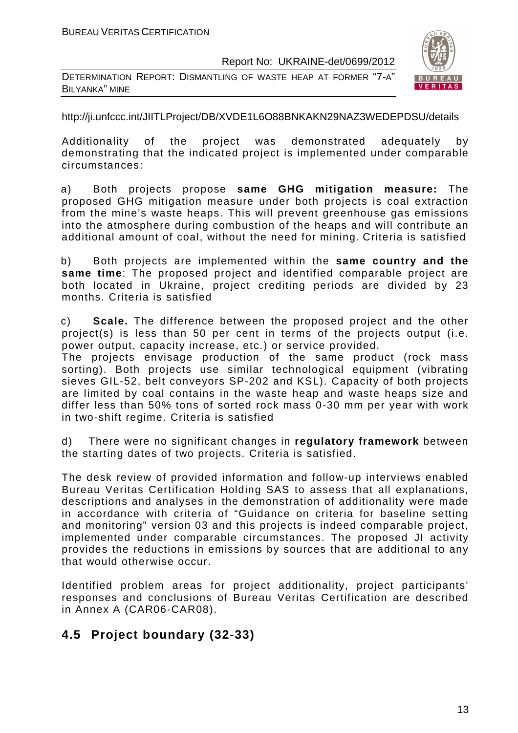http://ji.unfccc.int/JIITLProject/DB/XVDE1L6O88BNKAKN29NAZ3WEDEPDSU/details

Additionality of the project was demonstrated adequately by demonstrating that the indicated project is implemented under comparable circumstances:

a) Both projects propose **same GHG mitigation measure:** The proposed GHG mitigation measure under both projects is coal extraction from the mine's waste heaps. This will prevent greenhouse gas emissions into the atmosphere during combustion of the heaps and will contribute an additional amount of coal, without the need for mining. Criteria is satisfied

b) Both projects are implemented within the **same country and the same time**: The proposed project and identified comparable project are both located in Ukraine, project crediting periods are divided by 23 months. Criteria is satisfied

c) **Scale.** The difference between the proposed project and the other project(s) is less than 50 per cent in terms of the projects output (i.e. power output, capacity increase, etc.) or service provided.
The projects envisage production of the same product (rock mass sorting). Both projects use similar technological equipment (vibrating sieves GIL-52, belt conveyors SP-202 and KSL). Capacity of both projects are limited by coal contains in the waste heap and waste heaps size and differ less than 50% tons of sorted rock mass 0-30 mm per year with work in two-shift regime. Criteria is satisfied

d) There were no significant changes in **regulatory framework** between the starting dates of two projects. Criteria is satisfied.

The desk review of provided information and follow-up interviews enabled Bureau Veritas Certification Holding SAS to assess that all explanations, descriptions and analyses in the demonstration of additionality were made in accordance with criteria of "Guidance on criteria for baseline setting and monitoring" version 03 and this projects is indeed comparable project, implemented under comparable circumstances. The proposed JI activity provides the reductions in emissions by sources that are additional to any that would otherwise occur.

Identified problem areas for project additionality, project participants' responses and conclusions of Bureau Veritas Certification are described in Annex A (CAR06-CAR08).

## 4.5 Project boundary (32-33)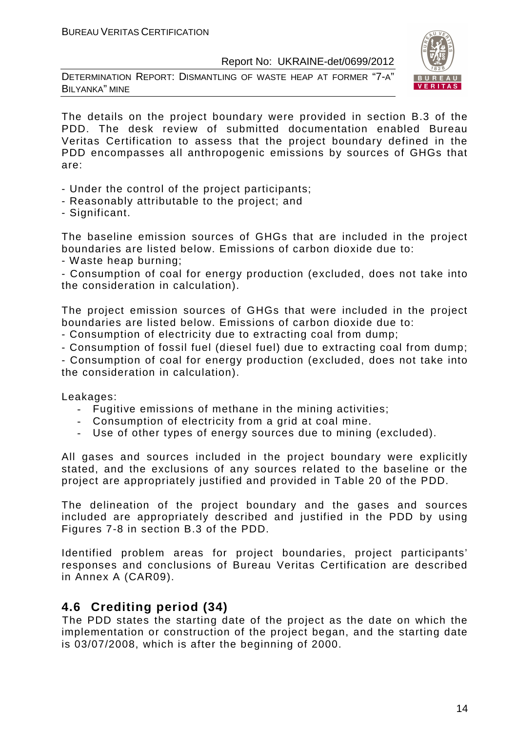The details on the project boundary were provided in section B.3 of the PDD. The desk review of submitted documentation enabled Bureau Veritas Certification to assess that the project boundary defined in the PDD encompasses all anthropogenic emissions by sources of GHGs that are:

- Under the control of the project participants;
- Reasonably attributable to the project; and
- Significant.

The baseline emission sources of GHGs that are included in the project boundaries are listed below. Emissions of carbon dioxide due to:

- Waste heap burning;
- Consumption of coal for energy production (excluded, does not take into the consideration in calculation).

The project emission sources of GHGs that were included in the project boundaries are listed below. Emissions of carbon dioxide due to:

- Consumption of electricity due to extracting coal from dump;
- Consumption of fossil fuel (diesel fuel) due to extracting coal from dump;
- Consumption of coal for energy production (excluded, does not take into the consideration in calculation).

Leakages:

- Fugitive emissions of methane in the mining activities;
- Consumption of electricity from a grid at coal mine.
- Use of other types of energy sources due to mining (excluded).

All gases and sources included in the project boundary were explicitly stated, and the exclusions of any sources related to the baseline or the project are appropriately justified and provided in Table 20 of the PDD.

The delineation of the project boundary and the gases and sources included are appropriately described and justified in the PDD by using Figures 7-8 in section B.3 of the PDD.

Identified problem areas for project boundaries, project participants' responses and conclusions of Bureau Veritas Certification are described in Annex A (CAR09).

## 4.6 Crediting period (34)

The PDD states the starting date of the project as the date on which the implementation or construction of the project began, and the starting date is 03/07/2008, which is after the beginning of 2000.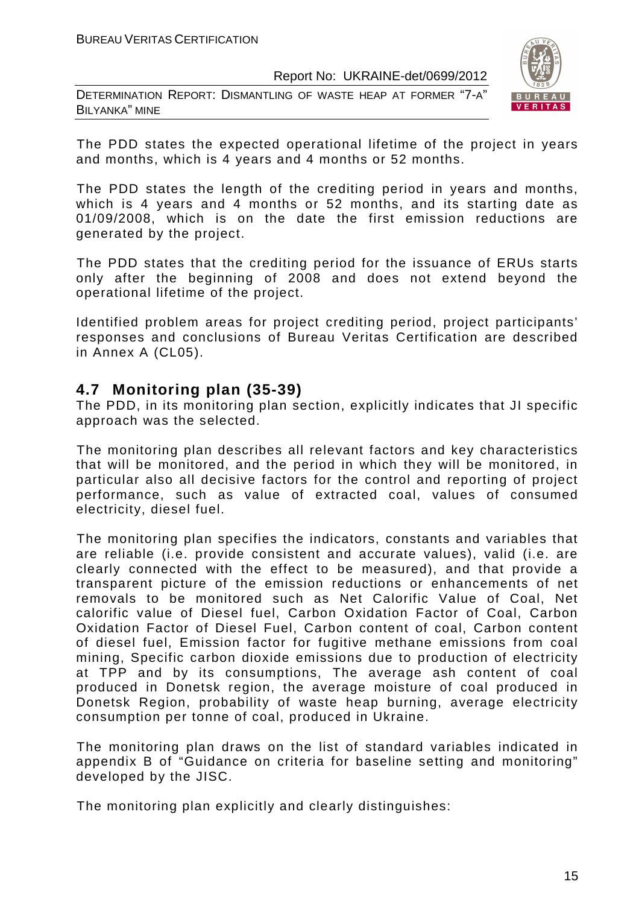The PDD states the expected operational lifetime of the project in years and months, which is 4 years and 4 months or 52 months.

The PDD states the length of the crediting period in years and months, which is 4 years and 4 months or 52 months, and its starting date as 01/09/2008, which is on the date the first emission reductions are generated by the project.

The PDD states that the crediting period for the issuance of ERUs starts only after the beginning of 2008 and does not extend beyond the operational lifetime of the project.

Identified problem areas for project crediting period, project participants' responses and conclusions of Bureau Veritas Certification are described in Annex A (CL05).

## 4.7 Monitoring plan (35-39)

The PDD, in its monitoring plan section, explicitly indicates that JI specific approach was the selected.

The monitoring plan describes all relevant factors and key characteristics that will be monitored, and the period in which they will be monitored, in particular also all decisive factors for the control and reporting of project performance, such as value of extracted coal, values of consumed electricity, diesel fuel.

The monitoring plan specifies the indicators, constants and variables that are reliable (i.e. provide consistent and accurate values), valid (i.e. are clearly connected with the effect to be measured), and that provide a transparent picture of the emission reductions or enhancements of net removals to be monitored such as Net Calorific Value of Coal, Net calorific value of Diesel fuel, Carbon Oxidation Factor of Coal, Carbon Oxidation Factor of Diesel Fuel, Carbon content of coal, Carbon content of diesel fuel, Emission factor for fugitive methane emissions from coal mining, Specific carbon dioxide emissions due to production of electricity at TPP and by its consumptions, The average ash content of coal produced in Donetsk region, the average moisture of coal produced in Donetsk Region, probability of waste heap burning, average electricity consumption per tonne of coal, produced in Ukraine.

The monitoring plan draws on the list of standard variables indicated in appendix B of "Guidance on criteria for baseline setting and monitoring" developed by the JISC.

The monitoring plan explicitly and clearly distinguishes: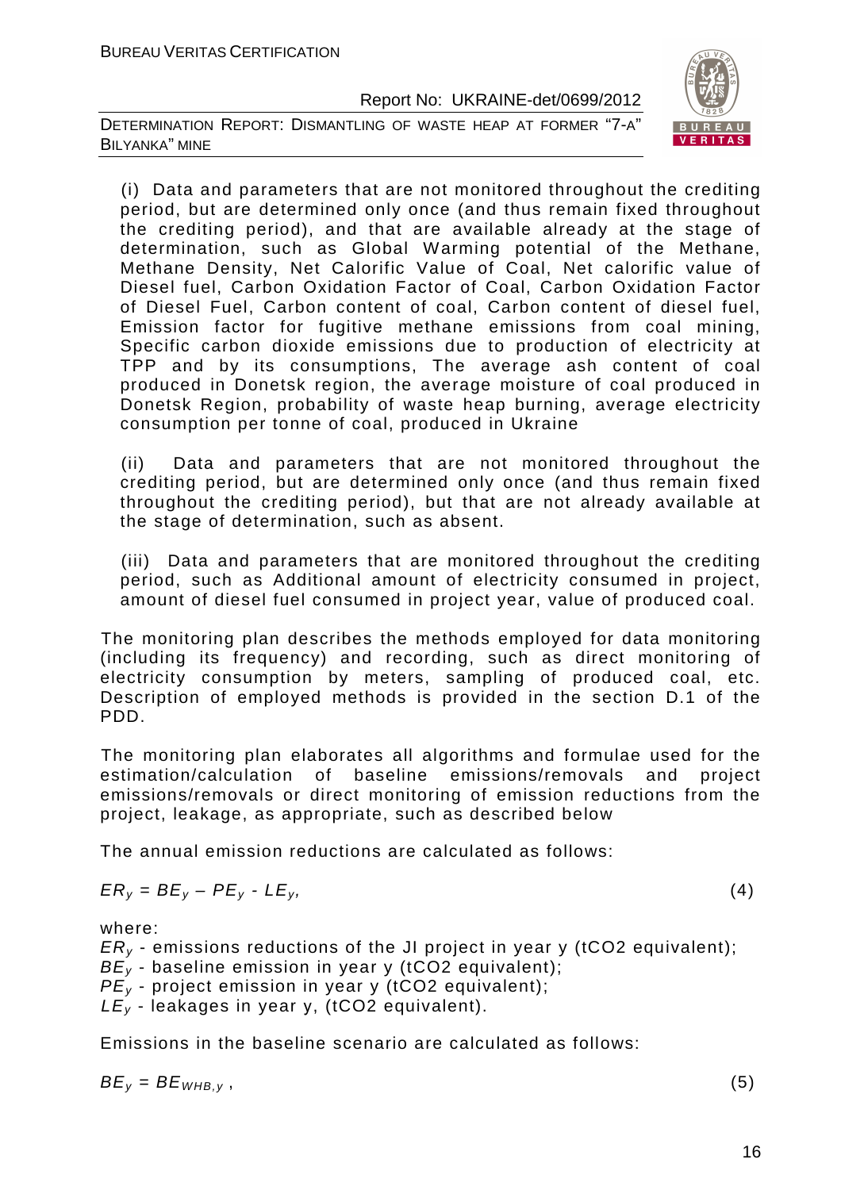(i) Data and parameters that are not monitored throughout the crediting period, but are determined only once (and thus remain fixed throughout the crediting period), and that are available already at the stage of determination, such as Global Warming potential of the Methane, Methane Density, Net Calorific Value of Coal, Net calorific value of Diesel fuel, Carbon Oxidation Factor of Coal, Carbon Oxidation Factor of Diesel Fuel, Carbon content of coal, Carbon content of diesel fuel, Emission factor for fugitive methane emissions from coal mining, Specific carbon dioxide emissions due to production of electricity at TPP and by its consumptions, The average ash content of coal produced in Donetsk region, the average moisture of coal produced in Donetsk Region, probability of waste heap burning, average electricity consumption per tonne of coal, produced in Ukraine

(ii) Data and parameters that are not monitored throughout the crediting period, but are determined only once (and thus remain fixed throughout the crediting period), but that are not already available at the stage of determination, such as absent.

(iii) Data and parameters that are monitored throughout the crediting period, such as Additional amount of electricity consumed in project, amount of diesel fuel consumed in project year, value of produced coal.

The monitoring plan describes the methods employed for data monitoring (including its frequency) and recording, such as direct monitoring of electricity consumption by meters, sampling of produced coal, etc. Description of employed methods is provided in the section D.1 of the PDD.

The monitoring plan elaborates all algorithms and formulae used for the estimation/calculation of baseline emissions/removals and project emissions/removals or direct monitoring of emission reductions from the project, leakage, as appropriate, such as described below

The annual emission reductions are calculated as follows:

$$ER_y = BE_y - PE_y - LE_y, \tag{4}$$

where:

$ER_y$ - emissions reductions of the JI project in year y (tCO2 equivalent);
$BE_y$ - baseline emission in year y (tCO2 equivalent);
$PE_y$ - project emission in year y (tCO2 equivalent);
$LE_y$ - leakages in year y, (tCO2 equivalent).

Emissions in the baseline scenario are calculated as follows:

$$BE_y = BE_{WHB,y}\ , \tag{5}$$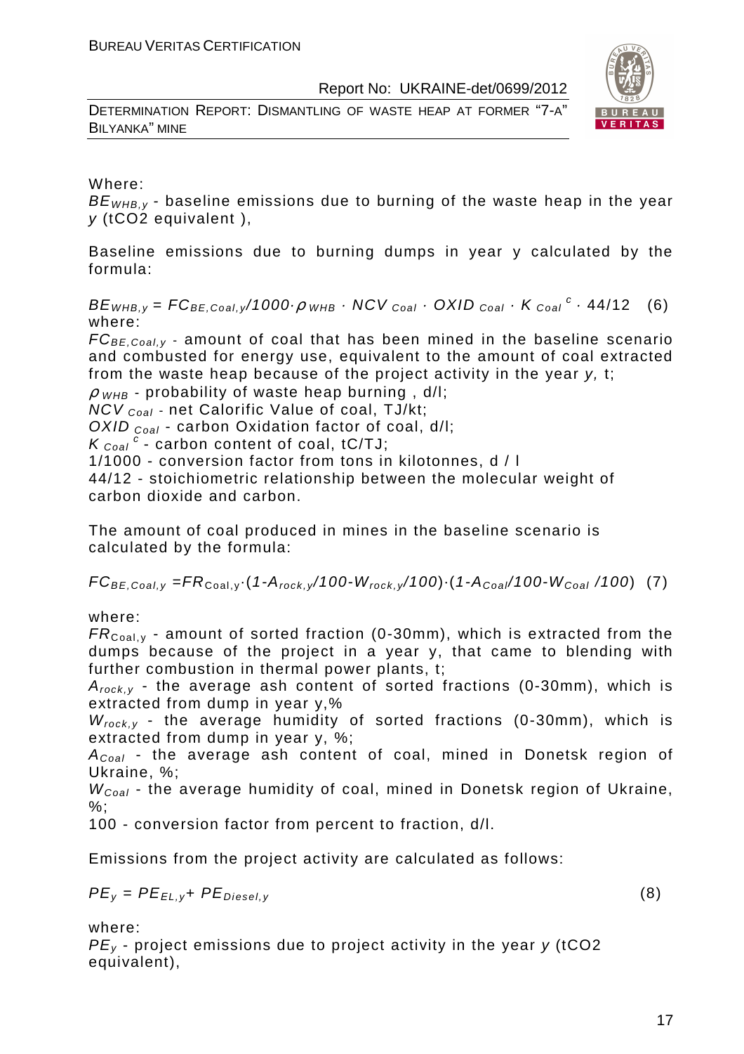Where:

$BE_{WHB,y}$ - baseline emissions due to burning of the waste heap in the year $y$ (t$CO_2$ equivalent ),

Baseline emissions due to burning dumps in year y calculated by the formula:

$$BE_{WHB,y} = FC_{BE,Coal,y}/1000 \cdot \rho_{WHB} \cdot NCV_{Coal} \cdot OXID_{Coal} \cdot K_{Coal}^{c} \cdot 44/12 \quad (6)$$

where:

$FC_{BE,Coal,y}$ - amount of coal that has been mined in the baseline scenario and combusted for energy use, equivalent to the amount of coal extracted from the waste heap because of the project activity in the year $y$, t;

$\rho_{WHB}$ - probability of waste heap burning , d/l;

$NCV_{Coal}$ - net Calorific Value of coal, TJ/kt;

$OXID_{Coal}$ - carbon Oxidation factor of coal, d/l;

$K_{Coal}^{c}$ - carbon content of coal, tC/TJ;

1/1000 - conversion factor from tons in kilotonnes, d / l

44/12 - stoichiometric relationship between the molecular weight of carbon dioxide and carbon.

The amount of coal produced in mines in the baseline scenario is calculated by the formula:

$$FC_{BE,Coal,y} = FR_{Coal,y} \cdot (1 - A_{rock,y}/100 - W_{rock,y}/100) \cdot (1 - A_{Coal}/100 - W_{Coal}/100) \quad (7)$$

where:

$FR_{Coal,y}$ - amount of sorted fraction (0-30mm), which is extracted from the dumps because of the project in a year y, that came to blending with further combustion in thermal power plants, t;

$A_{rock,y}$ - the average ash content of sorted fractions (0-30mm), which is extracted from dump in year y,%

$W_{rock,y}$ - the average humidity of sorted fractions (0-30mm), which is extracted from dump in year y, %;

$A_{Coal}$ - the average ash content of coal, mined in Donetsk region of Ukraine, %;

$W_{Coal}$ - the average humidity of coal, mined in Donetsk region of Ukraine, %;

100 - conversion factor from percent to fraction, d/l.

Emissions from the project activity are calculated as follows:

$$PE_y = PE_{EL,y} + PE_{Diesel,y} \quad (8)$$

where:

$PE_y$ - project emissions due to project activity in the year $y$ (t$CO_2$ equivalent),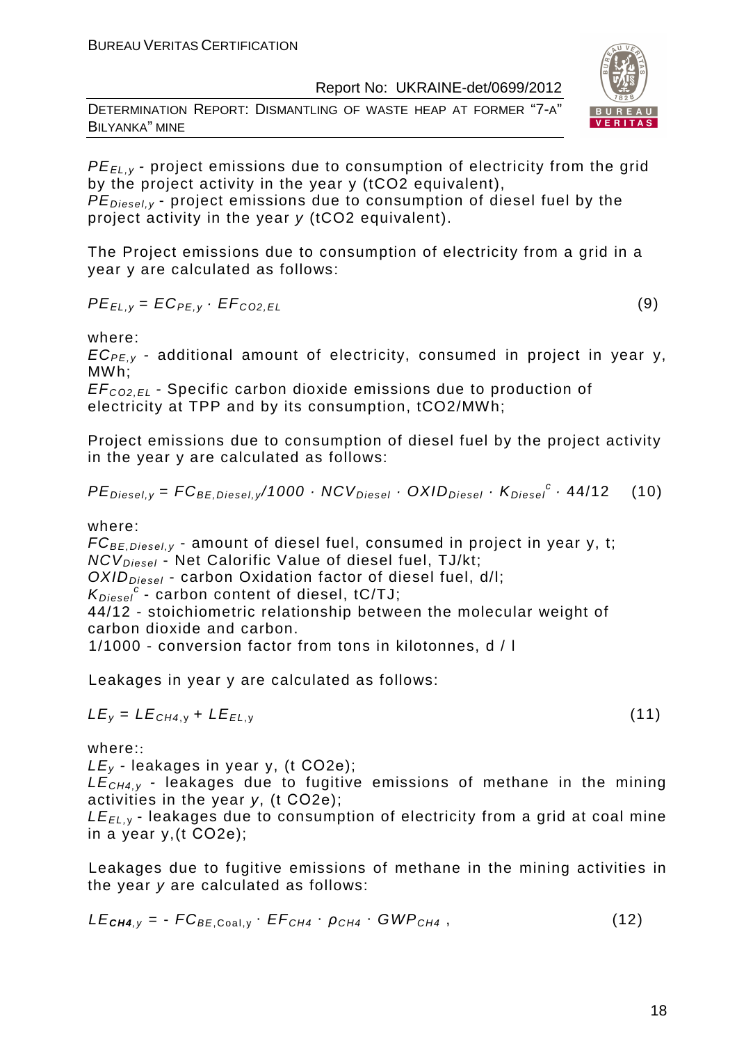$PE_{EL,y}$ - project emissions due to consumption of electricity from the grid by the project activity in the year y (tCO2 equivalent),
$PE_{Diesel,y}$ - project emissions due to consumption of diesel fuel by the project activity in the year *y* (tCO2 equivalent).

The Project emissions due to consumption of electricity from a grid in a year y are calculated as follows:

$$PE_{EL,y} = EC_{PE,y} \cdot EF_{CO2,EL} \quad (9)$$

where:
$EC_{PE,y}$ - additional amount of electricity, consumed in project in year y, MWh;
$EF_{CO2,EL}$ - Specific carbon dioxide emissions due to production of electricity at TPP and by its consumption, tCO2/MWh;

Project emissions due to consumption of diesel fuel by the project activity in the year y are calculated as follows:

$$PE_{Diesel,y} = FC_{BE,Diesel,y}/1000 \cdot NCV_{Diesel} \cdot OXID_{Diesel} \cdot K_{Diesel}^{c} \cdot 44/12 \quad (10)$$

where:
$FC_{BE,Diesel,y}$ - amount of diesel fuel, consumed in project in year y, t;
$NCV_{Diesel}$ - Net Calorific Value of diesel fuel, TJ/kt;
$OXID_{Diesel}$ - carbon Oxidation factor of diesel fuel, d/l;
$K_{Diesel}^{c}$ - carbon content of diesel, tC/TJ;
44/12 - stoichiometric relationship between the molecular weight of carbon dioxide and carbon.
1/1000 - conversion factor from tons in kilotonnes, d / l

Leakages in year y are calculated as follows:

$$LE_{y} = LE_{CH4,y} + LE_{EL,y} \quad (11)$$

where::
$LE_{y}$ - leakages in year y, (t CO2e);
$LE_{CH4,y}$ - leakages due to fugitive emissions of methane in the mining activities in the year *y*, (t CO2e);
$LE_{EL,y}$ - leakages due to consumption of electricity from a grid at coal mine in a year y,(t CO2e);

Leakages due to fugitive emissions of methane in the mining activities in the year *y* are calculated as follows:

$$LE_{\boldsymbol{CH4},y} = - FC_{BE,\mathrm{Coal},y} \cdot EF_{CH4} \cdot \rho_{CH4} \cdot GWP_{CH4} \text{ ,} \quad (12)$$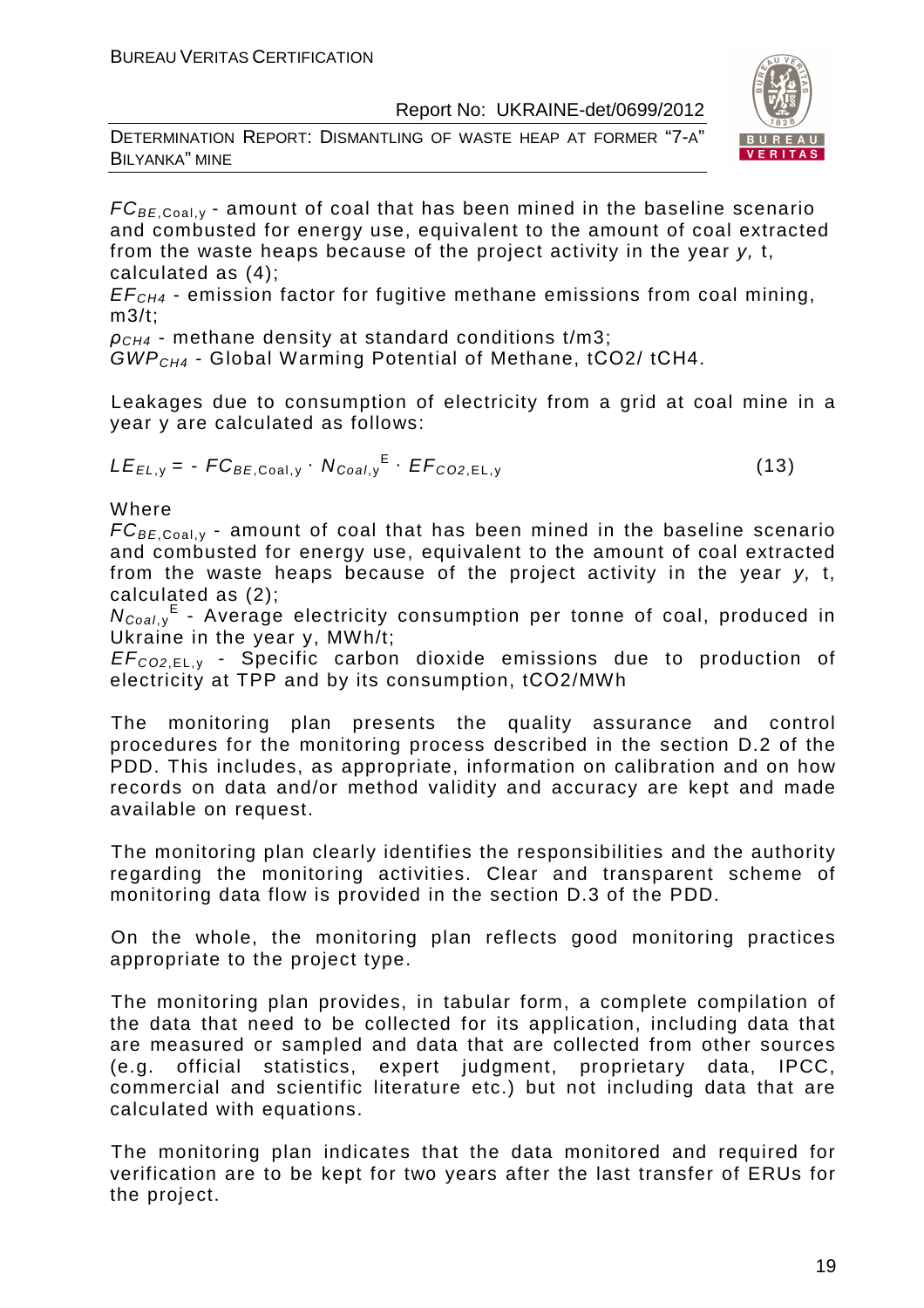$FC_{BE,\text{Coal},y}$ - amount of coal that has been mined in the baseline scenario and combusted for energy use, equivalent to the amount of coal extracted from the waste heaps because of the project activity in the year *y,* t, calculated as (4);

$EF_{CH4}$ - emission factor for fugitive methane emissions from coal mining, m3/t;

$\rho_{CH4}$ - methane density at standard conditions t/m3;

$GWP_{CH4}$ - Global Warming Potential of Methane, tCO2/ tCH4.

Leakages due to consumption of electricity from a grid at coal mine in a year y are calculated as follows:

$$LE_{EL,y} = - FC_{BE,\text{Coal},y} \cdot N_{Coal,y}^{E} \cdot EF_{CO2,\text{EL},y} \tag{13}$$

Where

$FC_{BE,\text{Coal},y}$ - amount of coal that has been mined in the baseline scenario and combusted for energy use, equivalent to the amount of coal extracted from the waste heaps because of the project activity in the year *y,* t, calculated as (2);

$N_{Coal,y}^{E}$ - Average electricity consumption per tonne of coal, produced in Ukraine in the year y, MWh/t;

$EF_{CO2,\text{EL},y}$ - Specific carbon dioxide emissions due to production of electricity at TPP and by its consumption, tCO2/MWh

The monitoring plan presents the quality assurance and control procedures for the monitoring process described in the section D.2 of the PDD. This includes, as appropriate, information on calibration and on how records on data and/or method validity and accuracy are kept and made available on request.

The monitoring plan clearly identifies the responsibilities and the authority regarding the monitoring activities. Clear and transparent scheme of monitoring data flow is provided in the section D.3 of the PDD.

On the whole, the monitoring plan reflects good monitoring practices appropriate to the project type.

The monitoring plan provides, in tabular form, a complete compilation of the data that need to be collected for its application, including data that are measured or sampled and data that are collected from other sources (e.g. official statistics, expert judgment, proprietary data, IPCC, commercial and scientific literature etc.) but not including data that are calculated with equations.

The monitoring plan indicates that the data monitored and required for verification are to be kept for two years after the last transfer of ERUs for the project.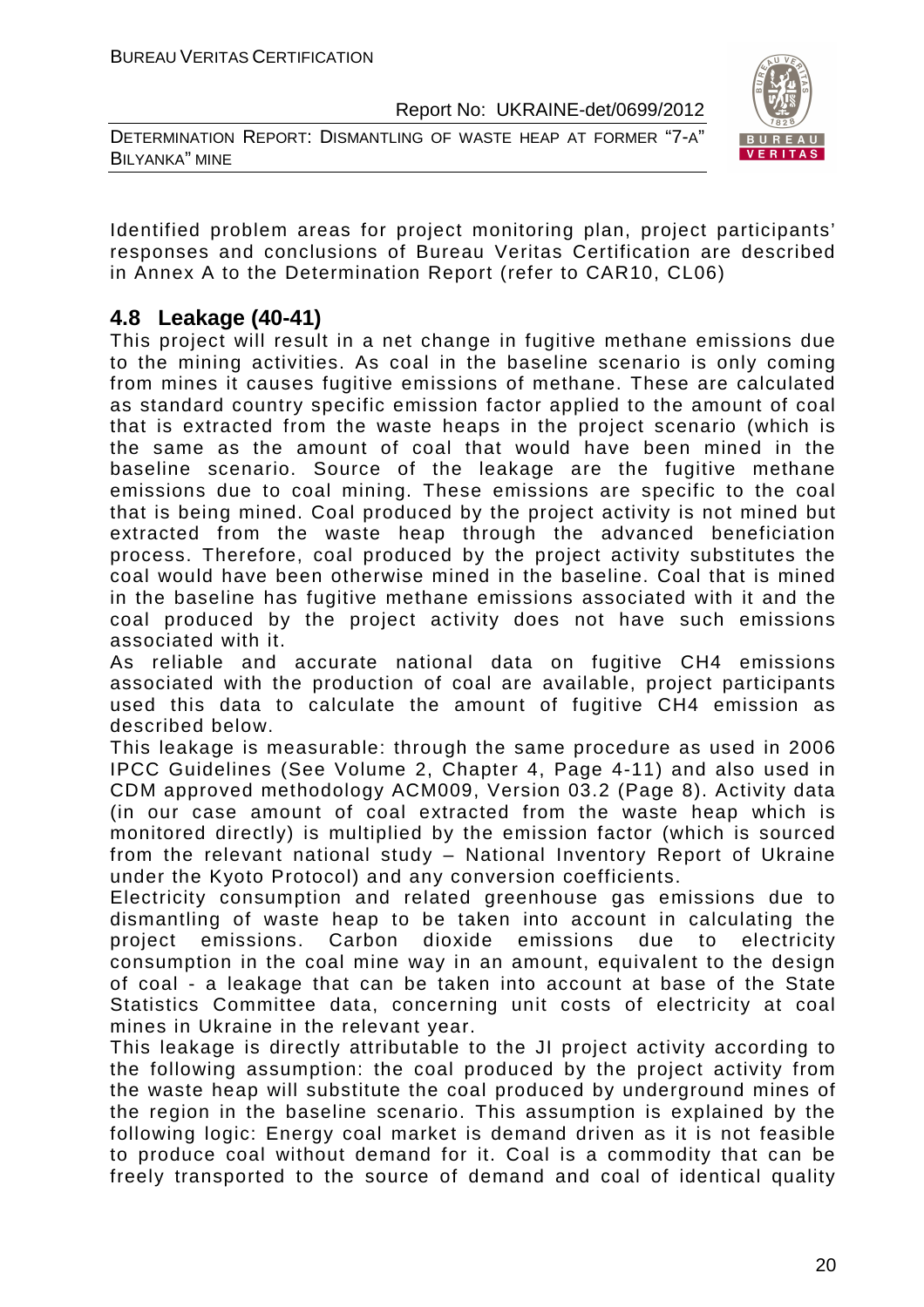Identified problem areas for project monitoring plan, project participants' responses and conclusions of Bureau Veritas Certification are described in Annex A to the Determination Report (refer to CAR10, CL06)

## 4.8 Leakage (40-41)

This project will result in a net change in fugitive methane emissions due to the mining activities. As coal in the baseline scenario is only coming from mines it causes fugitive emissions of methane. These are calculated as standard country specific emission factor applied to the amount of coal that is extracted from the waste heaps in the project scenario (which is the same as the amount of coal that would have been mined in the baseline scenario. Source of the leakage are the fugitive methane emissions due to coal mining. These emissions are specific to the coal that is being mined. Coal produced by the project activity is not mined but extracted from the waste heap through the advanced beneficiation process. Therefore, coal produced by the project activity substitutes the coal would have been otherwise mined in the baseline. Coal that is mined in the baseline has fugitive methane emissions associated with it and the coal produced by the project activity does not have such emissions associated with it.

As reliable and accurate national data on fugitive $CH_4$ emissions associated with the production of coal are available, project participants used this data to calculate the amount of fugitive $CH_4$ emission as described below.

This leakage is measurable: through the same procedure as used in 2006 IPCC Guidelines (See Volume 2, Chapter 4, Page 4-11) and also used in CDM approved methodology ACM009, Version 03.2 (Page 8). Activity data (in our case amount of coal extracted from the waste heap which is monitored directly) is multiplied by the emission factor (which is sourced from the relevant national study – National Inventory Report of Ukraine under the Kyoto Protocol) and any conversion coefficients.

Electricity consumption and related greenhouse gas emissions due to dismantling of waste heap to be taken into account in calculating the project emissions. Carbon dioxide emissions due to electricity consumption in the coal mine way in an amount, equivalent to the design of coal - a leakage that can be taken into account at base of the State Statistics Committee data, concerning unit costs of electricity at coal mines in Ukraine in the relevant year.

This leakage is directly attributable to the JI project activity according to the following assumption: the coal produced by the project activity from the waste heap will substitute the coal produced by underground mines of the region in the baseline scenario. This assumption is explained by the following logic: Energy coal market is demand driven as it is not feasible to produce coal without demand for it. Coal is a commodity that can be freely transported to the source of demand and coal of identical quality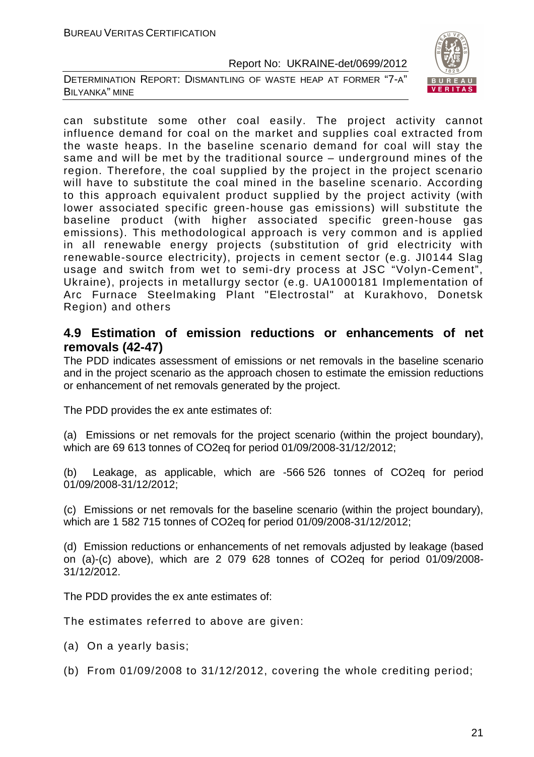can substitute some other coal easily. The project activity cannot influence demand for coal on the market and supplies coal extracted from the waste heaps. In the baseline scenario demand for coal will stay the same and will be met by the traditional source – underground mines of the region. Therefore, the coal supplied by the project in the project scenario will have to substitute the coal mined in the baseline scenario. According to this approach equivalent product supplied by the project activity (with lower associated specific green-house gas emissions) will substitute the baseline product (with higher associated specific green-house gas emissions). This methodological approach is very common and is applied in all renewable energy projects (substitution of grid electricity with renewable-source electricity), projects in cement sector (e.g. JI0144 Slag usage and switch from wet to semi-dry process at JSC "Volyn-Cement", Ukraine), projects in metallurgy sector (e.g. UA1000181 Implementation of Arc Furnace Steelmaking Plant "Electrostal" at Kurakhovo, Donetsk Region) and others

## 4.9 Estimation of emission reductions or enhancements of net removals (42-47)

The PDD indicates assessment of emissions or net removals in the baseline scenario and in the project scenario as the approach chosen to estimate the emission reductions or enhancement of net removals generated by the project.

The PDD provides the ex ante estimates of:

(a) Emissions or net removals for the project scenario (within the project boundary), which are 69 613 tonnes of CO2eq for period 01/09/2008-31/12/2012;

(b) Leakage, as applicable, which are -566 526 tonnes of CO2eq for period 01/09/2008-31/12/2012;

(c) Emissions or net removals for the baseline scenario (within the project boundary), which are 1 582 715 tonnes of CO2eq for period 01/09/2008-31/12/2012;

(d) Emission reductions or enhancements of net removals adjusted by leakage (based on (a)-(c) above), which are 2 079 628 tonnes of CO2eq for period 01/09/2008-31/12/2012.

The PDD provides the ex ante estimates of:

The estimates referred to above are given:

(a) On a yearly basis;

(b) From 01/09/2008 to 31/12/2012, covering the whole crediting period;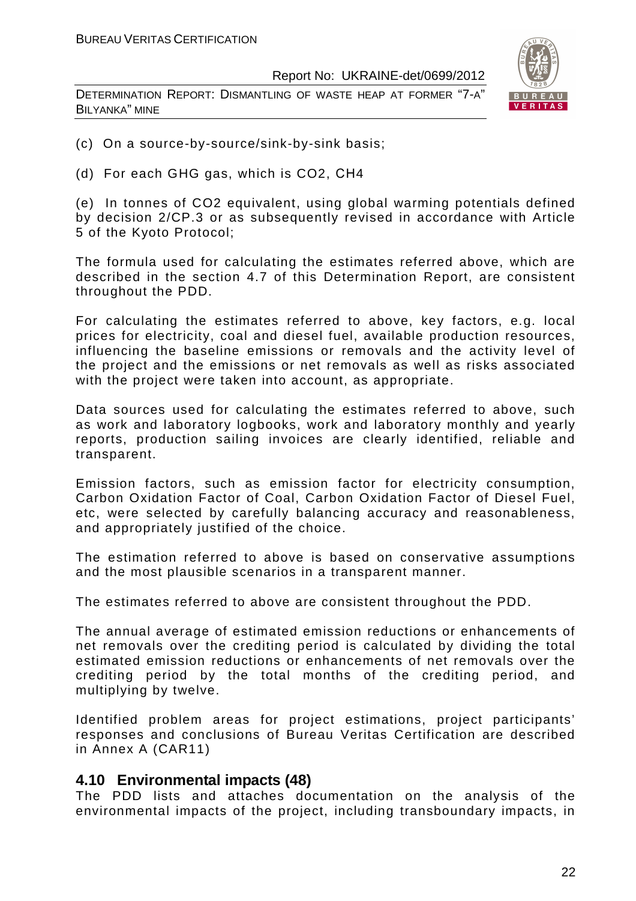(c) On a source-by-source/sink-by-sink basis;

(d) For each GHG gas, which is $CO_2$, $CH_4$

(e) In tonnes of $CO_2$ equivalent, using global warming potentials defined by decision 2/CP.3 or as subsequently revised in accordance with Article 5 of the Kyoto Protocol;

The formula used for calculating the estimates referred above, which are described in the section 4.7 of this Determination Report, are consistent throughout the PDD.

For calculating the estimates referred to above, key factors, e.g. local prices for electricity, coal and diesel fuel, available production resources, influencing the baseline emissions or removals and the activity level of the project and the emissions or net removals as well as risks associated with the project were taken into account, as appropriate.

Data sources used for calculating the estimates referred to above, such as work and laboratory logbooks, work and laboratory monthly and yearly reports, production sailing invoices are clearly identified, reliable and transparent.

Emission factors, such as emission factor for electricity consumption, Carbon Oxidation Factor of Coal, Carbon Oxidation Factor of Diesel Fuel, etc, were selected by carefully balancing accuracy and reasonableness, and appropriately justified of the choice.

The estimation referred to above is based on conservative assumptions and the most plausible scenarios in a transparent manner.

The estimates referred to above are consistent throughout the PDD.

The annual average of estimated emission reductions or enhancements of net removals over the crediting period is calculated by dividing the total estimated emission reductions or enhancements of net removals over the crediting period by the total months of the crediting period, and multiplying by twelve.

Identified problem areas for project estimations, project participants' responses and conclusions of Bureau Veritas Certification are described in Annex A (CAR11)

## 4.10 Environmental impacts (48)

The PDD lists and attaches documentation on the analysis of the environmental impacts of the project, including transboundary impacts, in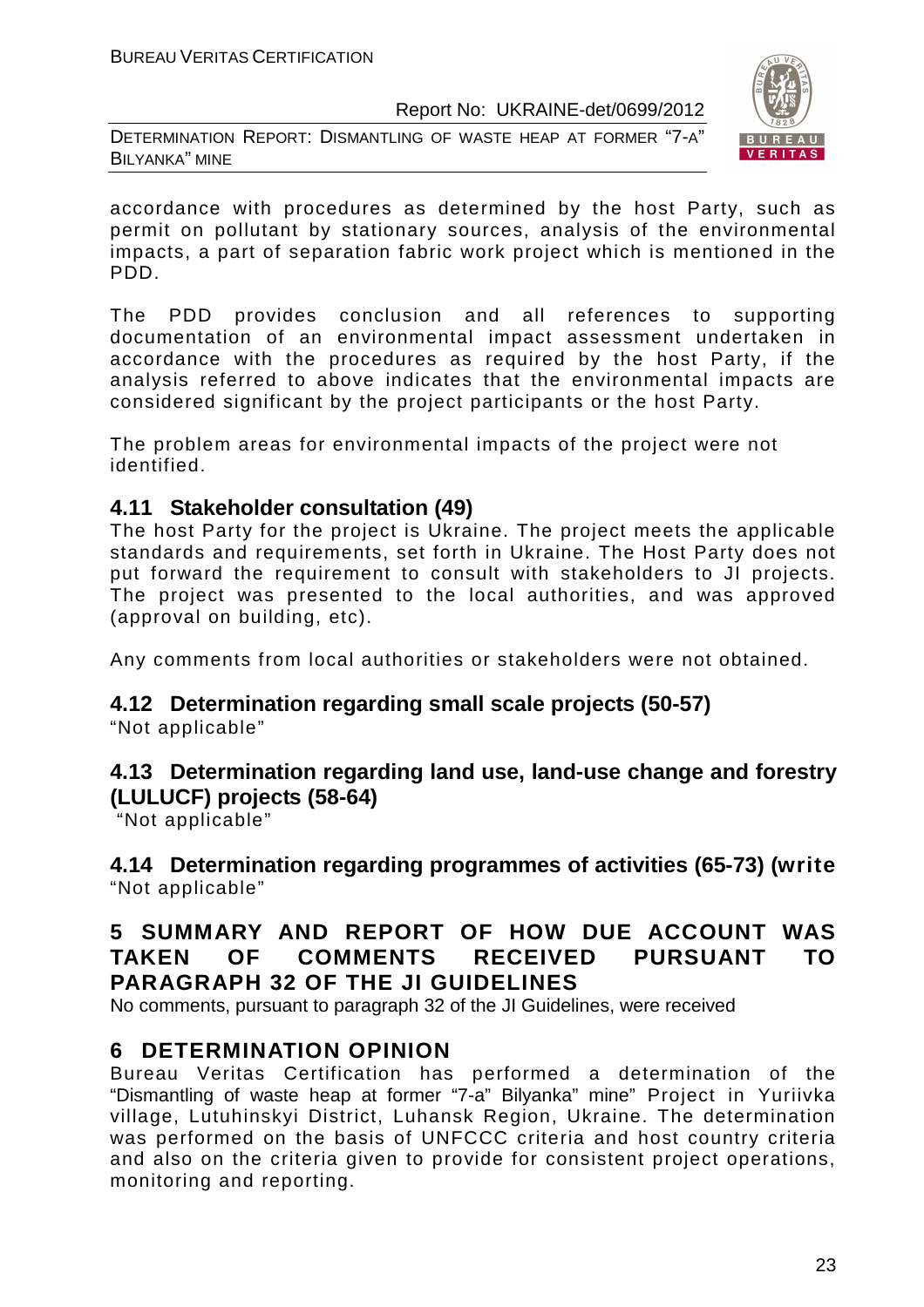accordance with procedures as determined by the host Party, such as permit on pollutant by stationary sources, analysis of the environmental impacts, a part of separation fabric work project which is mentioned in the PDD.

The PDD provides conclusion and all references to supporting documentation of an environmental impact assessment undertaken in accordance with the procedures as required by the host Party, if the analysis referred to above indicates that the environmental impacts are considered significant by the project participants or the host Party.

The problem areas for environmental impacts of the project were not identified.

## 4.11 Stakeholder consultation (49)

The host Party for the project is Ukraine. The project meets the applicable standards and requirements, set forth in Ukraine. The Host Party does not put forward the requirement to consult with stakeholders to JI projects. The project was presented to the local authorities, and was approved (approval on building, etc).

Any comments from local authorities or stakeholders were not obtained.

## 4.12 Determination regarding small scale projects (50-57)

"Not applicable"

## 4.13 Determination regarding land use, land-use change and forestry (LULUCF) projects (58-64)

"Not applicable"

## 4.14 Determination regarding programmes of activities (65-73) (write

"Not applicable"

# 5 SUMMARY AND REPORT OF HOW DUE ACCOUNT WAS TAKEN OF COMMENTS RECEIVED PURSUANT TO PARAGRAPH 32 OF THE JI GUIDELINES

No comments, pursuant to paragraph 32 of the JI Guidelines, were received

# 6 DETERMINATION OPINION

Bureau Veritas Certification has performed a determination of the "Dismantling of waste heap at former "7-a" Bilyanka" mine" Project in Yuriivka village, Lutuhinskyi District, Luhansk Region, Ukraine. The determination was performed on the basis of UNFCCC criteria and host country criteria and also on the criteria given to provide for consistent project operations, monitoring and reporting.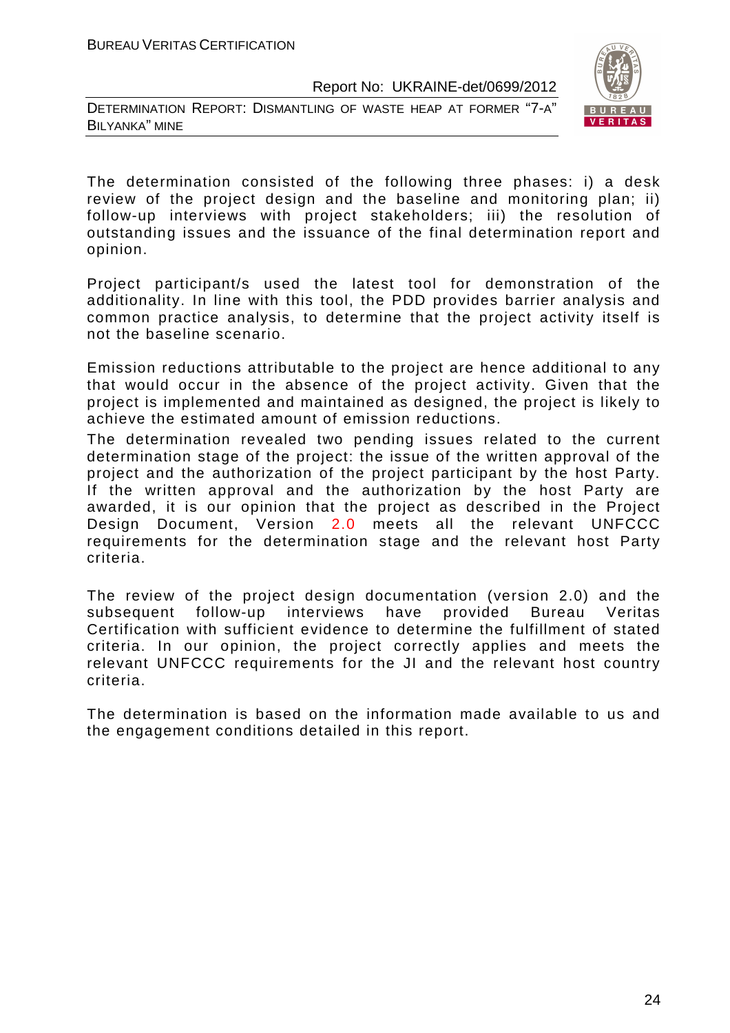The determination consisted of the following three phases: i) a desk review of the project design and the baseline and monitoring plan; ii) follow-up interviews with project stakeholders; iii) the resolution of outstanding issues and the issuance of the final determination report and opinion.

Project participant/s used the latest tool for demonstration of the additionality. In line with this tool, the PDD provides barrier analysis and common practice analysis, to determine that the project activity itself is not the baseline scenario.

Emission reductions attributable to the project are hence additional to any that would occur in the absence of the project activity. Given that the project is implemented and maintained as designed, the project is likely to achieve the estimated amount of emission reductions.

The determination revealed two pending issues related to the current determination stage of the project: the issue of the written approval of the project and the authorization of the project participant by the host Party. If the written approval and the authorization by the host Party are awarded, it is our opinion that the project as described in the Project Design Document, Version 2.0 meets all the relevant UNFCCC requirements for the determination stage and the relevant host Party criteria.

The review of the project design documentation (version 2.0) and the subsequent follow-up interviews have provided Bureau Veritas Certification with sufficient evidence to determine the fulfillment of stated criteria. In our opinion, the project correctly applies and meets the relevant UNFCCC requirements for the JI and the relevant host country criteria.

The determination is based on the information made available to us and the engagement conditions detailed in this report.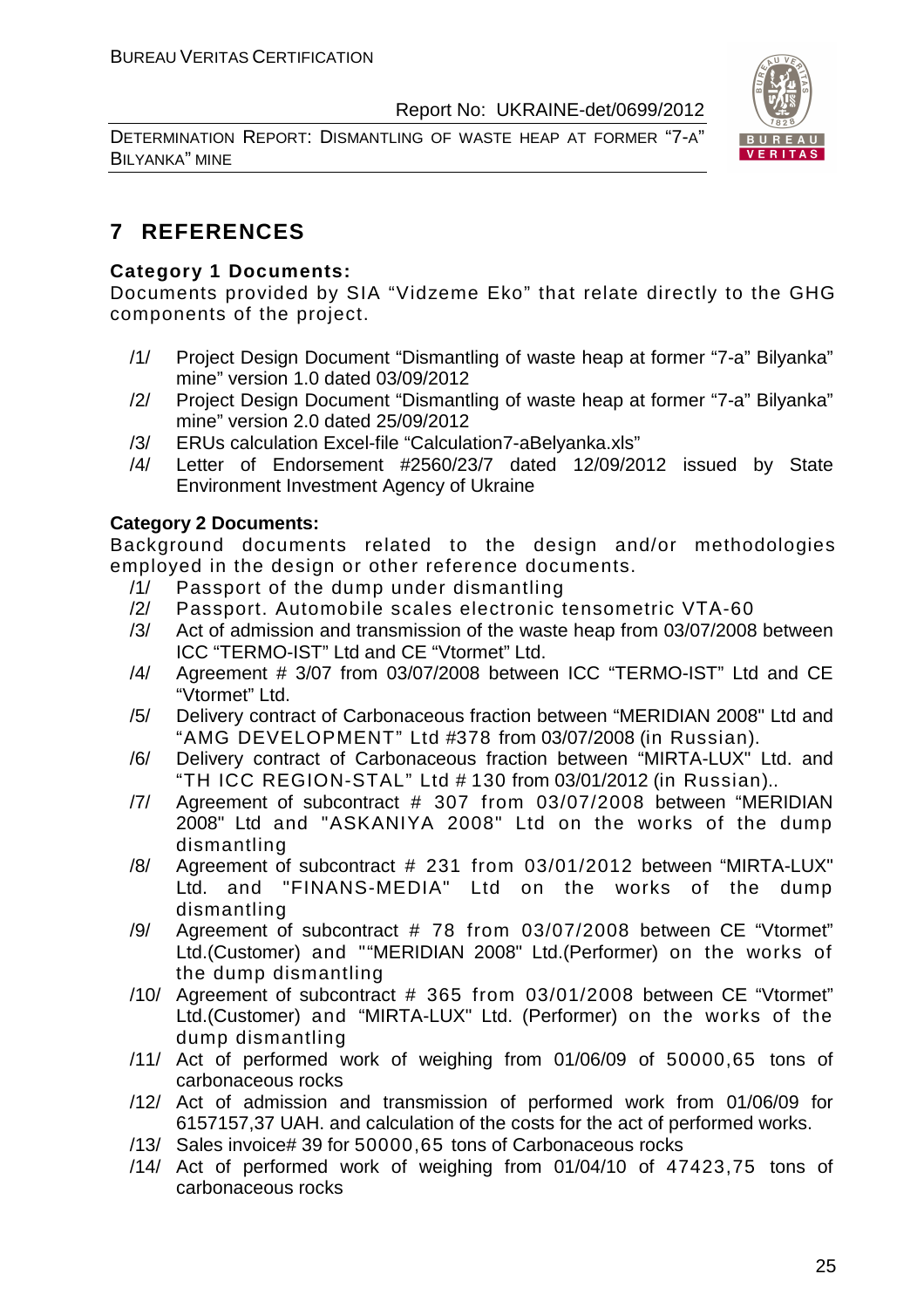# 7 REFERENCES

**Category 1 Documents:**

Documents provided by SIA "Vidzeme Eko" that relate directly to the GHG components of the project.

/1/ Project Design Document "Dismantling of waste heap at former "7-a" Bilyanka" mine" version 1.0 dated 03/09/2012

/2/ Project Design Document "Dismantling of waste heap at former "7-a" Bilyanka" mine" version 2.0 dated 25/09/2012

/3/ ERUs calculation Excel-file "Calculation7-aBelyanka.xls"

/4/ Letter of Endorsement #2560/23/7 dated 12/09/2012 issued by State Environment Investment Agency of Ukraine

**Category 2 Documents:**

Background documents related to the design and/or methodologies employed in the design or other reference documents.

/1/ Passport of the dump under dismantling

/2/ Passport. Automobile scales electronic tensometric VTA-60

/3/ Act of admission and transmission of the waste heap from 03/07/2008 between ICC "TERMO-IST" Ltd and CE "Vtormet" Ltd.

/4/ Agreement # 3/07 from 03/07/2008 between ICC "TERMO-IST" Ltd and CE "Vtormet" Ltd.

/5/ Delivery contract of Carbonaceous fraction between "MERIDIAN 2008" Ltd and "AMG DEVELOPMENT" Ltd #378 from 03/07/2008 (in Russian).

/6/ Delivery contract of Carbonaceous fraction between "MIRTA-LUX" Ltd. and "TH ICC REGION-STAL" Ltd # 130 from 03/01/2012 (in Russian)..

/7/ Agreement of subcontract # 307 from 03/07/2008 between "MERIDIAN 2008" Ltd and "ASKANIYA 2008" Ltd on the works of the dump dismantling

/8/ Agreement of subcontract # 231 from 03/01/2012 between "MIRTA-LUX" Ltd. and "FINANS-MEDIA" Ltd on the works of the dump dismantling

/9/ Agreement of subcontract # 78 from 03/07/2008 between CE "Vtormet" Ltd.(Customer) and ""MERIDIAN 2008" Ltd.(Performer) on the works of the dump dismantling

/10/ Agreement of subcontract # 365 from 03/01/2008 between CE "Vtormet" Ltd.(Customer) and "MIRTA-LUX" Ltd. (Performer) on the works of the dump dismantling

/11/ Act of performed work of weighing from 01/06/09 of 50000,65 tons of carbonaceous rocks

/12/ Act of admission and transmission of performed work from 01/06/09 for 6157157,37 UAH. and calculation of the costs for the act of performed works.

/13/ Sales invoice# 39 for 50000,65 tons of Carbonaceous rocks

/14/ Act of performed work of weighing from 01/04/10 of 47423,75 tons of carbonaceous rocks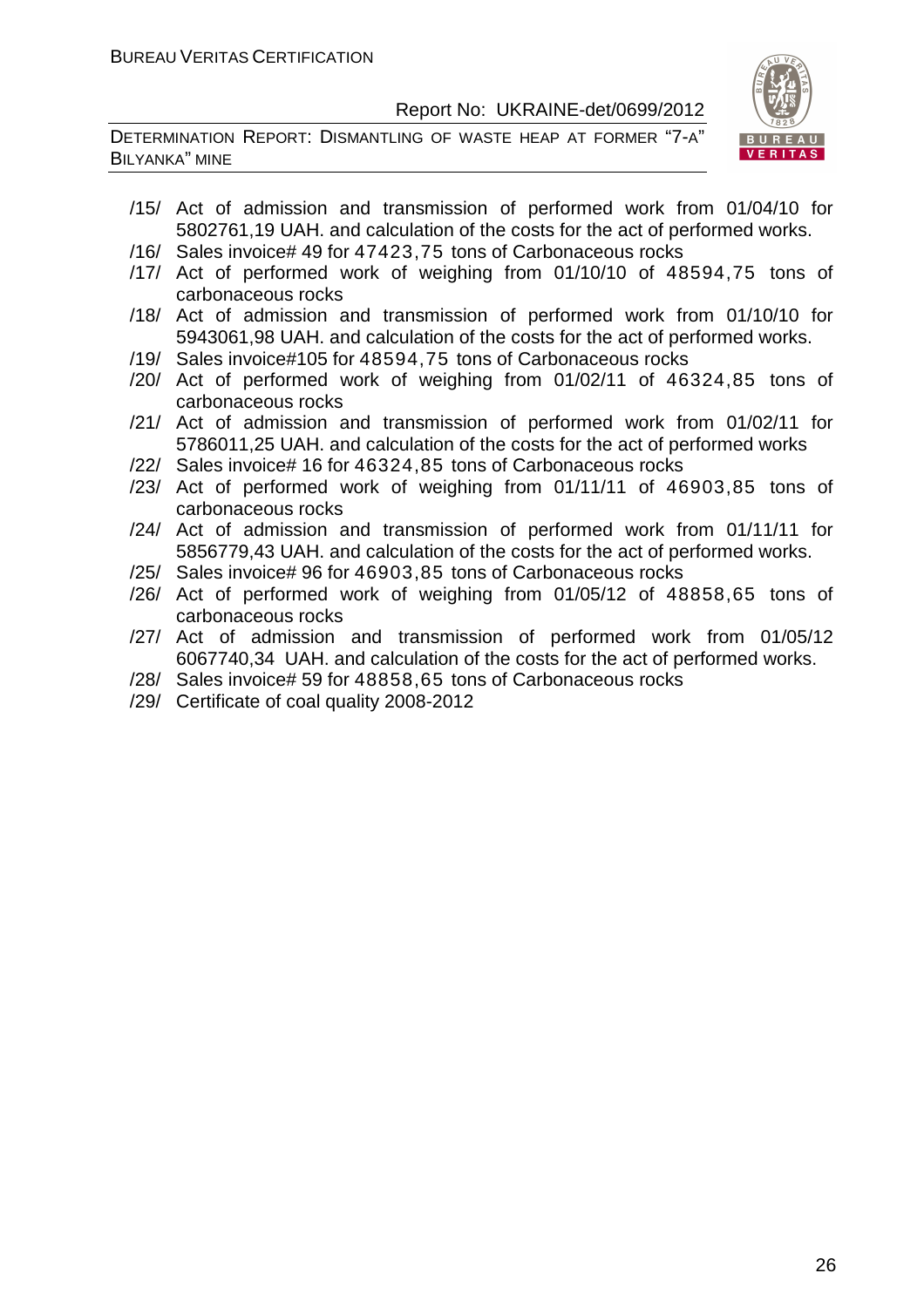/15/ Act of admission and transmission of performed work from 01/04/10 for 5802761,19 UAH. and calculation of the costs for the act of performed works.

/16/ Sales invoice# 49 for 47423,75 tons of Carbonaceous rocks

/17/ Act of performed work of weighing from 01/10/10 of 48594,75 tons of carbonaceous rocks

/18/ Act of admission and transmission of performed work from 01/10/10 for 5943061,98 UAH. and calculation of the costs for the act of performed works.

/19/ Sales invoice#105 for 48594,75 tons of Carbonaceous rocks

/20/ Act of performed work of weighing from 01/02/11 of 46324,85 tons of carbonaceous rocks

/21/ Act of admission and transmission of performed work from 01/02/11 for 5786011,25 UAH. and calculation of the costs for the act of performed works

/22/ Sales invoice# 16 for 46324,85 tons of Carbonaceous rocks

/23/ Act of performed work of weighing from 01/11/11 of 46903,85 tons of carbonaceous rocks

/24/ Act of admission and transmission of performed work from 01/11/11 for 5856779,43 UAH. and calculation of the costs for the act of performed works.

/25/ Sales invoice# 96 for 46903,85 tons of Carbonaceous rocks

/26/ Act of performed work of weighing from 01/05/12 of 48858,65 tons of carbonaceous rocks

/27/ Act of admission and transmission of performed work from 01/05/12 6067740,34 UAH. and calculation of the costs for the act of performed works.

/28/ Sales invoice# 59 for 48858,65 tons of Carbonaceous rocks

/29/ Certificate of coal quality 2008-2012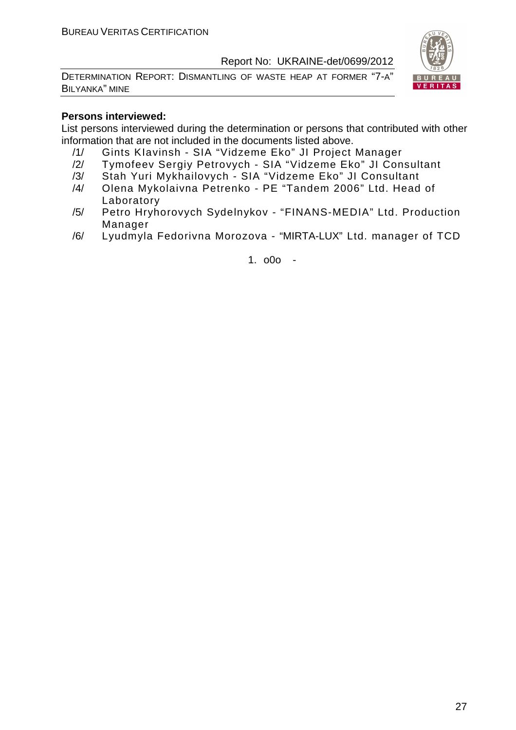**Persons interviewed:**

List persons interviewed during the determination or persons that contributed with other information that are not included in the documents listed above.

/1/ Gints Klavinsh - SIA "Vidzeme Eko" JI Project Manager

/2/ Tymofeev Sergiy Petrovych - SIA "Vidzeme Eko" JI Consultant

/3/ Stah Yuri Mykhailovych - SIA "Vidzeme Eko" JI Consultant

/4/ Olena Mykolaivna Petrenko - PE "Tandem 2006" Ltd. Head of Laboratory

/5/ Petro Hryhorovych Sydelnykov - "FINANS-MEDIA" Ltd. Production Manager

/6/ Lyudmyla Fedorivna Morozova - "MIRTA-LUX" Ltd. manager of TCD

1. o0o -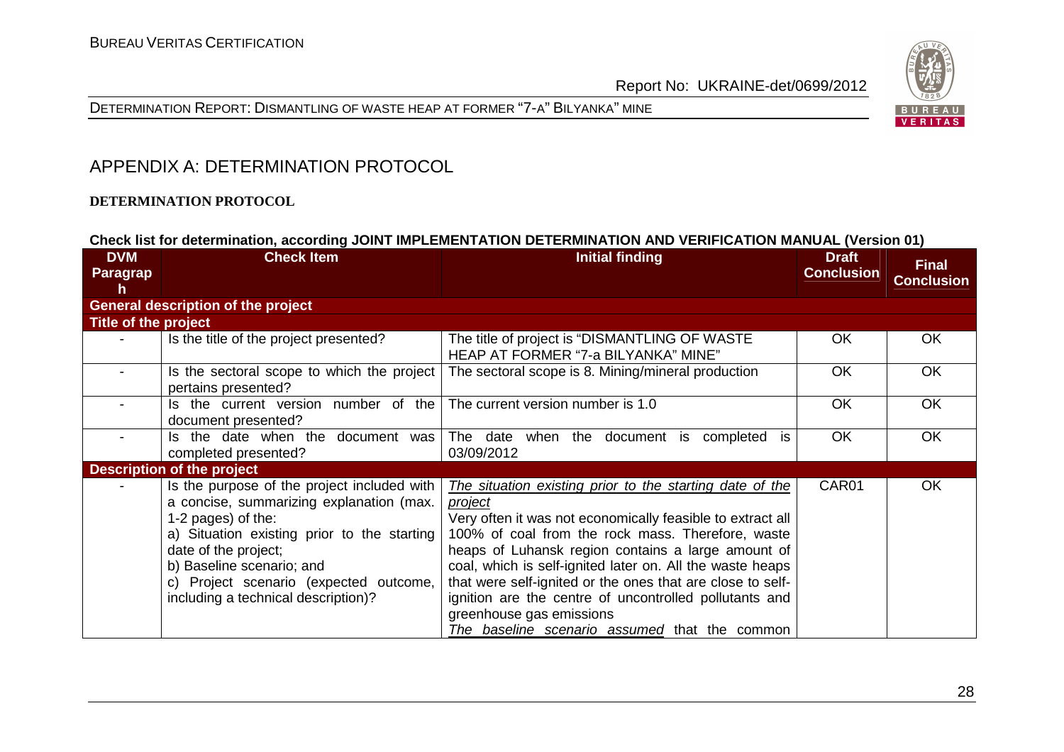# APPENDIX A: DETERMINATION PROTOCOL

**DETERMINATION PROTOCOL**

**Check list for determination, according JOINT IMPLEMENTATION DETERMINATION AND VERIFICATION MANUAL (Version 01)**

| DVM Paragraph | Check Item | Initial finding | Draft Conclusion | Final Conclusion |
|---|---|---|---|---|
| **General description of the project** | | | | |
| **Title of the project** | | | | |
| - | Is the title of the project presented? | The title of project is "DISMANTLING OF WASTE HEAP AT FORMER "7-a BILYANKA" MINE" | OK | OK |
| - | Is the sectoral scope to which the project pertains presented? | The sectoral scope is 8. Mining/mineral production | OK | OK |
| - | Is the current version number of the document presented? | The current version number is 1.0 | OK | OK |
| - | Is the date when the document was completed presented? | The date when the document is completed is 03/09/2012 | OK | OK |
| **Description of the project** | | | | |
| - | Is the purpose of the project included with a concise, summarizing explanation (max. 1-2 pages) of the:<br>a) Situation existing prior to the starting date of the project;<br>b) Baseline scenario; and<br>c) Project scenario (expected outcome, including a technical description)? | _The situation existing prior to the starting date of the project_<br>Very often it was not economically feasible to extract all 100% of coal from the rock mass. Therefore, waste heaps of Luhansk region contains a large amount of coal, which is self-ignited later on. All the waste heaps that were self-ignited or the ones that are close to self-ignition are the centre of uncontrolled pollutants and greenhouse gas emissions<br>_The baseline scenario assumed_ that the common | CAR01 | OK |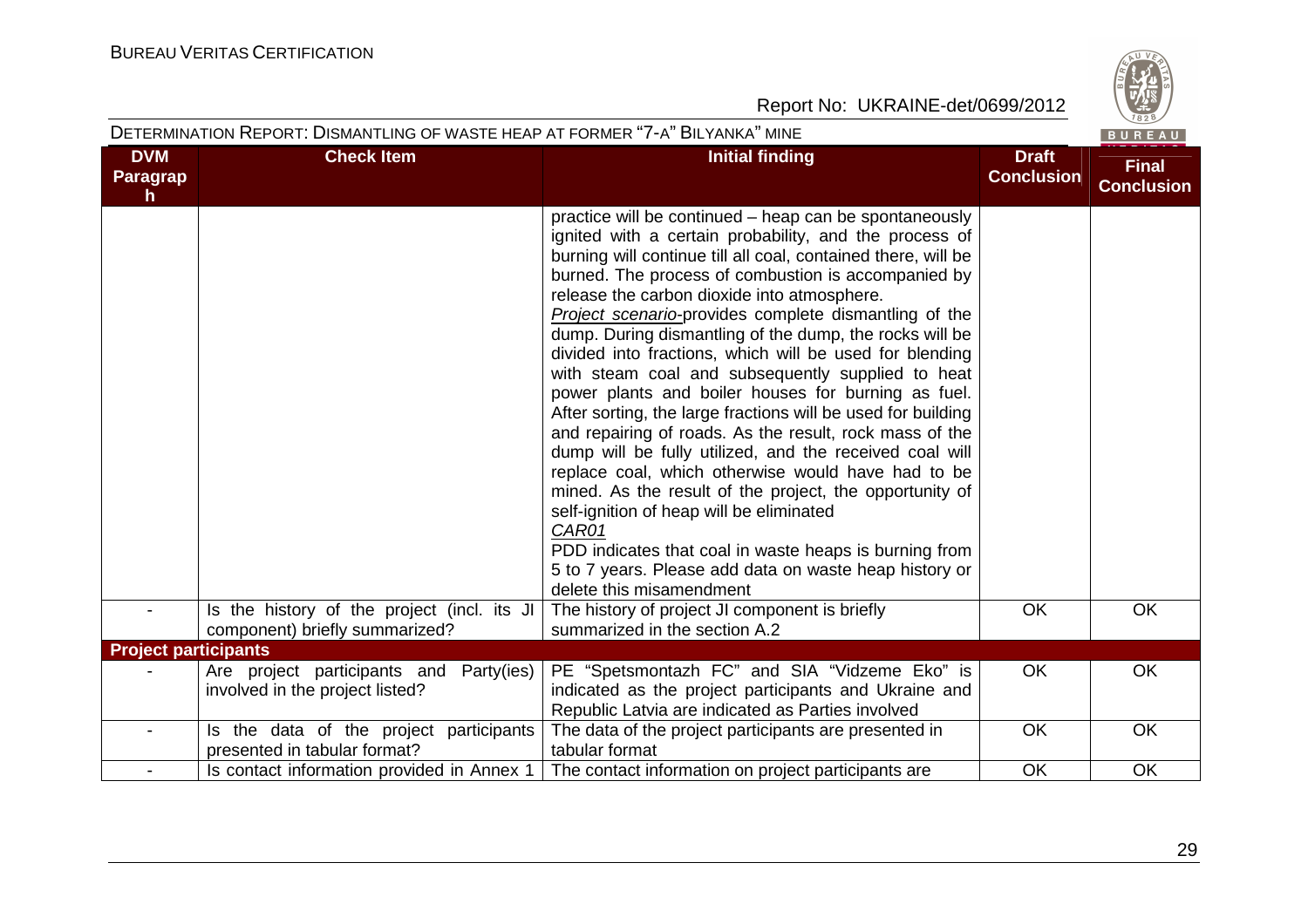| DVM Paragraph | Check Item | Initial finding | Draft Conclusion | Final Conclusion |
|---|---|---|---|---|
| | | practice will be continued – heap can be spontaneously ignited with a certain probability, and the process of burning will continue till all coal, contained there, will be burned. The process of combustion is accompanied by release the carbon dioxide into atmosphere.<br>*Project scenario*-provides complete dismantling of the dump. During dismantling of the dump, the rocks will be divided into fractions, which will be used for blending with steam coal and subsequently supplied to heat power plants and boiler houses for burning as fuel. After sorting, the large fractions will be used for building and repairing of roads. As the result, rock mass of the dump will be fully utilized, and the received coal will replace coal, which otherwise would have had to be mined. As the result of the project, the opportunity of self-ignition of heap will be eliminated<br>*CAR01*<br>PDD indicates that coal in waste heaps is burning from 5 to 7 years. Please add data on waste heap history or delete this misamendment | | |
| - | Is the history of the project (incl. its JI component) briefly summarized? | The history of project JI component is briefly summarized in the section A.2 | OK | OK |
| **Project participants** | | | | |
| - | Are project participants and Party(ies) involved in the project listed? | PE "Spetsmontazh FC" and SIA "Vidzeme Eko" is indicated as the project participants and Ukraine and Republic Latvia are indicated as Parties involved | OK | OK |
| - | Is the data of the project participants presented in tabular format? | The data of the project participants are presented in tabular format | OK | OK |
| - | Is contact information provided in Annex 1 | The contact information on project participants are | OK | OK |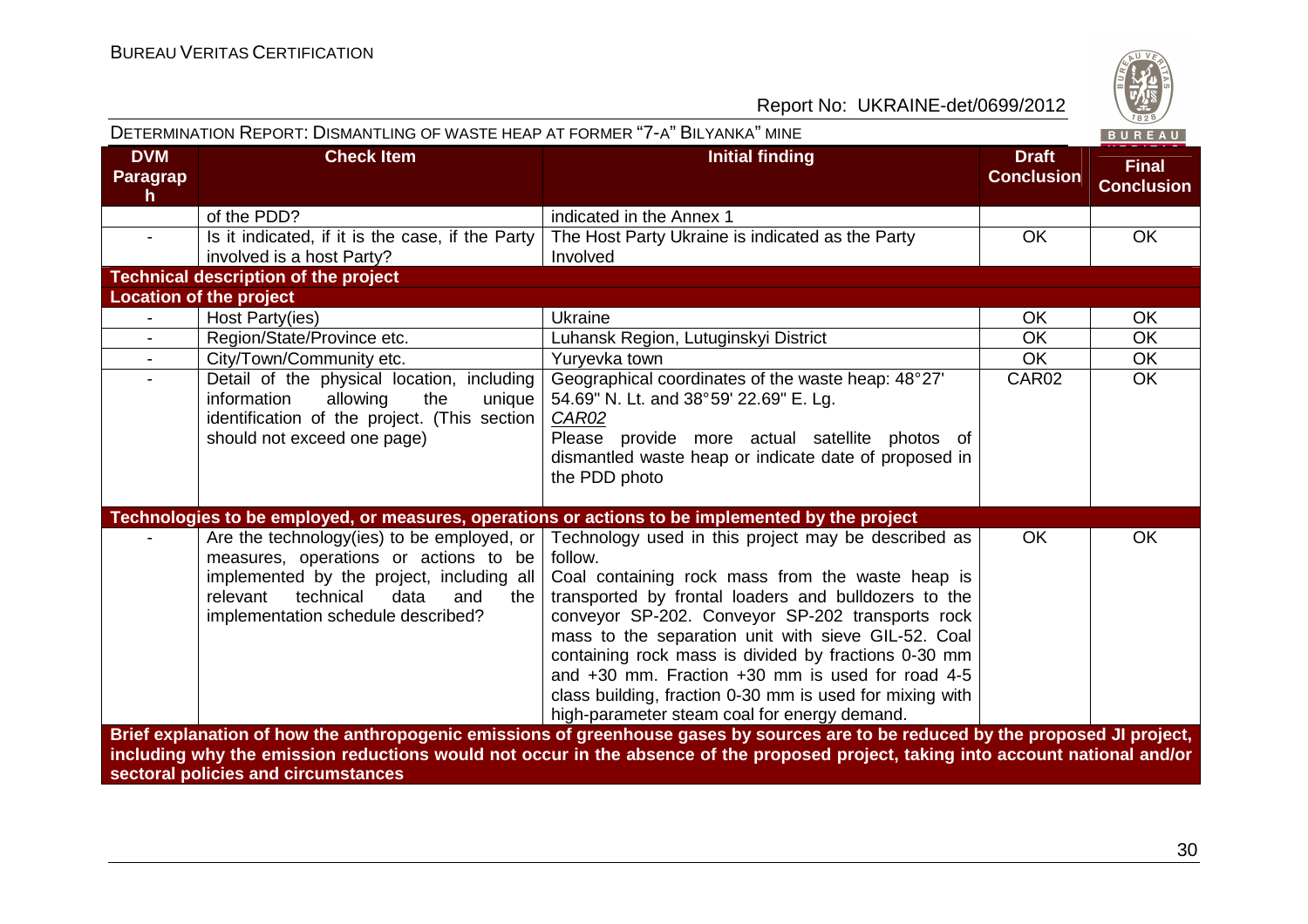| DVM Paragraph | Check Item | Initial finding | Draft Conclusion | Final Conclusion |
|---|---|---|---|---|
| | of the PDD? | indicated in the Annex 1 | | |
| - | Is it indicated, if it is the case, if the Party involved is a host Party? | The Host Party Ukraine is indicated as the Party Involved | OK | OK |
| **Technical description of the project** | | | | |
| **Location of the project** | | | | |
| - | Host Party(ies) | Ukraine | OK | OK |
| - | Region/State/Province etc. | Luhansk Region, Lutuginskyi District | OK | OK |
| - | City/Town/Community etc. | Yuryevka town | OK | OK |
| - | Detail of the physical location, including information allowing the unique identification of the project. (This section should not exceed one page) | Geographical coordinates of the waste heap: 48°27' 54.69" N. Lt. and 38°59' 22.69" E. Lg.<br>*CAR02*<br>Please provide more actual satellite photos of dismantled waste heap or indicate date of proposed in the PDD photo | CAR02 | OK |
| **Technologies to be employed, or measures, operations or actions to be implemented by the project** | | | | |
| - | Are the technology(ies) to be employed, or measures, operations or actions to be implemented by the project, including all relevant technical data and the implementation schedule described? | Technology used in this project may be described as follow.<br>Coal containing rock mass from the waste heap is transported by frontal loaders and bulldozers to the conveyor SP-202. Conveyor SP-202 transports rock mass to the separation unit with sieve GIL-52. Coal containing rock mass is divided by fractions 0-30 mm and +30 mm. Fraction +30 mm is used for road 4-5 class building, fraction 0-30 mm is used for mixing with high-parameter steam coal for energy demand. | OK | OK |
| **Brief explanation of how the anthropogenic emissions of greenhouse gases by sources are to be reduced by the proposed JI project, including why the emission reductions would not occur in the absence of the proposed project, taking into account national and/or sectoral policies and circumstances** | | | | |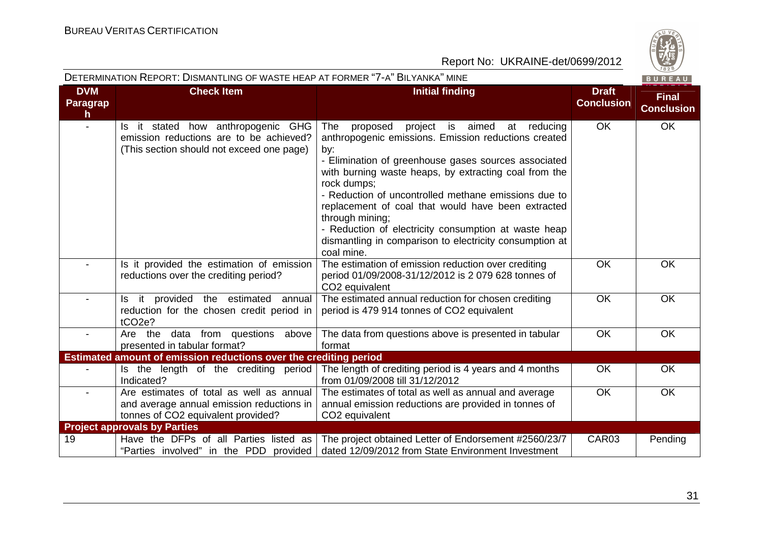| DVM Paragraph | Check Item | Initial finding | Draft Conclusion | Final Conclusion |
|---|---|---|---|---|
| - | Is it stated how anthropogenic GHG emission reductions are to be achieved? (This section should not exceed one page) | The proposed project is aimed at reducing anthropogenic emissions. Emission reductions created by:<br>- Elimination of greenhouse gases sources associated with burning waste heaps, by extracting coal from the rock dumps;<br>- Reduction of uncontrolled methane emissions due to replacement of coal that would have been extracted through mining;<br>- Reduction of electricity consumption at waste heap dismantling in comparison to electricity consumption at coal mine. | OK | OK |
| - | Is it provided the estimation of emission reductions over the crediting period? | The estimation of emission reduction over crediting period 01/09/2008-31/12/2012 is 2 079 628 tonnes of $CO_2$ equivalent | OK | OK |
| - | Is it provided the estimated annual reduction for the chosen credit period in $tCO_2e$? | The estimated annual reduction for chosen crediting period is 479 914 tonnes of $CO_2$ equivalent | OK | OK |
| - | Are the data from questions above presented in tabular format? | The data from questions above is presented in tabular format | OK | OK |
| **Estimated amount of emission reductions over the crediting period** | | | | |
| - | Is the length of the crediting period Indicated? | The length of crediting period is 4 years and 4 months from 01/09/2008 till 31/12/2012 | OK | OK |
| - | Are estimates of total as well as annual and average annual emission reductions in tonnes of $CO_2$ equivalent provided? | The estimates of total as well as annual and average annual emission reductions are provided in tonnes of $CO_2$ equivalent | OK | OK |
| **Project approvals by Parties** | | | | |
| 19 | Have the DFPs of all Parties listed as "Parties involved" in the PDD provided | The project obtained Letter of Endorsement #2560/23/7 dated 12/09/2012 from State Environment Investment | CAR03 | Pending |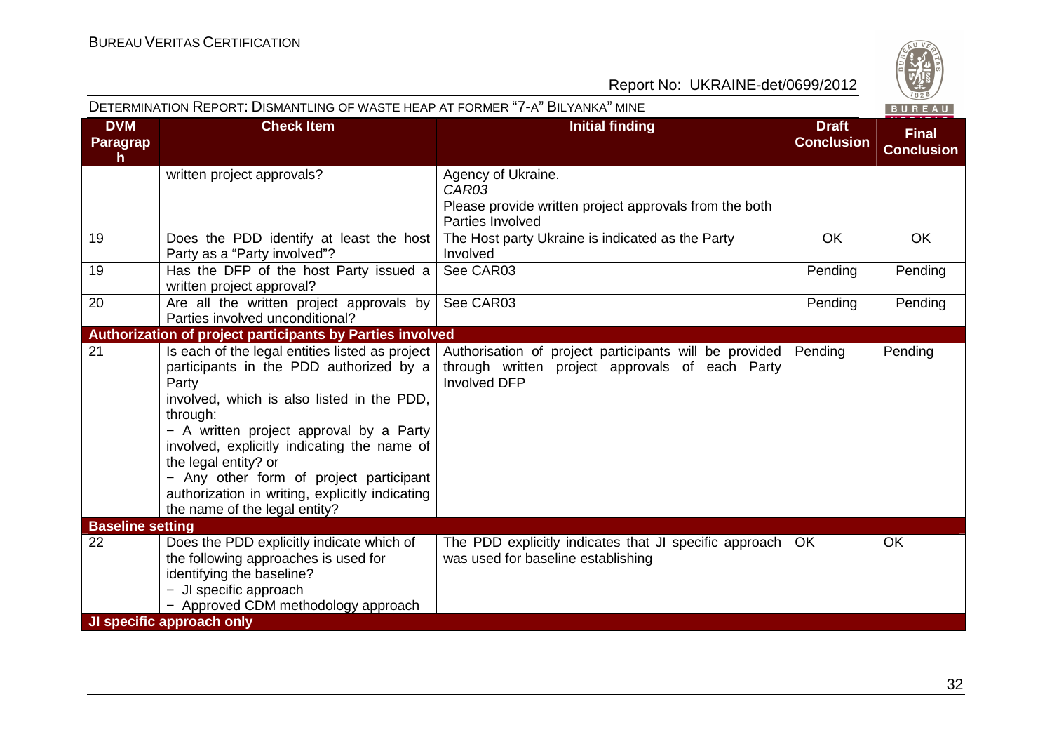| DVM Paragraph | Check Item | Initial finding | Draft Conclusion | Final Conclusion |
|---|---|---|---|---|
| | written project approvals? | Agency of Ukraine.<br>_CAR03_<br>Please provide written project approvals from the both Parties Involved | | |
| 19 | Does the PDD identify at least the host Party as a "Party involved"? | The Host party Ukraine is indicated as the Party Involved | OK | OK |
| 19 | Has the DFP of the host Party issued a written project approval? | See CAR03 | Pending | Pending |
| 20 | Are all the written project approvals by Parties involved unconditional? | See CAR03 | Pending | Pending |
| **Authorization of project participants by Parties involved** | | | | |
| 21 | Is each of the legal entities listed as project participants in the PDD authorized by a Party involved, which is also listed in the PDD, through:<br>− A written project approval by a Party involved, explicitly indicating the name of the legal entity? or<br>− Any other form of project participant authorization in writing, explicitly indicating the name of the legal entity? | Authorisation of project participants will be provided through written project approvals of each Party Involved DFP | Pending | Pending |
| **Baseline setting** | | | | |
| 22 | Does the PDD explicitly indicate which of the following approaches is used for identifying the baseline?<br>− JI specific approach<br>− Approved CDM methodology approach | The PDD explicitly indicates that JI specific approach was used for baseline establishing | OK | OK |
| **JI specific approach only** | | | | |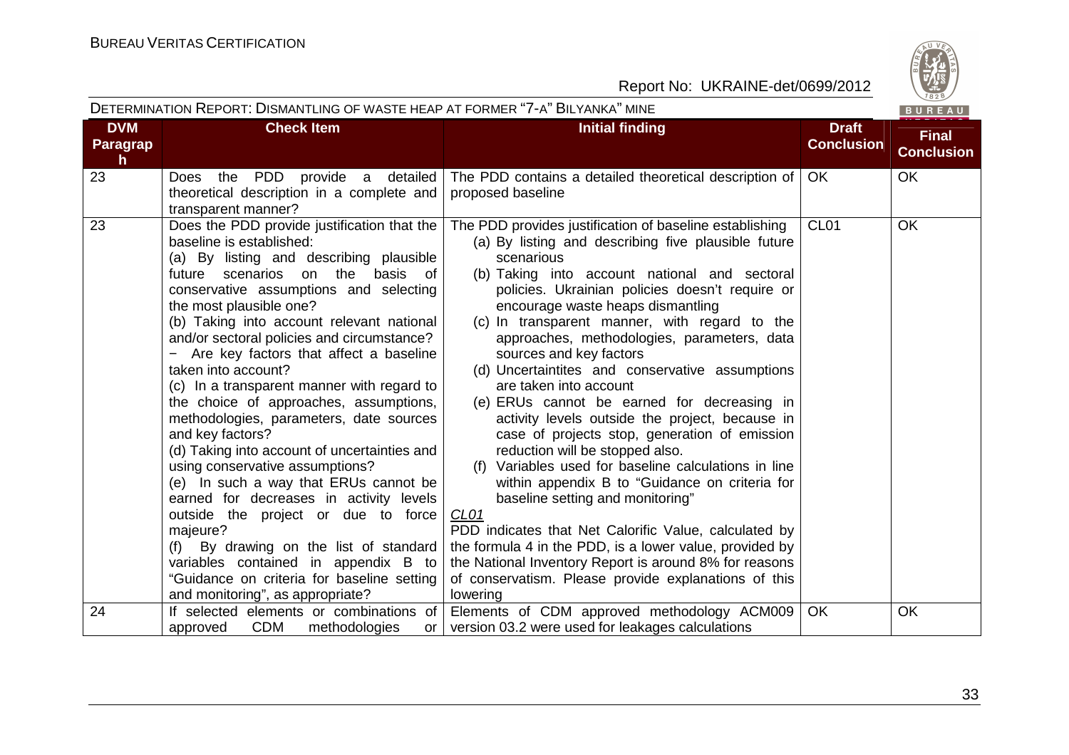| DVM Paragraph | Check Item | Initial finding | Draft Conclusion | Final Conclusion |
|---|---|---|---|---|
| 23 | Does the PDD provide a detailed theoretical description in a complete and transparent manner? | The PDD contains a detailed theoretical description of proposed baseline | OK | OK |
| 23 | Does the PDD provide justification that the baseline is established:<br>(a) By listing and describing plausible future scenarios on the basis of conservative assumptions and selecting the most plausible one?<br>(b) Taking into account relevant national and/or sectoral policies and circumstance?<br>− Are key factors that affect a baseline taken into account?<br>(c) In a transparent manner with regard to the choice of approaches, assumptions, methodologies, parameters, date sources and key factors?<br>(d) Taking into account of uncertainties and using conservative assumptions?<br>(e) In such a way that ERUs cannot be earned for decreases in activity levels outside the project or due to force majeure?<br>(f) By drawing on the list of standard variables contained in appendix B to "Guidance on criteria for baseline setting and monitoring", as appropriate? | The PDD provides justification of baseline establishing<br>(a) By listing and describing five plausible future scenarious<br>(b) Taking into account national and sectoral policies and policies. Ukrainian policies doesn't require or encourage waste heaps dismantling<br>(c) In transparent manner, with regard to the approaches, methodologies, parameters, data sources and key factors<br>(d) Uncertaintites and conservative assumptions are taken into account<br>(e) ERUs cannot be earned for decreasing in activity levels outside the project, because in case of projects stop, generation of emission reduction will be stopped also.<br>(f) Variables used for baseline calculations in line within appendix B to "Guidance on criteria for baseline setting and monitoring"<br>*CL01*<br>PDD indicates that Net Calorific Value, calculated by the formula 4 in the PDD, is a lower value, provided by the National Inventory Report is around 8% for reasons of conservatism. Please provide explanations of this lowering | CL01 | OK |
| 24 | If selected elements or combinations of approved CDM methodologies or | Elements of CDM approved methodology ACM009 version 03.2 were used for leakages calculations | OK | OK |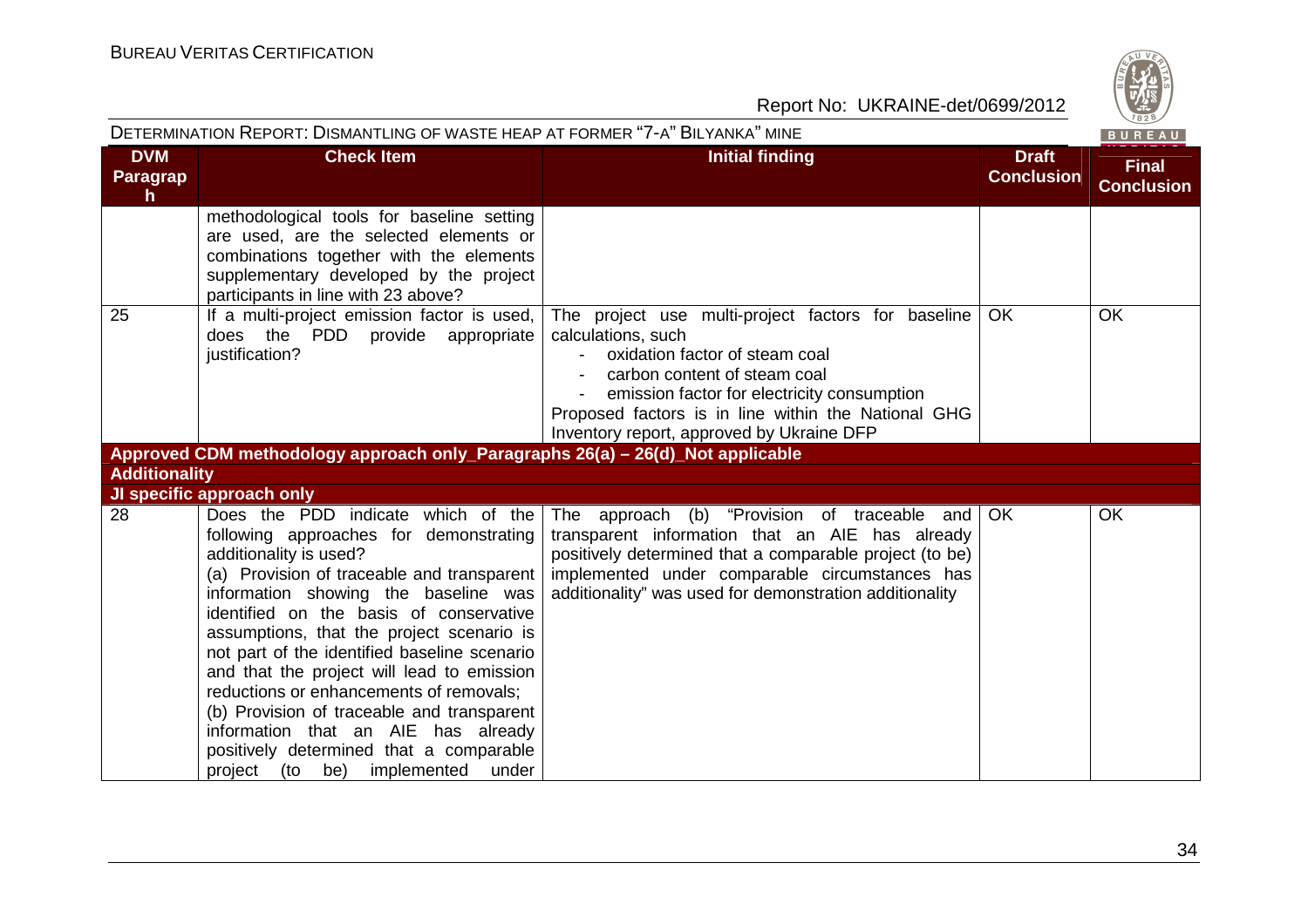| DVM Paragraph | Check Item | Initial finding | Draft Conclusion | Final Conclusion |
|---|---|---|---|---|
| | methodological tools for baseline setting are used, are the selected elements or combinations together with the elements supplementary developed by the project participants in line with 23 above? | | | |
| 25 | If a multi-project emission factor is used, does the PDD provide appropriate justification? | The project use multi-project factors for baseline calculations, such<br>- oxidation factor of steam coal<br>- carbon content of steam coal<br>- emission factor for electricity consumption<br>Proposed factors is in line within the National GHG Inventory report, approved by Ukraine DFP | OK | OK |
| **Approved CDM methodology approach only_Paragraphs 26(a) – 26(d)_Not applicable** | | | | |
| **Additionality** | | | | |
| **JI specific approach only** | | | | |
| 28 | Does the PDD indicate which of the following approaches for demonstrating additionality is used?<br>(a) Provision of traceable and transparent information showing the baseline was identified on the basis of conservative assumptions, that the project scenario is not part of the identified baseline scenario and that the project will lead to emission reductions or enhancements of removals;<br>(b) Provision of traceable and transparent information that an AIE has already positively determined that a comparable project (to be) implemented under | The approach (b) "Provision of traceable and transparent information that an AIE has already positively determined that a comparable project (to be) implemented under comparable circumstances has additionality" was used for demonstration additionality | OK | OK |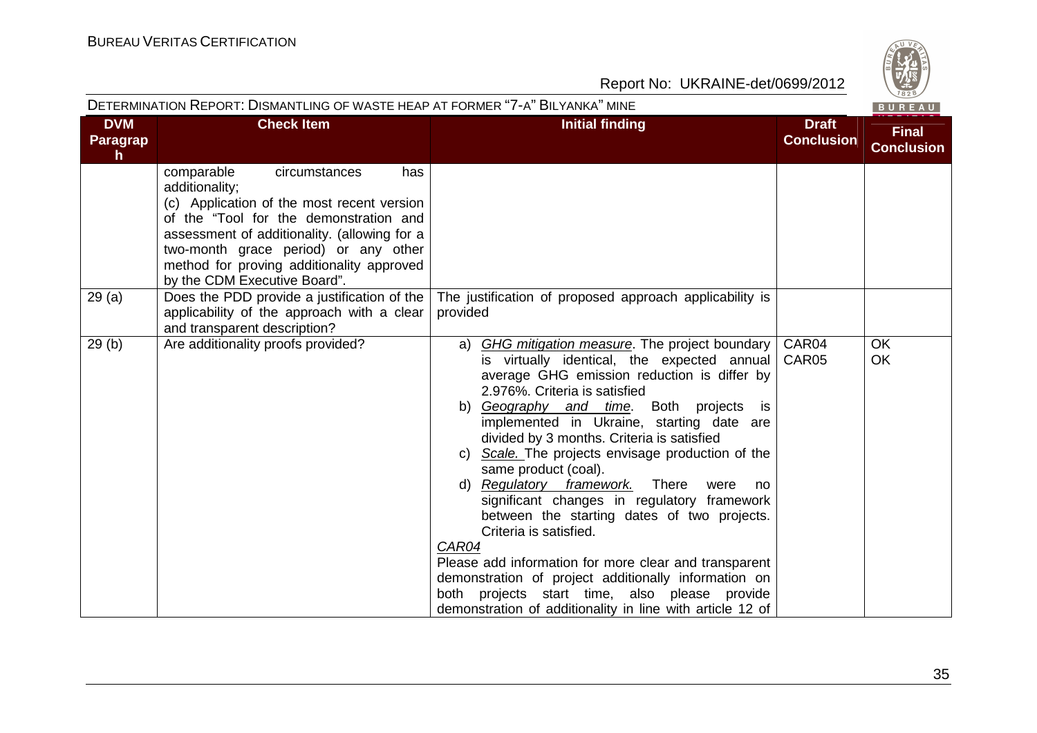| DVM Paragraph | Check Item | Initial finding | Draft Conclusion | Final Conclusion |
|---|---|---|---|---|
| | comparable circumstances has additionality;<br>(c) Application of the most recent version of the "Tool for the demonstration and assessment of additionality. (allowing for a two-month grace period) or any other method for proving additionality approved by the CDM Executive Board". | | | |
| 29 (a) | Does the PDD provide a justification of the applicability of the approach with a clear and transparent description? | The justification of proposed approach applicability is provided | | |
| 29 (b) | Are additionality proofs provided? | a) *GHG mitigation measure*. The project boundary is virtually identical, the expected annual average GHG emission reduction is differ by 2.976%. Criteria is satisfied<br>b) *Geography and time*. Both projects is implemented in Ukraine, starting date are divided by 3 months. Criteria is satisfied<br>c) *Scale.* The projects envisage production of the same product (coal).<br>d) *Regulatory framework.* There were no significant changes in regulatory framework between the starting dates of two projects. Criteria is satisfied.<br>*CAR04*<br>Please add information for more clear and transparent demonstration of project additionally information on both projects start time, also please provide demonstration of additionality in line with article 12 of | CAR04<br>CAR05 | OK<br>OK |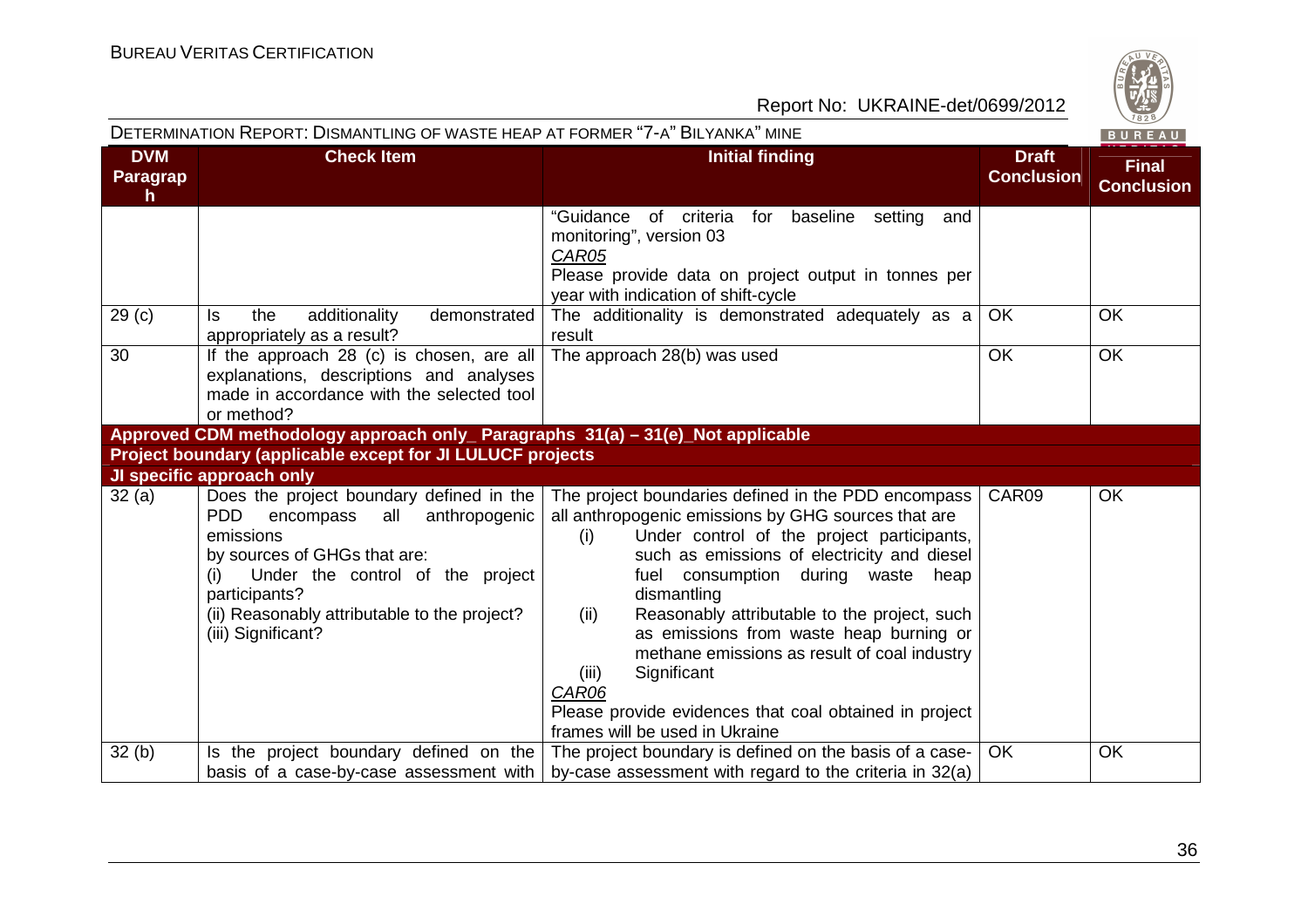| DVM Paragraph | Check Item | Initial finding | Draft Conclusion | Final Conclusion |
|---|---|---|---|---|
| | | "Guidance of criteria for baseline setting and monitoring", version 03<br>*CAR05*<br>Please provide data on project output in tonnes per year with indication of shift-cycle | | |
| 29 (c) | Is the additionality demonstrated appropriately as a result? | The additionality is demonstrated adequately as a result | OK | OK |
| 30 | If the approach 28 (c) is chosen, are all explanations, descriptions and analyses made in accordance with the selected tool or method? | The approach 28(b) was used | OK | OK |
| **Approved CDM methodology approach only_ Paragraphs 31(a) – 31(e)_Not applicable** | | | | |
| **Project boundary (applicable except for JI LULUCF projects** | | | | |
| **JI specific approach only** | | | | |
| 32 (a) | Does the project boundary defined in the PDD encompass all anthropogenic emissions by sources of GHGs that are:<br>(i) Under the control of the project participants?<br>(ii) Reasonably attributable to the project?<br>(iii) Significant? | The project boundaries defined in the PDD encompass all anthropogenic emissions by GHG sources that are<br>(i) Under control of the project participants, such as emissions of electricity and diesel fuel consumption during waste heap dismantling<br>(ii) Reasonably attributable to the project, such as emissions from waste heap burning or methane emissions as result of coal industry<br>(iii) Significant<br>*CAR06*<br>Please provide evidences that coal obtained in project frames will be used in Ukraine | CAR09 | OK |
| 32 (b) | Is the project boundary defined on the basis of a case-by-case assessment with | The project boundary is defined on the basis of a case-by-case assessment with regard to the criteria in 32(a) | OK | OK |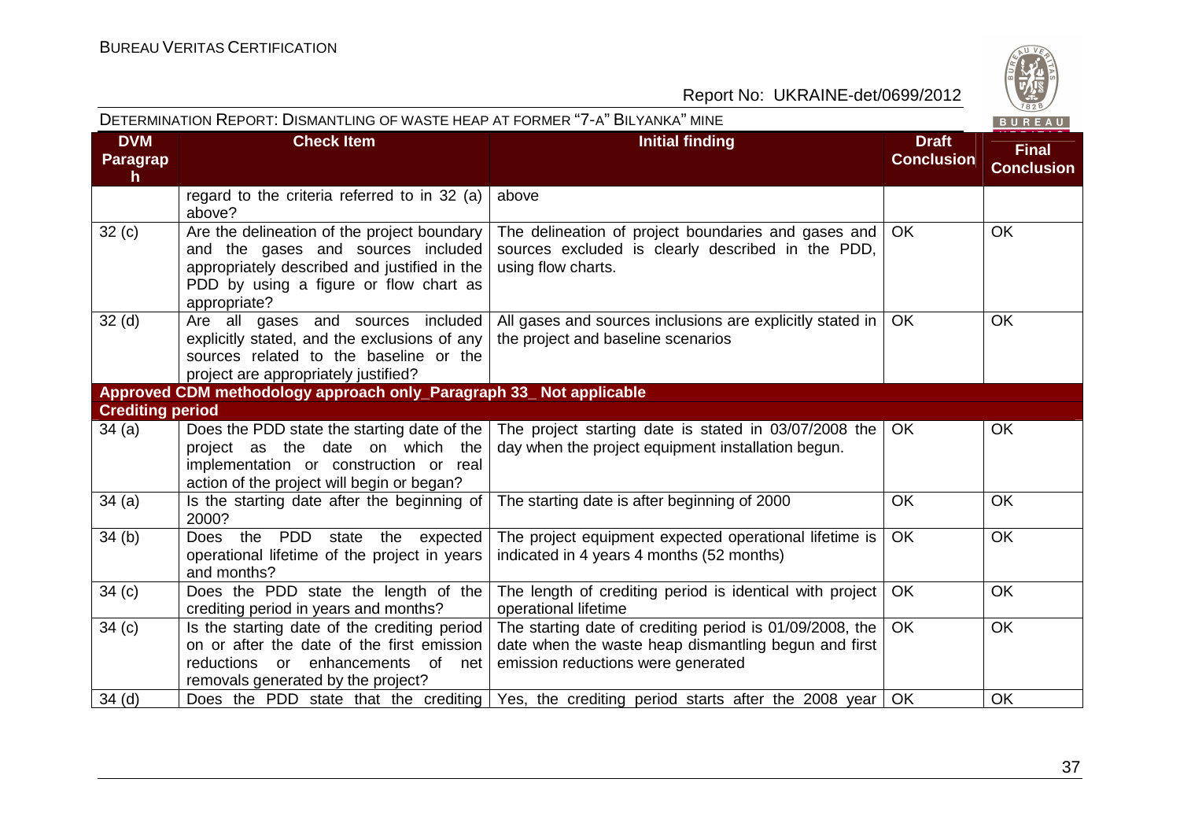| DVM Paragraph | Check Item | Initial finding | Draft Conclusion | Final Conclusion |
|---|---|---|---|---|
| | regard to the criteria referred to in 32 (a) above? | above | | |
| 32 (c) | Are the delineation of the project boundary and the gases and sources included appropriately described and justified in the PDD by using a figure or flow chart as appropriate? | The delineation of project boundaries and gases and sources excluded is clearly described in the PDD, using flow charts. | OK | OK |
| 32 (d) | Are all gases and sources included explicitly stated, and the exclusions of any sources related to the baseline or the project are appropriately justified? | All gases and sources inclusions are explicitly stated in the project and baseline scenarios | OK | OK |
| **Approved CDM methodology approach only_Paragraph 33_ Not applicable** | | | | |
| **Crediting period** | | | | |
| 34 (a) | Does the PDD state the starting date of the project as the date on which the implementation or construction or real action of the project will begin or began? | The project starting date is stated in 03/07/2008 the day when the project equipment installation begun. | OK | OK |
| 34 (a) | Is the starting date after the beginning of 2000? | The starting date is after beginning of 2000 | OK | OK |
| 34 (b) | Does the PDD state the expected operational lifetime of the project in years and months? | The project equipment expected operational lifetime is indicated in 4 years 4 months (52 months) | OK | OK |
| 34 (c) | Does the PDD state the length of the crediting period in years and months? | The length of crediting period is identical with project operational lifetime | OK | OK |
| 34 (c) | Is the starting date of the crediting period on or after the date of the first emission reductions or enhancements of net removals generated by the project? | The starting date of crediting period is 01/09/2008, the date when the waste heap dismantling begun and first emission reductions were generated | OK | OK |
| 34 (d) | Does the PDD state that the crediting | Yes, the crediting period starts after the 2008 year | OK | OK |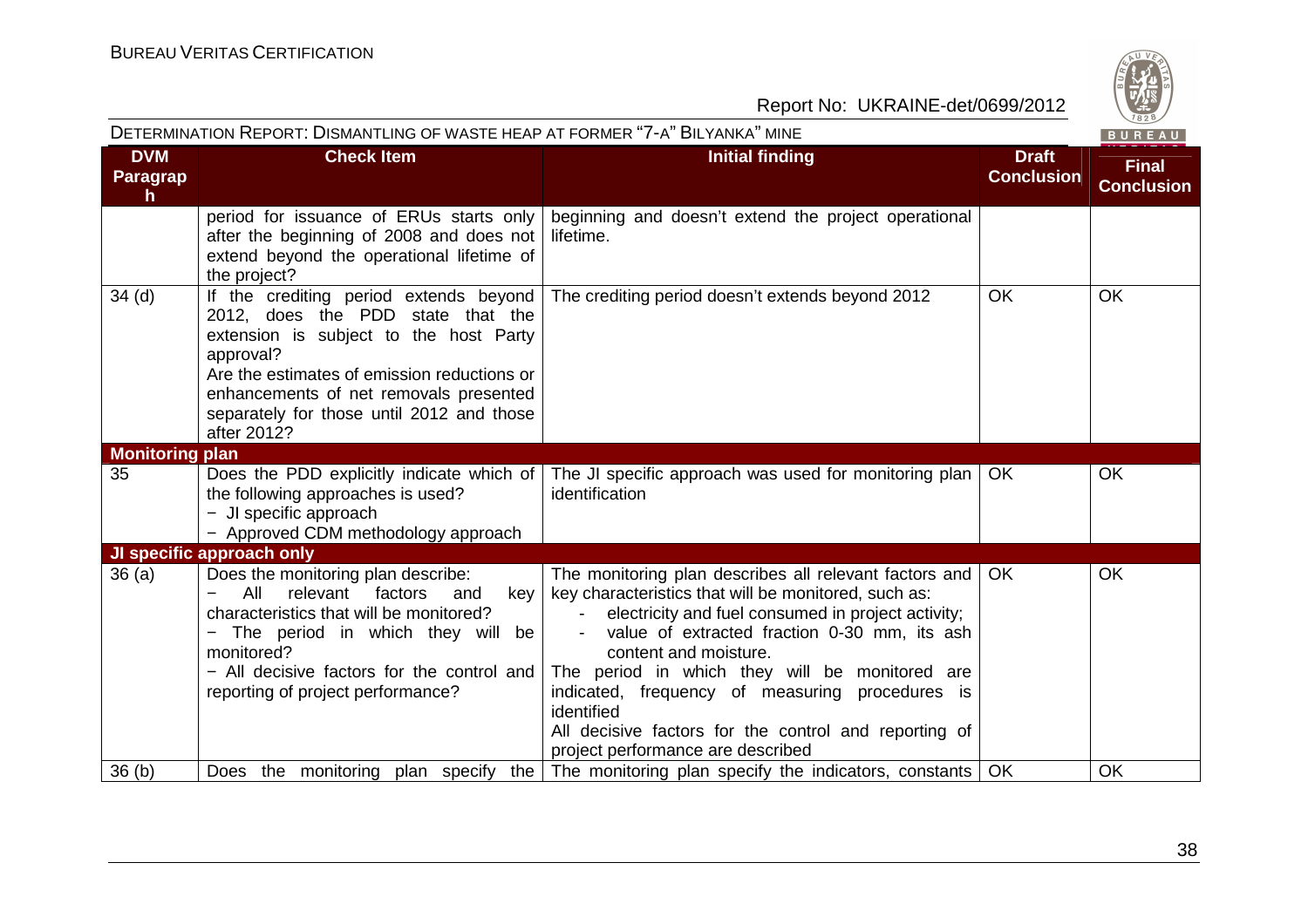| DVM Paragraph | Check Item | Initial finding | Draft Conclusion | Final Conclusion |
|---|---|---|---|---|
| | period for issuance of ERUs starts only after the beginning of 2008 and does not extend beyond the operational lifetime of the project? | beginning and doesn't extend the project operational lifetime. | | |
| 34 (d) | If the crediting period extends beyond 2012, does the PDD state that the extension is subject to the host Party approval?<br>Are the estimates of emission reductions or enhancements of net removals presented separately for those until 2012 and those after 2012? | The crediting period doesn't extends beyond 2012 | OK | OK |
| **Monitoring plan** | | | | |
| 35 | Does the PDD explicitly indicate which of the following approaches is used?<br>− JI specific approach<br>− Approved CDM methodology approach | The JI specific approach was used for monitoring plan identification | OK | OK |
| **JI specific approach only** | | | | |
| 36 (a) | Does the monitoring plan describe:<br>− All relevant factors and key characteristics that will be monitored?<br>− The period in which they will be monitored?<br>− All decisive factors for the control and reporting of project performance? | The monitoring plan describes all relevant factors and key characteristics that will be monitored, such as:<br>- electricity and fuel consumed in project activity;<br>- value of extracted fraction 0-30 mm, its ash content and moisture.<br>The period in which they will be monitored are indicated, frequency of measuring procedures is identified<br>All decisive factors for the control and reporting of project performance are described | OK | OK |
| 36 (b) | Does the monitoring plan specify the | The monitoring plan specify the indicators, constants | OK | OK |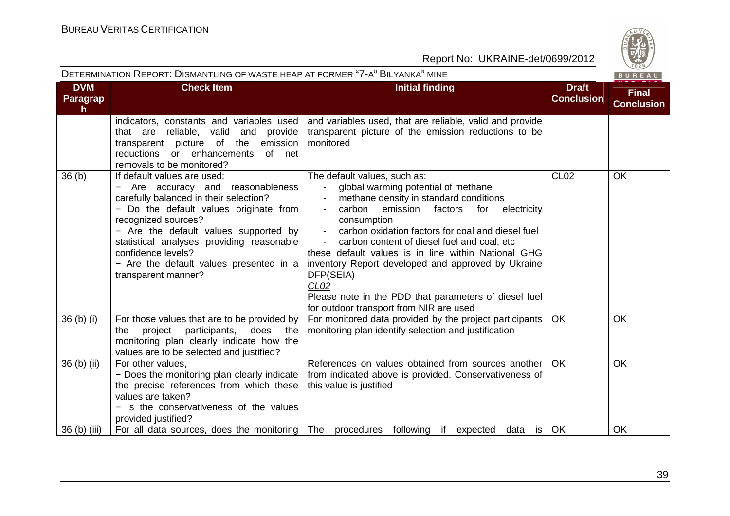| DVM Paragraph | Check Item | Initial finding | Draft Conclusion | Final Conclusion |
|---|---|---|---|---|
| | indicators, constants and variables used that are reliable, valid and provide transparent picture of the emission reductions or enhancements of net removals to be monitored? | and variables used, that are reliable, valid and provide transparent picture of the emission reductions to be monitored | | |
| 36 (b) | If default values are used:<br>− Are accuracy and reasonableness carefully balanced in their selection?<br>− Do the default values originate from recognized sources?<br>− Are the default values supported by statistical analyses providing reasonable confidence levels?<br>− Are the default values presented in a transparent manner? | The default values, such as:<br>- global warming potential of methane<br>- methane density in standard conditions<br>- carbon emission factors for electricity consumption<br>- carbon oxidation factors for coal and diesel fuel<br>- carbon content of diesel fuel and coal, etc<br>these default values is in line within National GHG inventory Report developed and approved by Ukraine DFP(SEIA)<br>*CL02*<br>Please note in the PDD that parameters of diesel fuel for outdoor transport from NIR are used | CL02 | OK |
| 36 (b) (i) | For those values that are to be provided by the project participants, does the monitoring plan clearly indicate how the values are to be selected and justified? | For monitored data provided by the project participants monitoring plan identify selection and justification | OK | OK |
| 36 (b) (ii) | For other values,<br>− Does the monitoring plan clearly indicate the precise references from which these values are taken?<br>− Is the conservativeness of the values provided justified? | References on values obtained from sources another from indicated above is provided. Conservativeness of this value is justified | OK | OK |
| 36 (b) (iii) | For all data sources, does the monitoring | The procedures following if expected data is | OK | OK |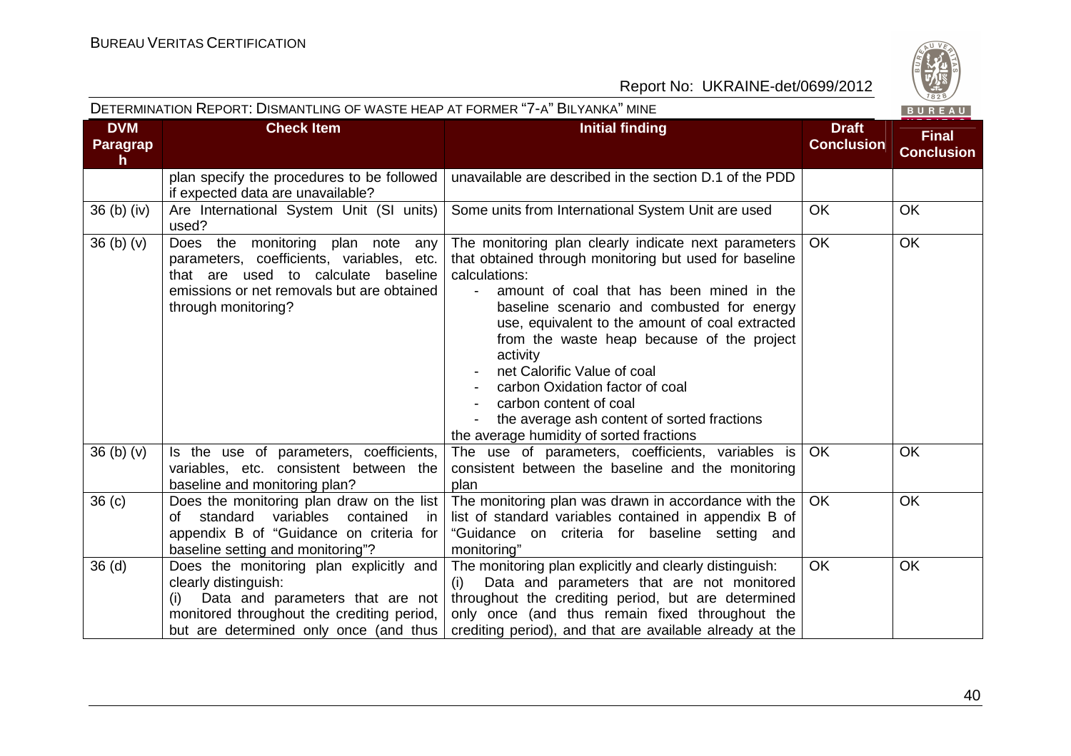| DVM Paragraph | Check Item | Initial finding | Draft Conclusion | Final Conclusion |
|---|---|---|---|---|
| | plan specify the procedures to be followed if expected data are unavailable? | unavailable are described in the section D.1 of the PDD | | |
| 36 (b) (iv) | Are International System Unit (SI units) used? | Some units from International System Unit are used | OK | OK |
| 36 (b) (v) | Does the monitoring plan note any parameters, coefficients, variables, etc. that are used to calculate baseline emissions or net removals but are obtained through monitoring? | The monitoring plan clearly indicate next parameters that obtained through monitoring but used for baseline calculations:<br>- amount of coal that has been mined in the baseline scenario and combusted for energy use, equivalent to the amount of coal extracted from the waste heap because of the project activity<br>- net Calorific Value of coal<br>- carbon Oxidation factor of coal<br>- carbon content of coal<br>- the average ash content of sorted fractions<br>the average humidity of sorted fractions | OK | OK |
| 36 (b) (v) | Is the use of parameters, coefficients, variables, etc. consistent between the baseline and monitoring plan? | The use of parameters, coefficients, variables is consistent between the baseline and the monitoring plan | OK | OK |
| 36 (c) | Does the monitoring plan draw on the list of standard variables contained in appendix B of "Guidance on criteria for baseline setting and monitoring"? | The monitoring plan was drawn in accordance with the list of standard variables contained in appendix B of "Guidance on criteria for baseline setting and monitoring" | OK | OK |
| 36 (d) | Does the monitoring plan explicitly and clearly distinguish:<br>(i) Data and parameters that are not monitored throughout the crediting period, but are determined only once (and thus | The monitoring plan explicitly and clearly distinguish:<br>(i) Data and parameters that are not monitored throughout the crediting period, but are determined only once (and thus remain fixed throughout the crediting period), and that are available already at the | OK | OK |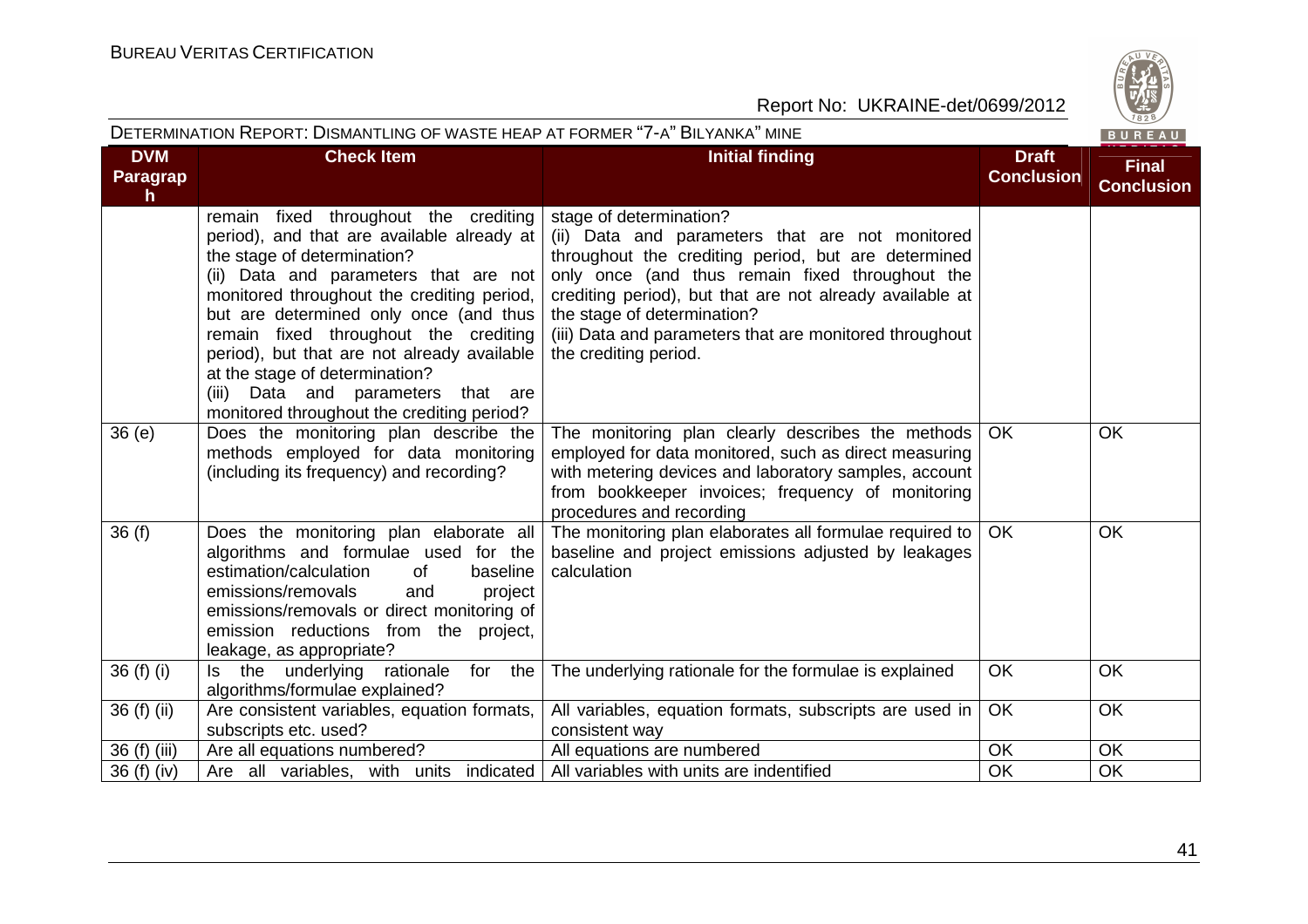| DVM Paragraph | Check Item | Initial finding | Draft Conclusion | Final Conclusion |
|---|---|---|---|---|
| | remain fixed throughout the crediting period), and that are available already at the stage of determination? (ii) Data and parameters that are not monitored throughout the crediting period, but are determined only once (and thus remain fixed throughout the crediting period), but that are not already available at the stage of determination? (iii) Data and parameters that are monitored throughout the crediting period? | stage of determination? (ii) Data and parameters that are not monitored throughout the crediting period, but are determined only once (and thus remain fixed throughout the crediting period), but that are not already available at the stage of determination? (iii) Data and parameters that are monitored throughout the crediting period. | | |
| 36 (e) | Does the monitoring plan describe the methods employed for data monitoring (including its frequency) and recording? | The monitoring plan clearly describes the methods employed for data monitored, such as direct measuring with metering devices and laboratory samples, account from bookkeeper invoices; frequency of monitoring procedures and recording | OK | OK |
| 36 (f) | Does the monitoring plan elaborate all algorithms and formulae used for the estimation/calculation of baseline emissions/removals and project emissions/removals or direct monitoring of emission reductions from the project, leakage, as appropriate? | The monitoring plan elaborates all formulae required to baseline and project emissions adjusted by leakages calculation | OK | OK |
| 36 (f) (i) | Is the underlying rationale for the algorithms/formulae explained? | The underlying rationale for the formulae is explained | OK | OK |
| 36 (f) (ii) | Are consistent variables, equation formats, subscripts etc. used? | All variables, equation formats, subscripts are used in consistent way | OK | OK |
| 36 (f) (iii) | Are all equations numbered? | All equations are numbered | OK | OK |
| 36 (f) (iv) | Are all variables, with units indicated | All variables with units are indentified | OK | OK |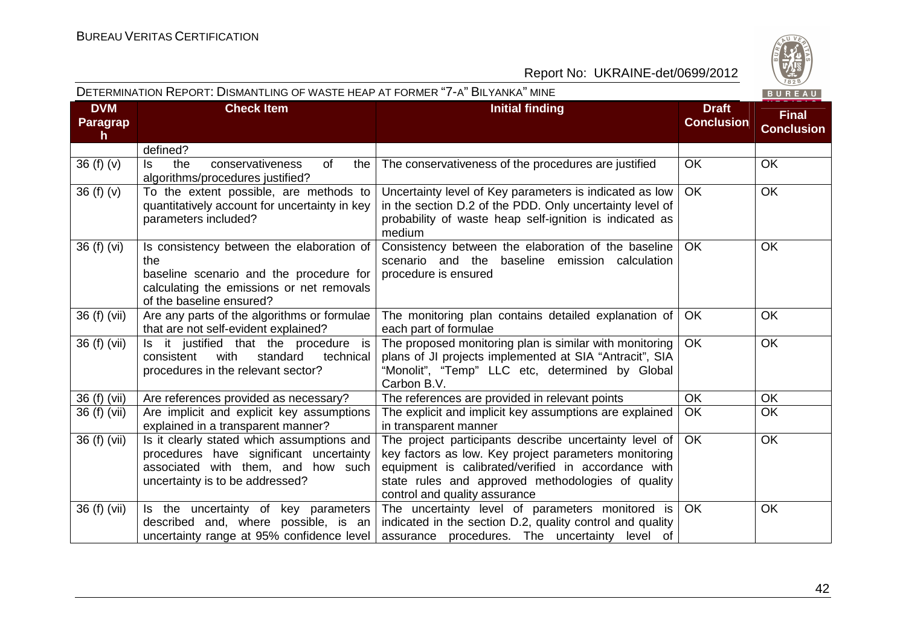| DVM Paragraph | Check Item | Initial finding | Draft Conclusion | Final Conclusion |
|---|---|---|---|---|
| | defined? | | | |
| 36 (f) (v) | Is the conservativeness of the algorithms/procedures justified? | The conservativeness of the procedures are justified | OK | OK |
| 36 (f) (v) | To the extent possible, are methods to quantitatively account for uncertainty in key parameters included? | Uncertainty level of Key parameters is indicated as low in the section D.2 of the PDD. Only uncertainty level of probability of waste heap self-ignition is indicated as medium | OK | OK |
| 36 (f) (vi) | Is consistency between the elaboration of the baseline scenario and the procedure for calculating the emissions or net removals of the baseline ensured? | Consistency between the elaboration of the baseline scenario and the baseline emission calculation procedure is ensured | OK | OK |
| 36 (f) (vii) | Are any parts of the algorithms or formulae that are not self-evident explained? | The monitoring plan contains detailed explanation of each part of formulae | OK | OK |
| 36 (f) (vii) | Is it justified that the procedure is consistent with standard technical procedures in the relevant sector? | The proposed monitoring plan is similar with monitoring plans of JI projects implemented at SIA "Antracit", SIA "Monolit", "Temp" LLC etc, determined by Global Carbon B.V. | OK | OK |
| 36 (f) (vii) | Are references provided as necessary? | The references are provided in relevant points | OK | OK |
| 36 (f) (vii) | Are implicit and explicit key assumptions explained in a transparent manner? | The explicit and implicit key assumptions are explained in transparent manner | OK | OK |
| 36 (f) (vii) | Is it clearly stated which assumptions and procedures have significant uncertainty associated with them, and how such uncertainty is to be addressed? | The project participants describe uncertainty level of key factors as low. Key project parameters monitoring equipment is calibrated/verified in accordance with state rules and approved methodologies of quality control and quality assurance | OK | OK |
| 36 (f) (vii) | Is the uncertainty of key parameters described and, where possible, is an uncertainty range at 95% confidence level | The uncertainty level of parameters monitored is indicated in the section D.2, quality control and quality assurance procedures. The uncertainty level of | OK | OK |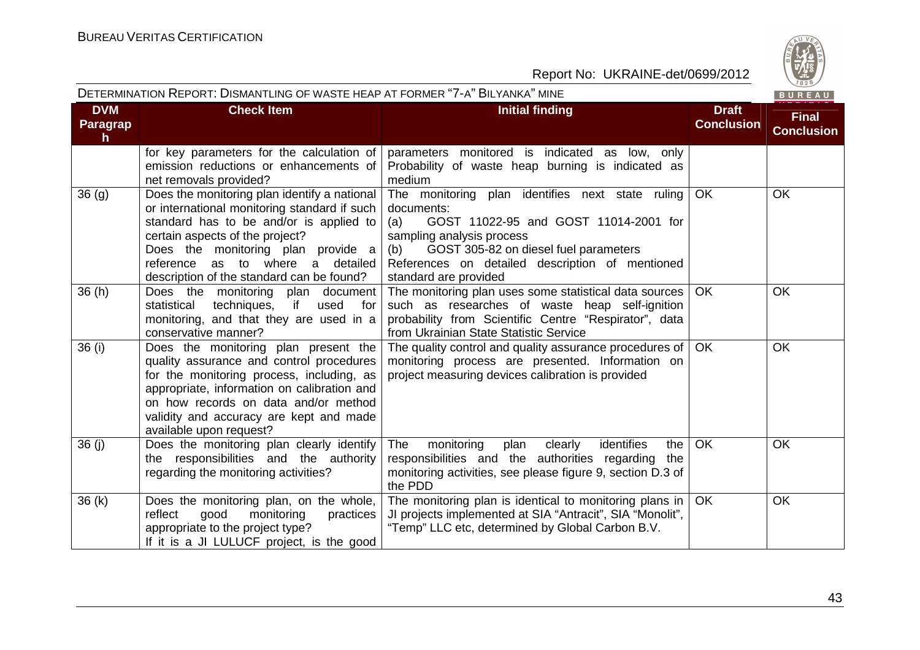| DVM Paragraph | Check Item | Initial finding | Draft Conclusion | Final Conclusion |
|---|---|---|---|---|
| | for key parameters for the calculation of emission reductions or enhancements of net removals provided? | parameters monitored is indicated as low, only Probability of waste heap burning is indicated as medium | | |
| 36 (g) | Does the monitoring plan identify a national or international monitoring standard if such standard has to be and/or is applied to certain aspects of the project?<br>Does the monitoring plan provide a reference as to where a detailed description of the standard can be found? | The monitoring plan identifies next state ruling documents:<br>(a) GOST 11022-95 and GOST 11014-2001 for sampling analysis process<br>(b) GOST 305-82 on diesel fuel parameters<br>References on detailed description of mentioned standard are provided | OK | OK |
| 36 (h) | Does the monitoring plan document statistical techniques, if used for monitoring, and that they are used in a conservative manner? | The monitoring plan uses some statistical data sources such as researches of waste heap self-ignition probability from Scientific Centre "Respirator", data from Ukrainian State Statistic Service | OK | OK |
| 36 (i) | Does the monitoring plan present the quality assurance and control procedures for the monitoring process, including, as appropriate, information on calibration and on how records on data and/or method validity and accuracy are kept and made available upon request? | The quality control and quality assurance procedures of monitoring process are presented. Information on project measuring devices calibration is provided | OK | OK |
| 36 (j) | Does the monitoring plan clearly identify the responsibilities and the authority regarding the monitoring activities? | The monitoring plan clearly identifies the responsibilities and the authorities regarding the monitoring activities, see please figure 9, section D.3 of the PDD | OK | OK |
| 36 (k) | Does the monitoring plan, on the whole, reflect good monitoring practices appropriate to the project type?<br>If it is a JI LULUCF project, is the good | The monitoring plan is identical to monitoring plans in JI projects implemented at SIA "Antracit", SIA "Monolit", "Temp" LLC etc, determined by Global Carbon B.V. | OK | OK |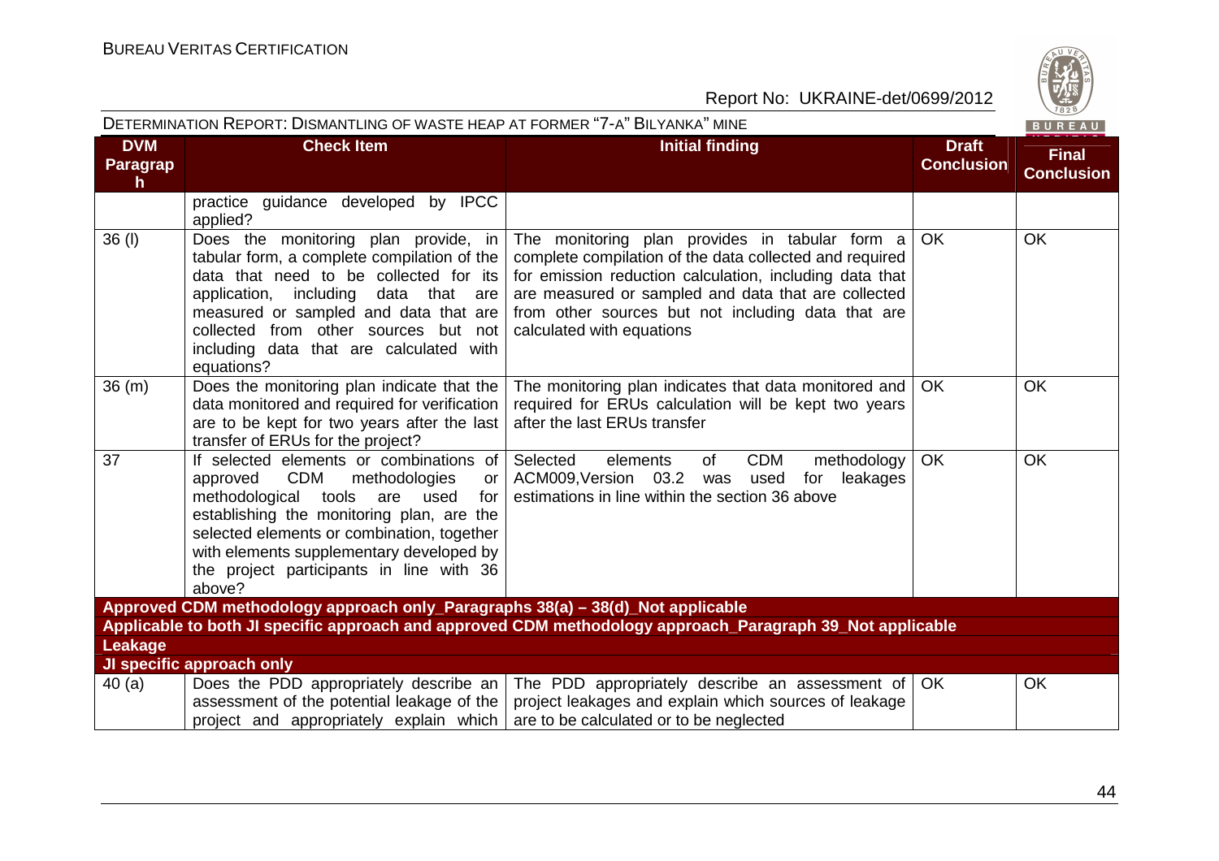| DVM Paragraph | Check Item | Initial finding | Draft Conclusion | Final Conclusion |
|---|---|---|---|---|
| | practice guidance developed by IPCC applied? | | | |
| 36 (l) | Does the monitoring plan provide, in tabular form, a complete compilation of the data that need to be collected for its application, including data that are measured or sampled and data that are collected from other sources but not including data that are calculated with equations? | The monitoring plan provides in tabular form a complete compilation of the data collected and required for emission reduction calculation, including data that are measured or sampled and data that are collected from other sources but not including data that are calculated with equations | OK | OK |
| 36 (m) | Does the monitoring plan indicate that the data monitored and required for verification are to be kept for two years after the last transfer of ERUs for the project? | The monitoring plan indicates that data monitored and required for ERUs calculation will be kept two years after the last ERUs transfer | OK | OK |
| 37 | If selected elements or combinations of approved CDM methodologies or methodological tools are used for establishing the monitoring plan, are the selected elements or combination, together with elements supplementary developed by the project participants in line with 36 above? | Selected elements of CDM methodology ACM009,Version 03.2 was used for leakages estimations in line within the section 36 above | OK | OK |
| **Approved CDM methodology approach only_Paragraphs 38(a) – 38(d)_Not applicable** | | | | |
| **Applicable to both JI specific approach and approved CDM methodology approach_Paragraph 39_Not applicable** | | | | |
| **Leakage** | | | | |
| **JI specific approach only** | | | | |
| 40 (a) | Does the PDD appropriately describe an assessment of the potential leakage of the project and appropriately explain which | The PDD appropriately describe an assessment of project leakages and explain which sources of leakage are to be calculated or to be neglected | OK | OK |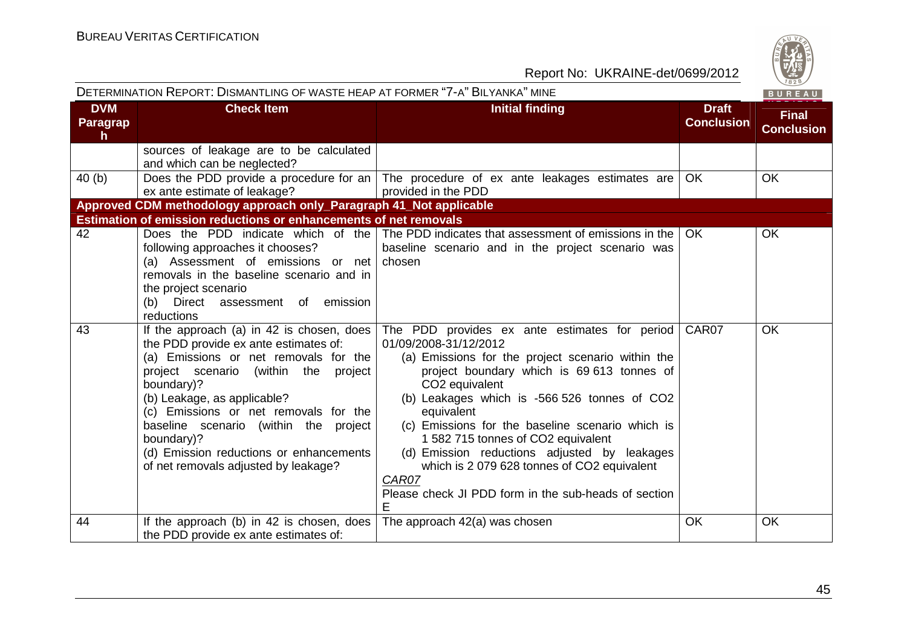| DVM Paragraph | Check Item | Initial finding | Draft Conclusion | Final Conclusion |
|---|---|---|---|---|
| | sources of leakage are to be calculated and which can be neglected? | | | |
| 40 (b) | Does the PDD provide a procedure for an ex ante estimate of leakage? | The procedure of ex ante leakages estimates are provided in the PDD | OK | OK |
| **Approved CDM methodology approach only_Paragraph 41_Not applicable** | | | | |
| **Estimation of emission reductions or enhancements of net removals** | | | | |
| 42 | Does the PDD indicate which of the following approaches it chooses?<br>(a) Assessment of emissions or net removals in the baseline scenario and in the project scenario<br>(b) Direct assessment of emission reductions | The PDD indicates that assessment of emissions in the baseline scenario and in the project scenario was chosen | OK | OK |
| 43 | If the approach (a) in 42 is chosen, does the PDD provide ex ante estimates of:<br>(a) Emissions or net removals for the project scenario (within the project boundary)?<br>(b) Leakage, as applicable?<br>(c) Emissions or net removals for the baseline scenario (within the project boundary)?<br>(d) Emission reductions or enhancements of net removals adjusted by leakage? | The PDD provides ex ante estimates for period 01/09/2008-31/12/2012<br>(a) Emissions for the project scenario within the project boundary which is 69 613 tonnes of $CO_2$ equivalent<br>(b) Leakages which is -566 526 tonnes of $CO_2$ equivalent<br>(c) Emissions for the baseline scenario which is 1 582 715 tonnes of $CO_2$ equivalent<br>(d) Emission reductions adjusted by leakages which is 2 079 628 tonnes of $CO_2$ equivalent<br>*CAR07*<br>Please check JI PDD form in the sub-heads of section E | CAR07 | OK |
| 44 | If the approach (b) in 42 is chosen, does the PDD provide ex ante estimates of: | The approach 42(a) was chosen | OK | OK |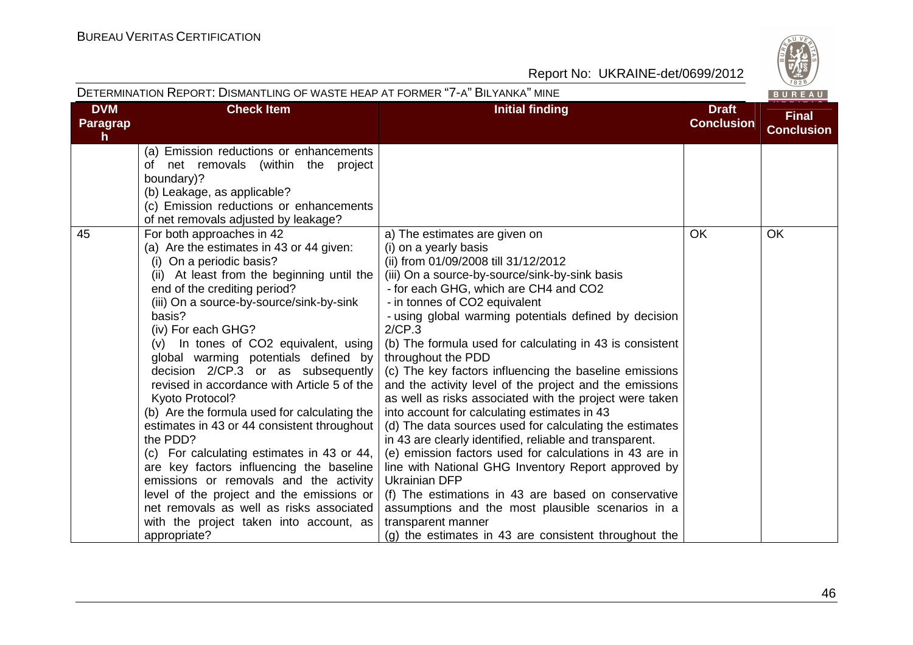| DVM Paragraph | Check Item | Initial finding | Draft Conclusion | Final Conclusion |
|---|---|---|---|---|
| | (a) Emission reductions or enhancements of net removals (within the project boundary)?<br>(b) Leakage, as applicable?<br>(c) Emission reductions or enhancements of net removals adjusted by leakage? | | | |
| 45 | For both approaches in 42<br>(a) Are the estimates in 43 or 44 given:<br>(i) On a periodic basis?<br>(ii) At least from the beginning until the end of the crediting period?<br>(iii) On a source-by-source/sink-by-sink basis?<br>(iv) For each GHG?<br>(v) In tones of $CO_2$ equivalent, using global warming potentials defined by decision 2/CP.3 or as subsequently revised in accordance with Article 5 of the Kyoto Protocol?<br>(b) Are the formula used for calculating the estimates in 43 or 44 consistent throughout the PDD?<br>(c) For calculating estimates in 43 or 44, are key factors influencing the baseline emissions or removals and the activity level of the project and the emissions or net removals as well as risks associated with the project taken into account, as appropriate? | a) The estimates are given on<br>(i) on a yearly basis<br>(ii) from 01/09/2008 till 31/12/2012<br>(iii) On a source-by-source/sink-by-sink basis<br>- for each GHG, which are $CH_4$ and $CO_2$<br>- in tonnes of $CO_2$ equivalent<br>- using global warming potentials defined by decision 2/CP.3<br>(b) The formula used for calculating in 43 is consistent throughout the PDD<br>(c) The key factors influencing the baseline emissions and the activity level of the project and the emissions as well as risks associated with the project were taken into account for calculating estimates in 43<br>(d) The data sources used for calculating the estimates in 43 are clearly identified, reliable and transparent.<br>(e) emission factors used for calculations in 43 are in line with National GHG Inventory Report approved by Ukrainian DFP<br>(f) The estimations in 43 are based on conservative assumptions and the most plausible scenarios in a transparent manner<br>(g) the estimates in 43 are consistent throughout the | OK | OK |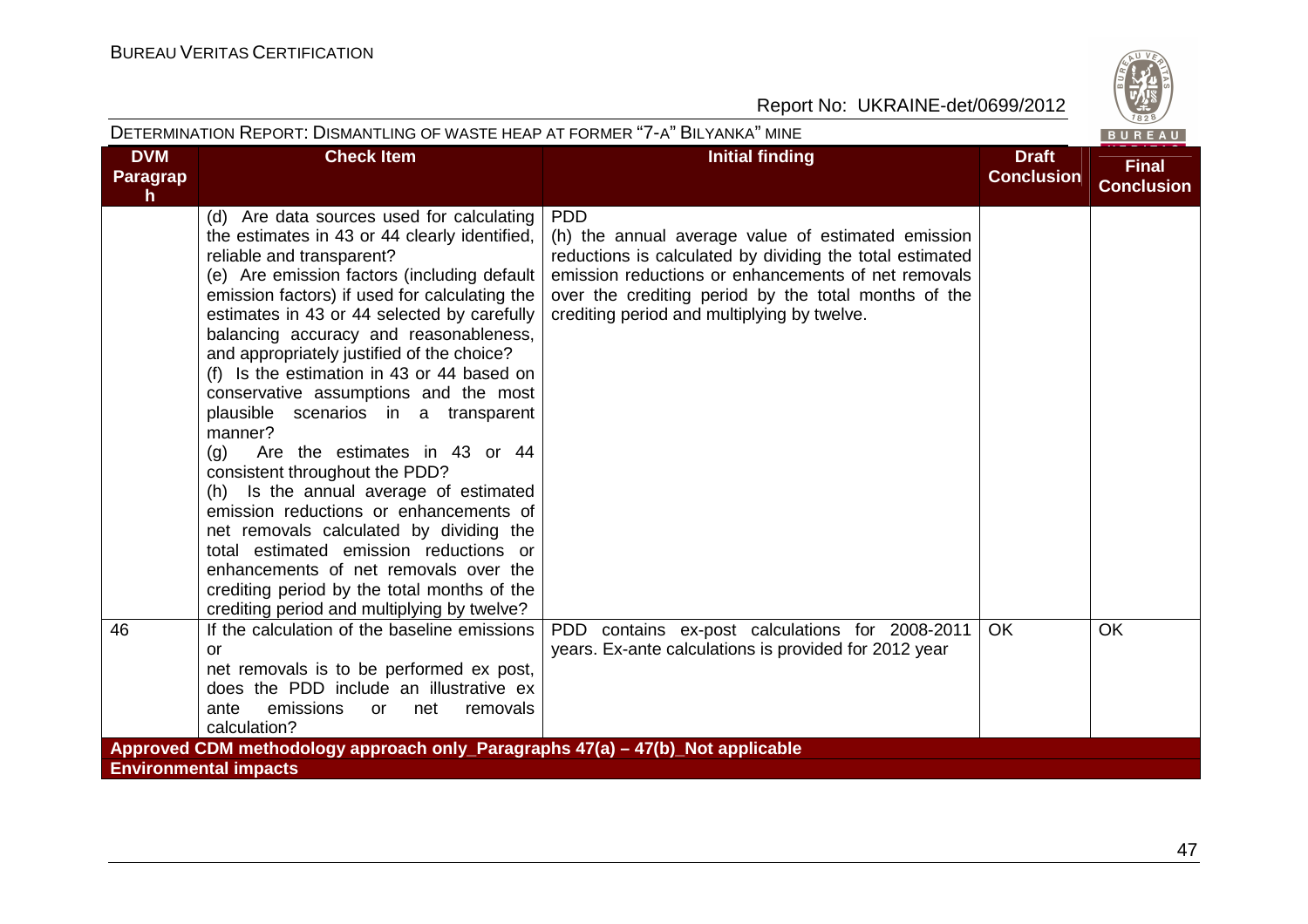| DVM Paragraph | Check Item | Initial finding | Draft Conclusion | Final Conclusion |
|---|---|---|---|---|
| | (d) Are data sources used for calculating the estimates in 43 or 44 clearly identified, reliable and transparent?<br>(e) Are emission factors (including default emission factors) if used for calculating the estimates in 43 or 44 selected by carefully balancing accuracy and reasonableness, and appropriately justified of the choice?<br>(f) Is the estimation in 43 or 44 based on conservative assumptions and the most plausible scenarios in a transparent manner?<br>(g) Are the estimates in 43 or 44 consistent throughout the PDD?<br>(h) Is the annual average of estimated emission reductions or enhancements of net removals calculated by dividing the total estimated emission reductions or enhancements of net removals over the crediting period by the total months of the crediting period and multiplying by twelve? | PDD<br>(h) the annual average value of estimated emission reductions is calculated by dividing the total estimated emission reductions or enhancements of net removals over the crediting period by the total months of the crediting period and multiplying by twelve. | | |
| 46 | If the calculation of the baseline emissions or net removals is to be performed ex post, does the PDD include an illustrative ex ante emissions or net removals calculation? | PDD contains ex-post calculations for 2008-2011 years. Ex-ante calculations is provided for 2012 year | OK | OK |
| **Approved CDM methodology approach only_Paragraphs 47(a) – 47(b)_Not applicable** | | | | |
| **Environmental impacts** | | | | |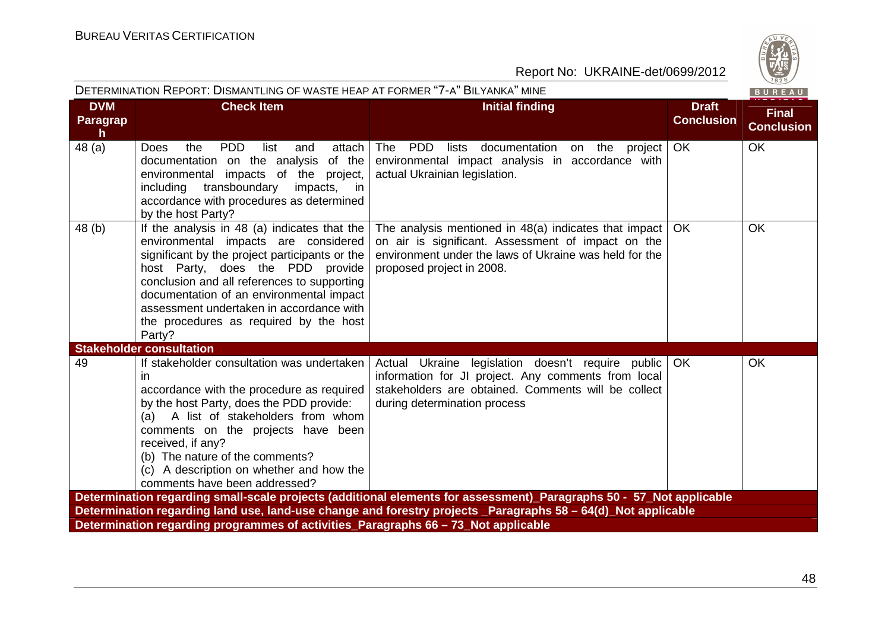| DVM Paragraph | Check Item | Initial finding | Draft Conclusion | Final Conclusion |
|---|---|---|---|---|
| 48 (a) | Does the PDD list and attach documentation on the analysis of the environmental impacts of the project, including transboundary impacts, in accordance with procedures as determined by the host Party? | The PDD lists documentation on the project environmental impact analysis in accordance with actual Ukrainian legislation. | OK | OK |
| 48 (b) | If the analysis in 48 (a) indicates that the environmental impacts are considered significant by the project participants or the host Party, does the PDD provide conclusion and all references to supporting documentation of an environmental impact assessment undertaken in accordance with the procedures as required by the host Party? | The analysis mentioned in 48(a) indicates that impact on air is significant. Assessment of impact on the environment under the laws of Ukraine was held for the proposed project in 2008. | OK | OK |
| **Stakeholder consultation** | | | | |
| 49 | If stakeholder consultation was undertaken in accordance with the procedure as required by the host Party, does the PDD provide: (a) A list of stakeholders from whom comments on the projects have been received, if any? (b) The nature of the comments? (c) A description on whether and how the comments have been addressed? | Actual Ukraine legislation doesn't require public information for JI project. Any comments from local stakeholders are obtained. Comments will be collect during determination process | OK | OK |
| **Determination regarding small-scale projects (additional elements for assessment)_Paragraphs 50 - 57_Not applicable** | | | | |
| **Determination regarding land use, land-use change and forestry projects _Paragraphs 58 – 64(d)_Not applicable** | | | | |
| **Determination regarding programmes of activities_Paragraphs 66 – 73_Not applicable** | | | | |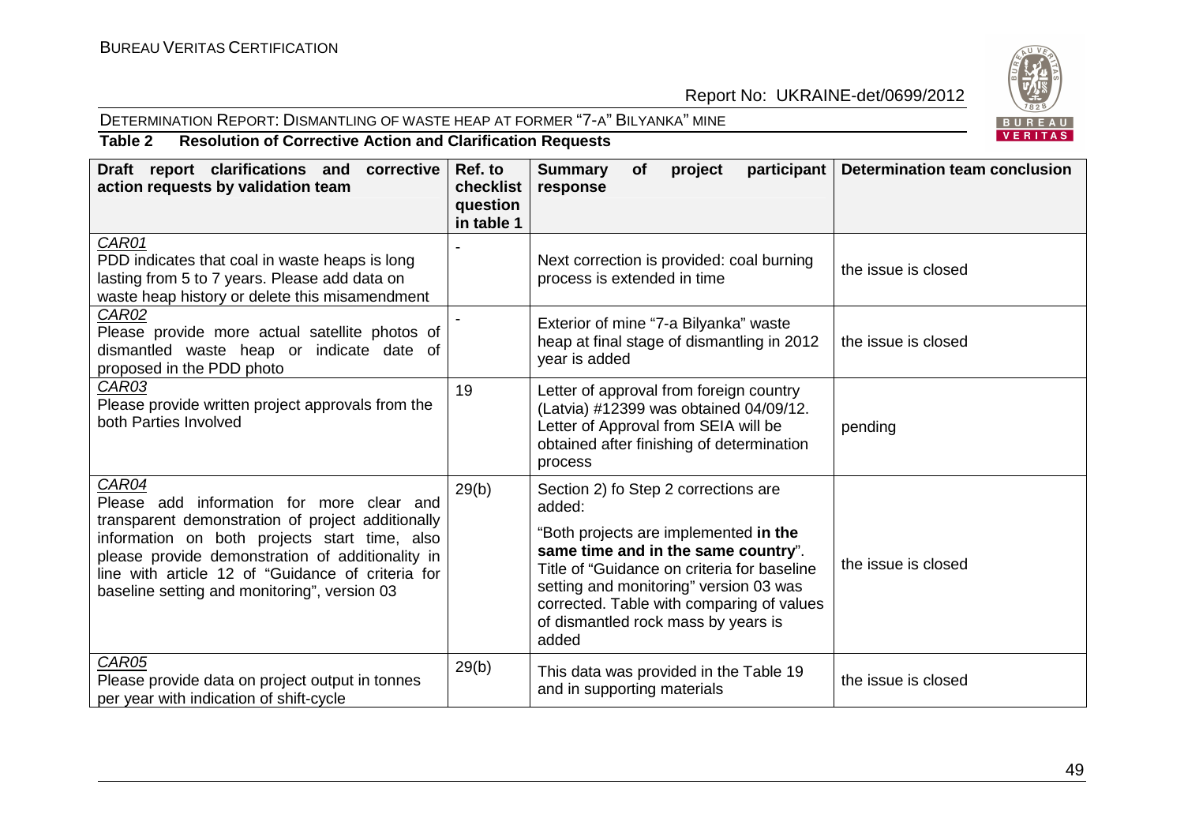DETERMINATION REPORT: DISMANTLING OF WASTE HEAP AT FORMER "7-A" BILYANKA" MINE

**Table 2 Resolution of Corrective Action and Clarification Requests**

| Draft report clarifications and corrective action requests by validation team | Ref. to checklist question in table 1 | Summary of project participant response | Determination team conclusion |
|---|---|---|---|
| *CAR01* PDD indicates that coal in waste heaps is long lasting from 5 to 7 years. Please add data on waste heap history or delete this misamendment | - | Next correction is provided: coal burning process is extended in time | the issue is closed |
| *CAR02* Please provide more actual satellite photos of dismantled waste heap or indicate date of proposed in the PDD photo | - | Exterior of mine "7-a Bilyanka" waste heap at final stage of dismantling in 2012 year is added | the issue is closed |
| *CAR03* Please provide written project approvals from the both Parties Involved | 19 | Letter of approval from foreign country (Latvia) #12399 was obtained 04/09/12. Letter of Approval from SEIA will be obtained after finishing of determination process | pending |
| *CAR04* Please add information for more clear and transparent demonstration of project additionally information on both projects start time, also please provide demonstration of additionality in line with article 12 of "Guidance of criteria for baseline setting and monitoring", version 03 | 29(b) | Section 2) fo Step 2 corrections are added: "Both projects are implemented **in the same time and in the same country**". Title of "Guidance on criteria for baseline setting and monitoring" version 03 was corrected. Table with comparing of values of dismantled rock mass by years is added | the issue is closed |
| *CAR05* Please provide data on project output in tonnes per year with indication of shift-cycle | 29(b) | This data was provided in the Table 19 and in supporting materials | the issue is closed |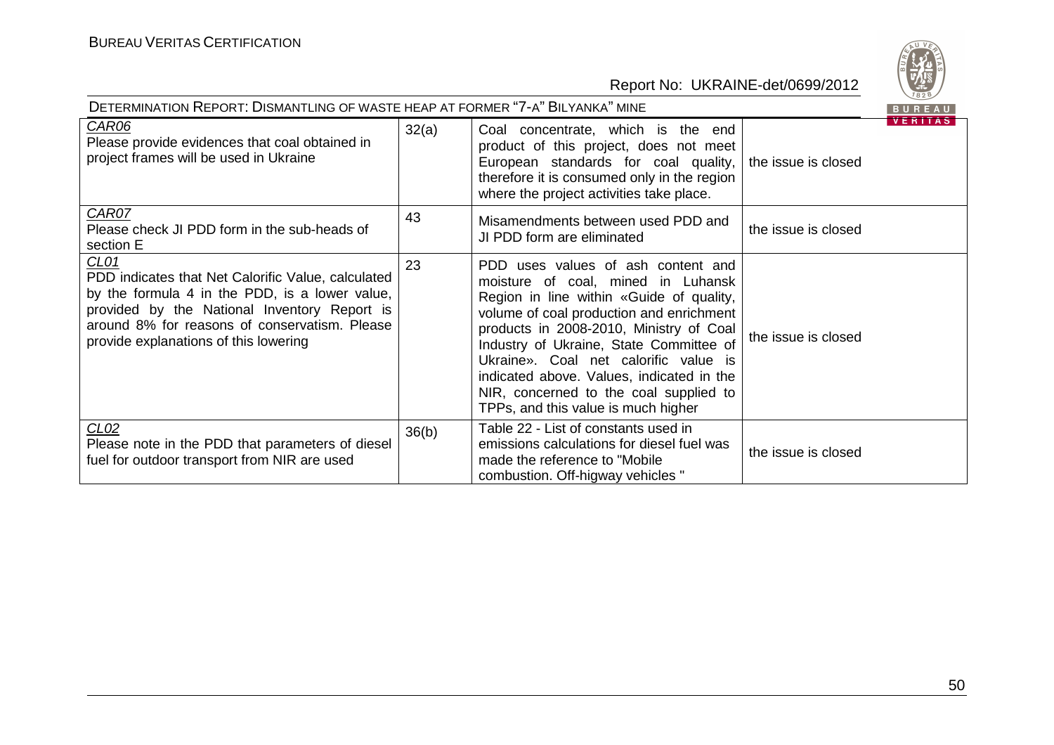| | | | |
|---|---|---|---|
| CAR06<br>Please provide evidences that coal obtained in project frames will be used in Ukraine | 32(a) | Coal concentrate, which is the end product of this project, does not meet European standards for coal quality, therefore it is consumed only in the region where the project activities take place. | the issue is closed |
| CAR07<br>Please check JI PDD form in the sub-heads of section E | 43 | Misamendments between used PDD and JI PDD form are eliminated | the issue is closed |
| CL01<br>PDD indicates that Net Calorific Value, calculated by the formula 4 in the PDD, is a lower value, provided by the National Inventory Report is around 8% for reasons of conservatism. Please provide explanations of this lowering | 23 | PDD uses values of ash content and moisture of coal, mined in Luhansk Region in line within «Guide of quality, volume of coal production and enrichment products in 2008-2010, Ministry of Coal Industry of Ukraine, State Committee of Ukraine». Coal net calorific value is indicated above. Values, indicated in the NIR, concerned to the coal supplied to TPPs, and this value is much higher | the issue is closed |
| CL02<br>Please note in the PDD that parameters of diesel fuel for outdoor transport from NIR are used | 36(b) | Table 22 - List of constants used in emissions calculations for diesel fuel was made the reference to "Mobile combustion. Off-higway vehicles " | the issue is closed |